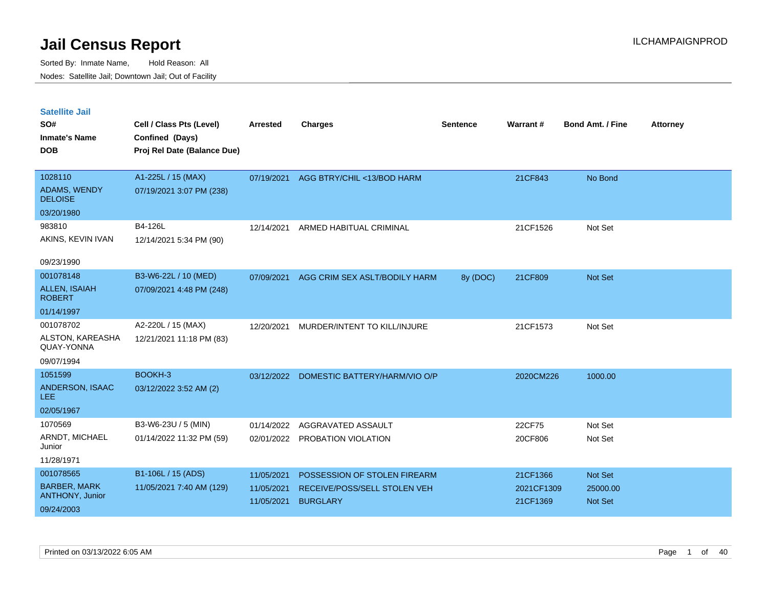# Jail Census Report

Sorted By: Inmate Name, Hold Reason: All

Nodes: Satellite Jail; Downtown Jail; Out of Facility

## Satellite Jail

| SO# / Inmate's Name / DOB | Cell / Class Pts (Level) / Confined (Days) / Proj Rel Date (Balance Due) | Arrested | Charges | Sentence | Warrant # | Bond Amt. / Fine | Attorney |
|---|---|---|---|---|---|---|---|
| 1028110 ADAMS, WENDY DELOISE 03/20/1980 | A1-225L / 15 (MAX) 07/19/2021 3:07 PM (238) | 07/19/2021 | AGG BTRY/CHIL <13/BOD HARM | | 21CF843 | No Bond | |
| 983810 AKINS, KEVIN IVAN 09/23/1990 | B4-126L 12/14/2021 5:34 PM (90) | 12/14/2021 | ARMED HABITUAL CRIMINAL | | 21CF1526 | Not Set | |
| 001078148 ALLEN, ISAIAH ROBERT 01/14/1997 | B3-W6-22L / 10 (MED) 07/09/2021 4:48 PM (248) | 07/09/2021 | AGG CRIM SEX ASLT/BODILY HARM | 8y (DOC) | 21CF809 | Not Set | |
| 001078702 ALSTON, KAREASHA QUAY-YONNA 09/07/1994 | A2-220L / 15 (MAX) 12/21/2021 11:18 PM (83) | 12/20/2021 | MURDER/INTENT TO KILL/INJURE | | 21CF1573 | Not Set | |
| 1051599 ANDERSON, ISAAC LEE 02/05/1967 | BOOKH-3 03/12/2022 3:52 AM (2) | 03/12/2022 | DOMESTIC BATTERY/HARM/VIO O/P | | 2020CM226 | 1000.00 | |
| 1070569 ARNDT, MICHAEL Junior 11/28/1971 | B3-W6-23U / 5 (MIN) 01/14/2022 11:32 PM (59) | 01/14/2022 | AGGRAVATED ASSAULT | | 22CF75 | Not Set | |
| | | 02/01/2022 | PROBATION VIOLATION | | 20CF806 | Not Set | |
| 001078565 BARBER, MARK ANTHONY, Junior 09/24/2003 | B1-106L / 15 (ADS) 11/05/2021 7:40 AM (129) | 11/05/2021 | POSSESSION OF STOLEN FIREARM | | 21CF1366 | Not Set | |
| | | 11/05/2021 | RECEIVE/POSS/SELL STOLEN VEH | | 2021CF1309 | 25000.00 | |
| | | 11/05/2021 | BURGLARY | | 21CF1369 | Not Set | |

Printed on 03/13/2022 6:05 AM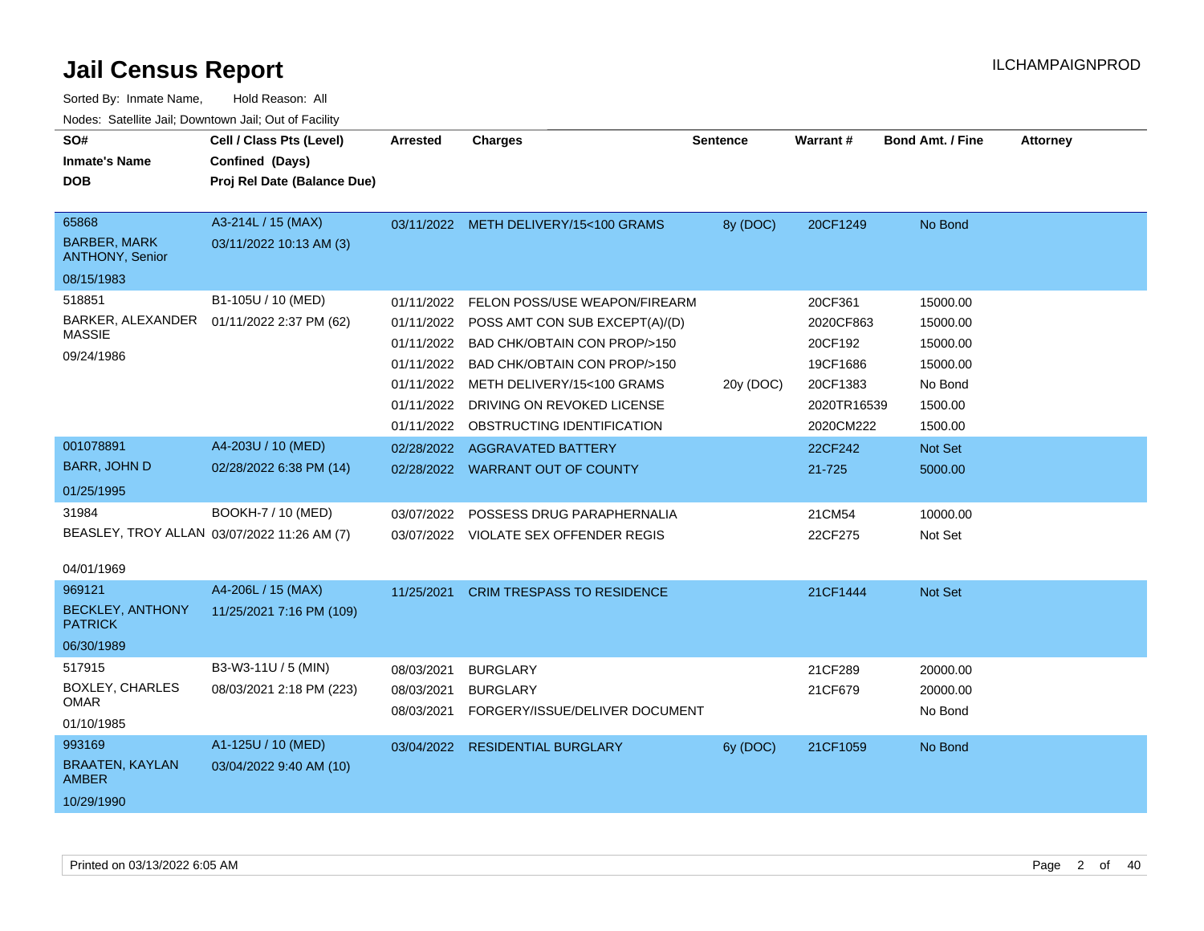# Jail Census Report

Sorted By: Inmate Name, Hold Reason: All

Nodes: Satellite Jail; Downtown Jail; Out of Facility

ILCHAMPAIGNPROD

| SO# / Inmate's Name / DOB | Cell / Class Pts (Level) / Confined (Days) / Proj Rel Date (Balance Due) | Arrested | Charges | Sentence | Warrant # | Bond Amt. / Fine | Attorney |
|---|---|---|---|---|---|---|---|
| 65868<br>BARBER, MARK ANTHONY, Senior<br>08/15/1983 | A3-214L / 15 (MAX)<br>03/11/2022 10:13 AM (3) | 03/11/2022 | METH DELIVERY/15<100 GRAMS | 8y (DOC) | 20CF1249 | No Bond | |
| 518851<br>BARKER, ALEXANDER MASSIE<br>09/24/1986 | B1-105U / 10 (MED)<br>01/11/2022 2:37 PM (62) | 01/11/2022 | FELON POSS/USE WEAPON/FIREARM | | 20CF361 | 15000.00 | |
| | | 01/11/2022 | POSS AMT CON SUB EXCEPT(A)/(D) | | 2020CF863 | 15000.00 | |
| | | 01/11/2022 | BAD CHK/OBTAIN CON PROP/>150 | | 20CF192 | 15000.00 | |
| | | 01/11/2022 | BAD CHK/OBTAIN CON PROP/>150 | | 19CF1686 | 15000.00 | |
| | | 01/11/2022 | METH DELIVERY/15<100 GRAMS | 20y (DOC) | 20CF1383 | No Bond | |
| | | 01/11/2022 | DRIVING ON REVOKED LICENSE | | 2020TR16539 | 1500.00 | |
| | | 01/11/2022 | OBSTRUCTING IDENTIFICATION | | 2020CM222 | 1500.00 | |
| 001078891<br>BARR, JOHN D<br>01/25/1995 | A4-203U / 10 (MED)<br>02/28/2022 6:38 PM (14) | 02/28/2022 | AGGRAVATED BATTERY | | 22CF242 | Not Set | |
| | | 02/28/2022 | WARRANT OUT OF COUNTY | | 21-725 | 5000.00 | |
| 31984<br>BEASLEY, TROY ALLAN<br>04/01/1969 | BOOKH-7 / 10 (MED)<br>03/07/2022 11:26 AM (7) | 03/07/2022 | POSSESS DRUG PARAPHERNALIA | | 21CM54 | 10000.00 | |
| | | 03/07/2022 | VIOLATE SEX OFFENDER REGIS | | 22CF275 | Not Set | |
| 969121<br>BECKLEY, ANTHONY PATRICK<br>06/30/1989 | A4-206L / 15 (MAX)<br>11/25/2021 7:16 PM (109) | 11/25/2021 | CRIM TRESPASS TO RESIDENCE | | 21CF1444 | Not Set | |
| 517915<br>BOXLEY, CHARLES OMAR<br>01/10/1985 | B3-W3-11U / 5 (MIN)<br>08/03/2021 2:18 PM (223) | 08/03/2021 | BURGLARY | | 21CF289 | 20000.00 | |
| | | 08/03/2021 | BURGLARY | | 21CF679 | 20000.00 | |
| | | 08/03/2021 | FORGERY/ISSUE/DELIVER DOCUMENT | | | No Bond | |
| 993169<br>BRAATEN, KAYLAN AMBER<br>10/29/1990 | A1-125U / 10 (MED)<br>03/04/2022 9:40 AM (10) | 03/04/2022 | RESIDENTIAL BURGLARY | 6y (DOC) | 21CF1059 | No Bond | |

Printed on 03/13/2022 6:05 AM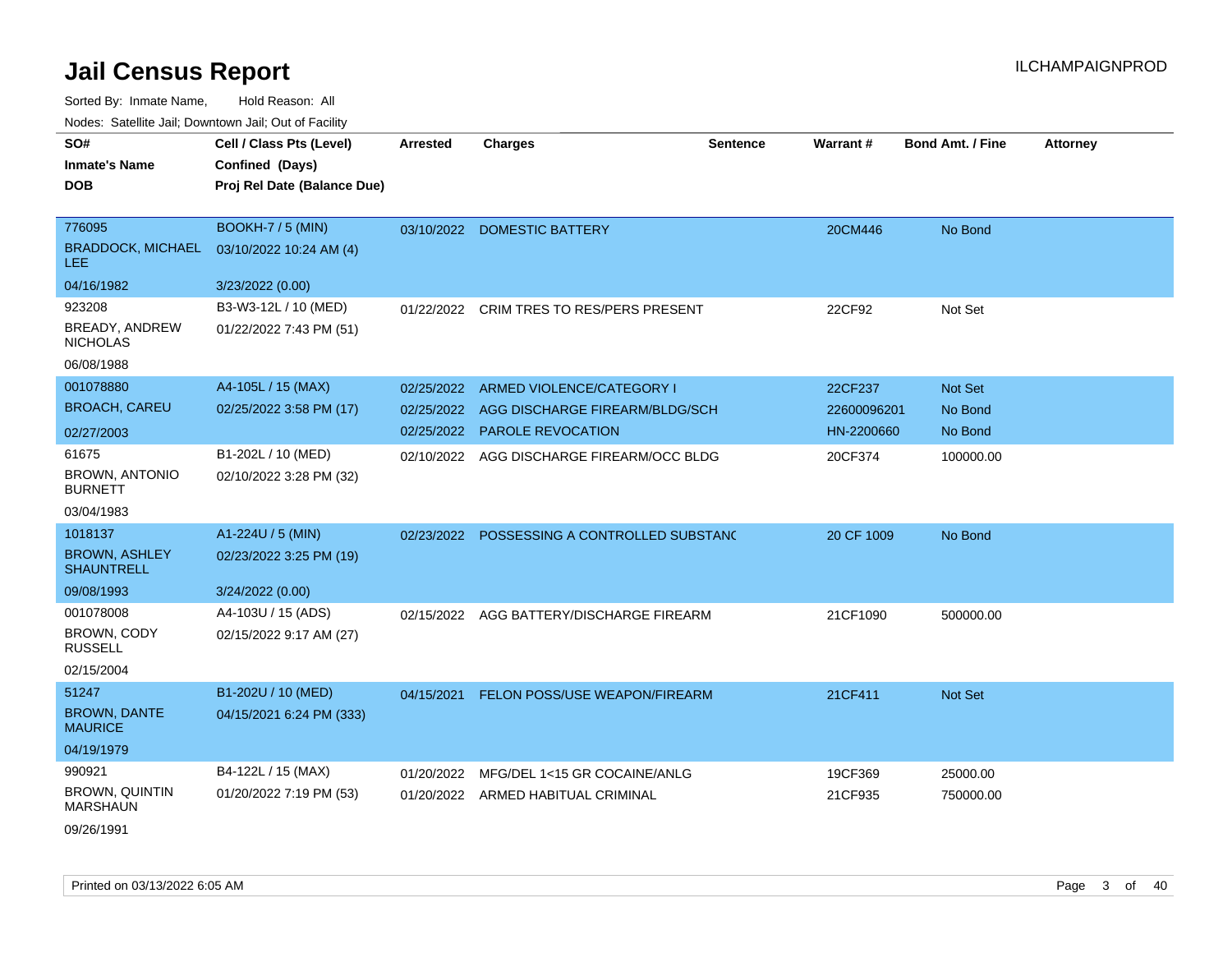# Jail Census Report

ILCHAMPAIGNPROD

Sorted By: Inmate Name, Hold Reason: All

Nodes: Satellite Jail; Downtown Jail; Out of Facility

| SO# / Inmate's Name / DOB | Cell / Class Pts (Level) / Confined (Days) / Proj Rel Date (Balance Due) | Arrested | Charges | Sentence | Warrant # | Bond Amt. / Fine | Attorney |
|---|---|---|---|---|---|---|---|
| 776095<br>BRADDOCK, MICHAEL LEE<br>04/16/1982 | BOOKH-7 / 5 (MIN)<br>03/10/2022 10:24 AM (4)<br>3/23/2022 (0.00) | 03/10/2022 | DOMESTIC BATTERY | | 20CM446 | No Bond | |
| 923208<br>BREADY, ANDREW NICHOLAS<br>06/08/1988 | B3-W3-12L / 10 (MED)<br>01/22/2022 7:43 PM (51) | 01/22/2022 | CRIM TRES TO RES/PERS PRESENT | | 22CF92 | Not Set | |
| 001078880<br>BROACH, CAREU<br>02/27/2003 | A4-105L / 15 (MAX)<br>02/25/2022 3:58 PM (17) | 02/25/2022<br>02/25/2022<br>02/25/2022 | ARMED VIOLENCE/CATEGORY I<br>AGG DISCHARGE FIREARM/BLDG/SCH<br>PAROLE REVOCATION | | 22CF237<br>22600096201<br>HN-2200660 | Not Set<br>No Bond<br>No Bond | |
| 61675<br>BROWN, ANTONIO BURNETT<br>03/04/1983 | B1-202L / 10 (MED)<br>02/10/2022 3:28 PM (32) | 02/10/2022 | AGG DISCHARGE FIREARM/OCC BLDG | | 20CF374 | 100000.00 | |
| 1018137<br>BROWN, ASHLEY SHAUNTRELL<br>09/08/1993 | A1-224U / 5 (MIN)<br>02/23/2022 3:25 PM (19)<br>3/24/2022 (0.00) | 02/23/2022 | POSSESSING A CONTROLLED SUBSTANC | | 20 CF 1009 | No Bond | |
| 001078008<br>BROWN, CODY RUSSELL<br>02/15/2004 | A4-103U / 15 (ADS)<br>02/15/2022 9:17 AM (27) | 02/15/2022 | AGG BATTERY/DISCHARGE FIREARM | | 21CF1090 | 500000.00 | |
| 51247<br>BROWN, DANTE MAURICE<br>04/19/1979 | B1-202U / 10 (MED)<br>04/15/2021 6:24 PM (333) | 04/15/2021 | FELON POSS/USE WEAPON/FIREARM | | 21CF411 | Not Set | |
| 990921<br>BROWN, QUINTIN MARSHAUN<br>09/26/1991 | B4-122L / 15 (MAX)<br>01/20/2022 7:19 PM (53) | 01/20/2022<br>01/20/2022 | MFG/DEL 1<15 GR COCAINE/ANLG<br>ARMED HABITUAL CRIMINAL | | 19CF369<br>21CF935 | 25000.00<br>750000.00 | |

Printed on 03/13/2022 6:05 AM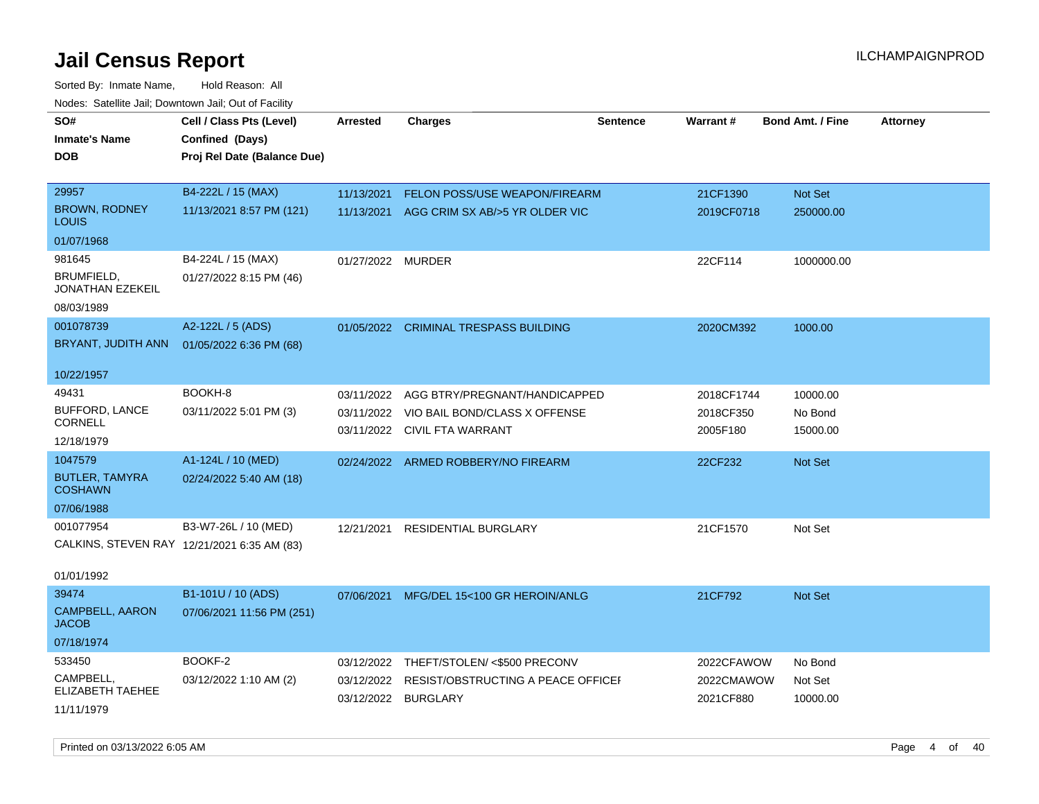# Jail Census Report

Sorted By: Inmate Name, Hold Reason: All

Nodes: Satellite Jail; Downtown Jail; Out of Facility

| SO# / Inmate's Name / DOB | Cell / Class Pts (Level) / Confined (Days) / Proj Rel Date (Balance Due) | Arrested | Charges | Sentence | Warrant # | Bond Amt. / Fine | Attorney |
|---|---|---|---|---|---|---|---|
| 29957<br>BROWN, RODNEY LOUIS<br>01/07/1968 | B4-222L / 15 (MAX)<br>11/13/2021 8:57 PM (121) | 11/13/2021<br>11/13/2021 | FELON POSS/USE WEAPON/FIREARM<br>AGG CRIM SX AB/>5 YR OLDER VIC | | 21CF1390<br>2019CF0718 | Not Set<br>250000.00 | |
| 981645<br>BRUMFIELD, JONATHAN EZEKEIL<br>08/03/1989 | B4-224L / 15 (MAX)<br>01/27/2022 8:15 PM (46) | 01/27/2022 | MURDER | | 22CF114 | 1000000.00 | |
| 001078739<br>BRYANT, JUDITH ANN<br>10/22/1957 | A2-122L / 5 (ADS)<br>01/05/2022 6:36 PM (68) | 01/05/2022 | CRIMINAL TRESPASS BUILDING | | 2020CM392 | 1000.00 | |
| 49431<br>BUFFORD, LANCE CORNELL<br>12/18/1979 | BOOKH-8<br>03/11/2022 5:01 PM (3) | 03/11/2022<br>03/11/2022<br>03/11/2022 | AGG BTRY/PREGNANT/HANDICAPPED<br>VIO BAIL BOND/CLASS X OFFENSE<br>CIVIL FTA WARRANT | | 2018CF1744<br>2018CF350<br>2005F180 | 10000.00<br>No Bond<br>15000.00 | |
| 1047579<br>BUTLER, TAMYRA COSHAWN<br>07/06/1988 | A1-124L / 10 (MED)<br>02/24/2022 5:40 AM (18) | 02/24/2022 | ARMED ROBBERY/NO FIREARM | | 22CF232 | Not Set | |
| 001077954<br>CALKINS, STEVEN RAY<br>01/01/1992 | B3-W7-26L / 10 (MED)<br>12/21/2021 6:35 AM (83) | 12/21/2021 | RESIDENTIAL BURGLARY | | 21CF1570 | Not Set | |
| 39474<br>CAMPBELL, AARON JACOB<br>07/18/1974 | B1-101U / 10 (ADS)<br>07/06/2021 11:56 PM (251) | 07/06/2021 | MFG/DEL 15<100 GR HEROIN/ANLG | | 21CF792 | Not Set | |
| 533450<br>CAMPBELL, ELIZABETH TAEHEE<br>11/11/1979 | BOOKF-2<br>03/12/2022 1:10 AM (2) | 03/12/2022<br>03/12/2022<br>03/12/2022 | THEFT/STOLEN/ <$500 PRECONV<br>RESIST/OBSTRUCTING A PEACE OFFICEI<br>BURGLARY | | 2022CFAWOW<br>2022CMAWOW<br>2021CF880 | No Bond<br>Not Set<br>10000.00 | |

Printed on 03/13/2022 6:05 AM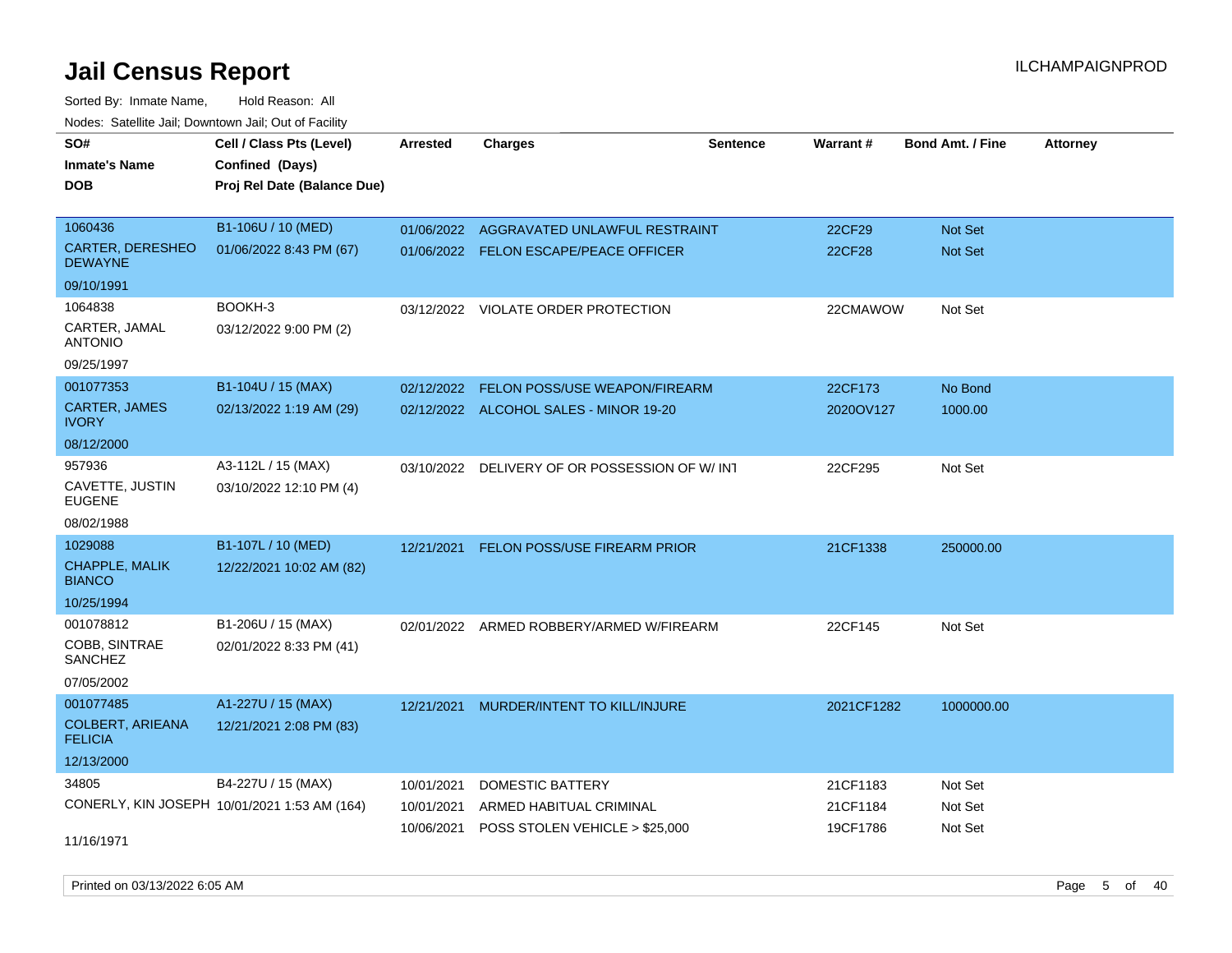# Jail Census Report

ILCHAMPAIGNPROD

Sorted By: Inmate Name, Hold Reason: All

Nodes: Satellite Jail; Downtown Jail; Out of Facility

| SO# / Inmate's Name / DOB | Cell / Class Pts (Level) / Confined (Days) / Proj Rel Date (Balance Due) | Arrested | Charges | Sentence | Warrant # | Bond Amt. / Fine | Attorney |
|---|---|---|---|---|---|---|---|
| 1060436<br>CARTER, DERESHEO DEWAYNE<br>09/10/1991 | B1-106U / 10 (MED)<br>01/06/2022 8:43 PM (67) | 01/06/2022 | AGGRAVATED UNLAWFUL RESTRAINT | | 22CF29 | Not Set | |
| | | 01/06/2022 | FELON ESCAPE/PEACE OFFICER | | 22CF28 | Not Set | |
| 1064838<br>CARTER, JAMAL ANTONIO<br>09/25/1997 | BOOKH-3<br>03/12/2022 9:00 PM (2) | 03/12/2022 | VIOLATE ORDER PROTECTION | | 22CMAWOW | Not Set | |
| 001077353<br>CARTER, JAMES IVORY<br>08/12/2000 | B1-104U / 15 (MAX)<br>02/13/2022 1:19 AM (29) | 02/12/2022 | FELON POSS/USE WEAPON/FIREARM | | 22CF173 | No Bond | |
| | | 02/12/2022 | ALCOHOL SALES - MINOR 19-20 | | 2020OV127 | 1000.00 | |
| 957936<br>CAVETTE, JUSTIN EUGENE<br>08/02/1988 | A3-112L / 15 (MAX)<br>03/10/2022 12:10 PM (4) | 03/10/2022 | DELIVERY OF OR POSSESSION OF W/ INT | | 22CF295 | Not Set | |
| 1029088<br>CHAPPLE, MALIK BIANCO<br>10/25/1994 | B1-107L / 10 (MED)<br>12/22/2021 10:02 AM (82) | 12/21/2021 | FELON POSS/USE FIREARM PRIOR | | 21CF1338 | 250000.00 | |
| 001078812<br>COBB, SINTRAE SANCHEZ<br>07/05/2002 | B1-206U / 15 (MAX)<br>02/01/2022 8:33 PM (41) | 02/01/2022 | ARMED ROBBERY/ARMED W/FIREARM | | 22CF145 | Not Set | |
| 001077485<br>COLBERT, ARIEANA FELICIA<br>12/13/2000 | A1-227U / 15 (MAX)<br>12/21/2021 2:08 PM (83) | 12/21/2021 | MURDER/INTENT TO KILL/INJURE | | 2021CF1282 | 1000000.00 | |
| 34805<br>CONERLY, KIN JOSEPH<br>11/16/1971 | B4-227U / 15 (MAX)<br>10/01/2021 1:53 AM (164) | 10/01/2021 | DOMESTIC BATTERY | | 21CF1183 | Not Set | |
| | | 10/01/2021 | ARMED HABITUAL CRIMINAL | | 21CF1184 | Not Set | |
| | | 10/06/2021 | POSS STOLEN VEHICLE > $25,000 | | 19CF1786 | Not Set | |

Printed on 03/13/2022 6:05 AM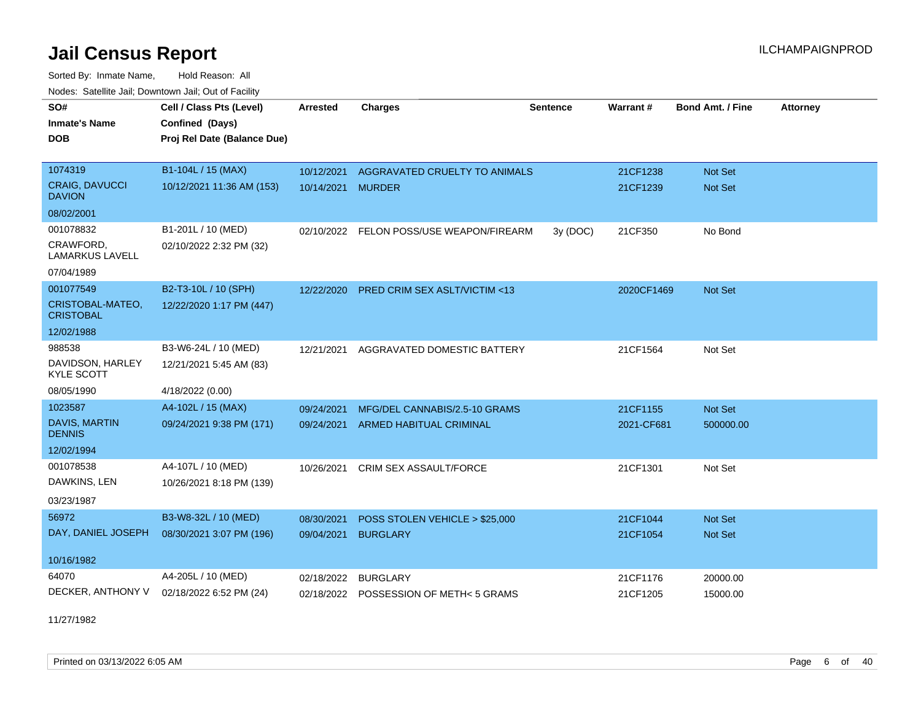# Jail Census Report

ILCHAMPAIGNPROD

Sorted By: Inmate Name, Hold Reason: All

Nodes: Satellite Jail; Downtown Jail; Out of Facility

| SO# / Inmate's Name / DOB | Cell / Class Pts (Level) / Confined (Days) / Proj Rel Date (Balance Due) | Arrested | Charges | Sentence | Warrant # | Bond Amt. / Fine | Attorney |
|---|---|---|---|---|---|---|---|
| 1074319<br>CRAIG, DAVUCCI DAVION<br>08/02/2001 | B1-104L / 15 (MAX)<br>10/12/2021 11:36 AM (153) | 10/12/2021 | AGGRAVATED CRUELTY TO ANIMALS | | 21CF1238 | Not Set | |
| | | 10/14/2021 | MURDER | | 21CF1239 | Not Set | |
| 001078832<br>CRAWFORD, LAMARKUS LAVELL<br>07/04/1989 | B1-201L / 10 (MED)<br>02/10/2022 2:32 PM (32) | 02/10/2022 | FELON POSS/USE WEAPON/FIREARM | 3y (DOC) | 21CF350 | No Bond | |
| 001077549<br>CRISTOBAL-MATEO, CRISTOBAL<br>12/02/1988 | B2-T3-10L / 10 (SPH)<br>12/22/2020 1:17 PM (447) | 12/22/2020 | PRED CRIM SEX ASLT/VICTIM <13 | | 2020CF1469 | Not Set | |
| 988538<br>DAVIDSON, HARLEY KYLE SCOTT<br>08/05/1990 | B3-W6-24L / 10 (MED)<br>12/21/2021 5:45 AM (83)<br>4/18/2022 (0.00) | 12/21/2021 | AGGRAVATED DOMESTIC BATTERY | | 21CF1564 | Not Set | |
| 1023587<br>DAVIS, MARTIN DENNIS<br>12/02/1994 | A4-102L / 15 (MAX)<br>09/24/2021 9:38 PM (171) | 09/24/2021 | MFG/DEL CANNABIS/2.5-10 GRAMS | | 21CF1155 | Not Set | |
| | | 09/24/2021 | ARMED HABITUAL CRIMINAL | | 2021-CF681 | 500000.00 | |
| 001078538<br>DAWKINS, LEN<br>03/23/1987 | A4-107L / 10 (MED)<br>10/26/2021 8:18 PM (139) | 10/26/2021 | CRIM SEX ASSAULT/FORCE | | 21CF1301 | Not Set | |
| 56972<br>DAY, DANIEL JOSEPH<br>10/16/1982 | B3-W8-32L / 10 (MED)<br>08/30/2021 3:07 PM (196) | 08/30/2021 | POSS STOLEN VEHICLE > $25,000 | | 21CF1044 | Not Set | |
| | | 09/04/2021 | BURGLARY | | 21CF1054 | Not Set | |
| 64070<br>DECKER, ANTHONY V<br>11/27/1982 | A4-205L / 10 (MED)<br>02/18/2022 6:52 PM (24) | 02/18/2022 | BURGLARY | | 21CF1176 | 20000.00 | |
| | | 02/18/2022 | POSSESSION OF METH< 5 GRAMS | | 21CF1205 | 15000.00 | |

Printed on 03/13/2022 6:05 AM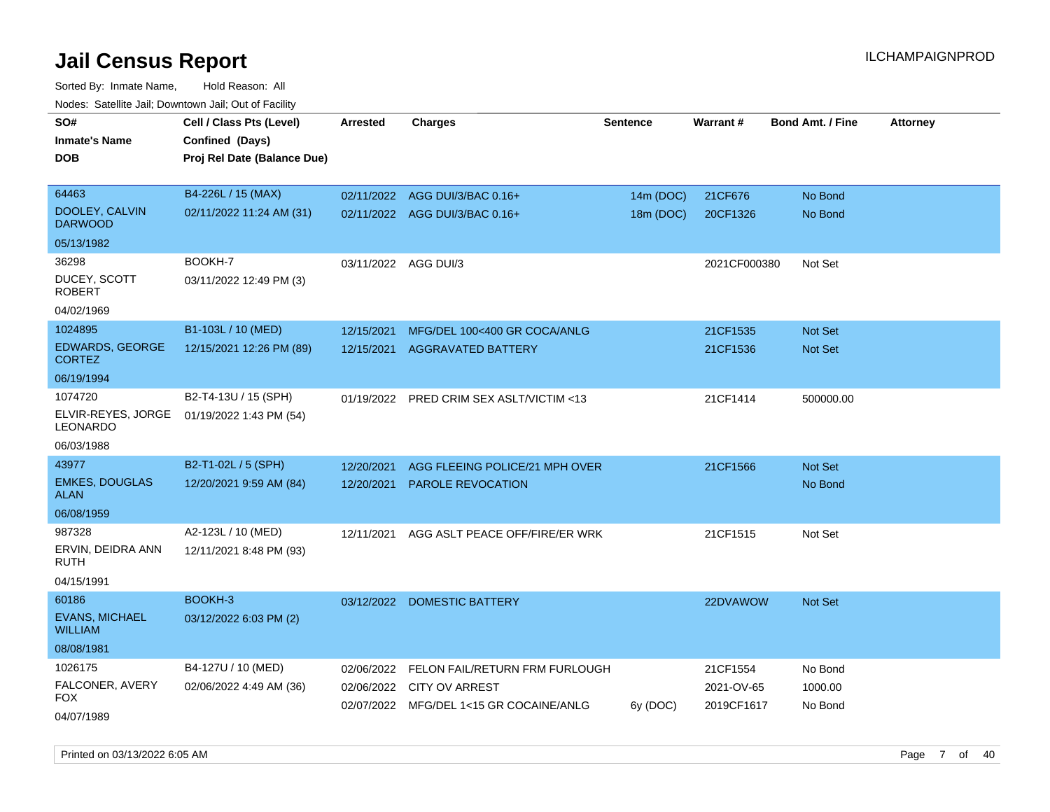# Jail Census Report

ILCHAMPAIGNPROD

Sorted By: Inmate Name, Hold Reason: All

Nodes: Satellite Jail; Downtown Jail; Out of Facility

| SO# / Inmate's Name / DOB | Cell / Class Pts (Level) / Confined (Days) / Proj Rel Date (Balance Due) | Arrested | Charges | Sentence | Warrant # | Bond Amt. / Fine | Attorney |
|---|---|---|---|---|---|---|---|
| 64463 DOOLEY, CALVIN DARWOOD 05/13/1982 | B4-226L / 15 (MAX) 02/11/2022 11:24 AM (31) | 02/11/2022 | AGG DUI/3/BAC 0.16+ | 14m (DOC) | 21CF676 | No Bond | |
| | | 02/11/2022 | AGG DUI/3/BAC 0.16+ | 18m (DOC) | 20CF1326 | No Bond | |
| 36298 DUCEY, SCOTT ROBERT 04/02/1969 | BOOKH-7 03/11/2022 12:49 PM (3) | 03/11/2022 | AGG DUI/3 | | 2021CF000380 | Not Set | |
| 1024895 EDWARDS, GEORGE CORTEZ 06/19/1994 | B1-103L / 10 (MED) 12/15/2021 12:26 PM (89) | 12/15/2021 | MFG/DEL 100<400 GR COCA/ANLG | | 21CF1535 | Not Set | |
| | | 12/15/2021 | AGGRAVATED BATTERY | | 21CF1536 | Not Set | |
| 1074720 ELVIR-REYES, JORGE LEONARDO 06/03/1988 | B2-T4-13U / 15 (SPH) 01/19/2022 1:43 PM (54) | 01/19/2022 | PRED CRIM SEX ASLT/VICTIM <13 | | 21CF1414 | 500000.00 | |
| 43977 EMKES, DOUGLAS ALAN 06/08/1959 | B2-T1-02L / 5 (SPH) 12/20/2021 9:59 AM (84) | 12/20/2021 | AGG FLEEING POLICE/21 MPH OVER | | 21CF1566 | Not Set | |
| | | 12/20/2021 | PAROLE REVOCATION | | | No Bond | |
| 987328 ERVIN, DEIDRA ANN RUTH 04/15/1991 | A2-123L / 10 (MED) 12/11/2021 8:48 PM (93) | 12/11/2021 | AGG ASLT PEACE OFF/FIRE/ER WRK | | 21CF1515 | Not Set | |
| 60186 EVANS, MICHAEL WILLIAM 08/08/1981 | BOOKH-3 03/12/2022 6:03 PM (2) | 03/12/2022 | DOMESTIC BATTERY | | 22DVAWOW | Not Set | |
| 1026175 FALCONER, AVERY FOX 04/07/1989 | B4-127U / 10 (MED) 02/06/2022 4:49 AM (36) | 02/06/2022 | FELON FAIL/RETURN FRM FURLOUGH | | 21CF1554 | No Bond | |
| | | 02/06/2022 | CITY OV ARREST | | 2021-OV-65 | 1000.00 | |
| | | 02/07/2022 | MFG/DEL 1<15 GR COCAINE/ANLG | 6y (DOC) | 2019CF1617 | No Bond | |

Printed on 03/13/2022 6:05 AM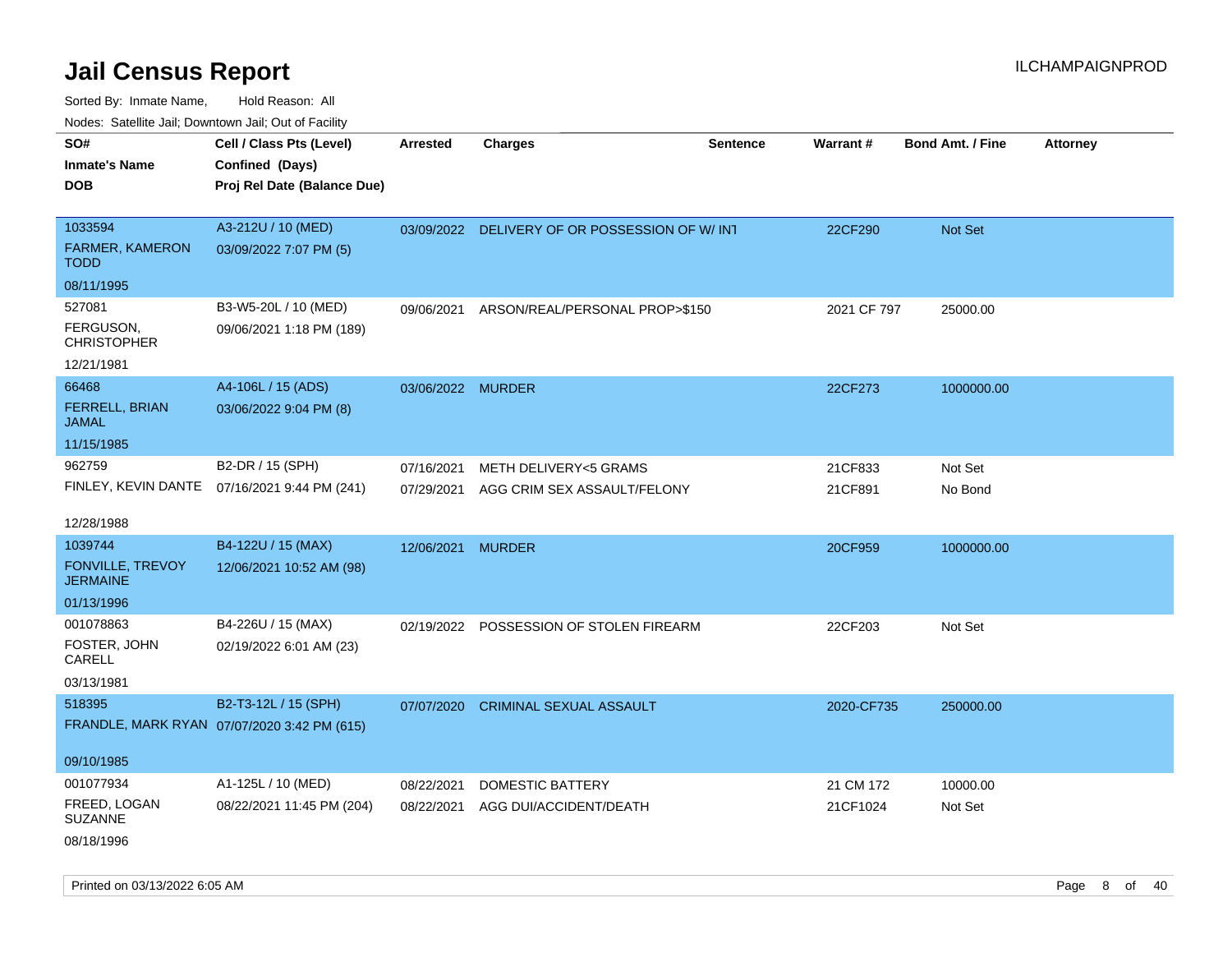# Jail Census Report

ILCHAMPAIGNPROD

Sorted By: Inmate Name, Hold Reason: All

Nodes: Satellite Jail; Downtown Jail; Out of Facility

| SO# / Inmate's Name / DOB | Cell / Class Pts (Level) / Confined (Days) / Proj Rel Date (Balance Due) | Arrested | Charges | Sentence | Warrant # | Bond Amt. / Fine | Attorney |
|---|---|---|---|---|---|---|---|
| 1033594<br>FARMER, KAMERON TODD<br>08/11/1995 | A3-212U / 10 (MED)<br>03/09/2022 7:07 PM (5) | 03/09/2022 | DELIVERY OF OR POSSESSION OF W/ INT | | 22CF290 | Not Set | |
| 527081<br>FERGUSON, CHRISTOPHER<br>12/21/1981 | B3-W5-20L / 10 (MED)<br>09/06/2021 1:18 PM (189) | 09/06/2021 | ARSON/REAL/PERSONAL PROP>$150 | | 2021 CF 797 | 25000.00 | |
| 66468<br>FERRELL, BRIAN JAMAL<br>11/15/1985 | A4-106L / 15 (ADS)<br>03/06/2022 9:04 PM (8) | 03/06/2022 | MURDER | | 22CF273 | 1000000.00 | |
| 962759<br>FINLEY, KEVIN DANTE<br>12/28/1988 | B2-DR / 15 (SPH)<br>07/16/2021 9:44 PM (241) | 07/16/2021 | METH DELIVERY<5 GRAMS | | 21CF833 | Not Set | |
| | | 07/29/2021 | AGG CRIM SEX ASSAULT/FELONY | | 21CF891 | No Bond | |
| 1039744<br>FONVILLE, TREVOY JERMAINE<br>01/13/1996 | B4-122U / 15 (MAX)<br>12/06/2021 10:52 AM (98) | 12/06/2021 | MURDER | | 20CF959 | 1000000.00 | |
| 001078863<br>FOSTER, JOHN CARELL<br>03/13/1981 | B4-226U / 15 (MAX)<br>02/19/2022 6:01 AM (23) | 02/19/2022 | POSSESSION OF STOLEN FIREARM | | 22CF203 | Not Set | |
| 518395<br>FRANDLE, MARK RYAN<br>09/10/1985 | B2-T3-12L / 15 (SPH)<br>07/07/2020 3:42 PM (615) | 07/07/2020 | CRIMINAL SEXUAL ASSAULT | | 2020-CF735 | 250000.00 | |
| 001077934<br>FREED, LOGAN SUZANNE<br>08/18/1996 | A1-125L / 10 (MED)<br>08/22/2021 11:45 PM (204) | 08/22/2021 | DOMESTIC BATTERY | | 21 CM 172 | 10000.00 | |
| | | 08/22/2021 | AGG DUI/ACCIDENT/DEATH | | 21CF1024 | Not Set | |

Printed on 03/13/2022 6:05 AM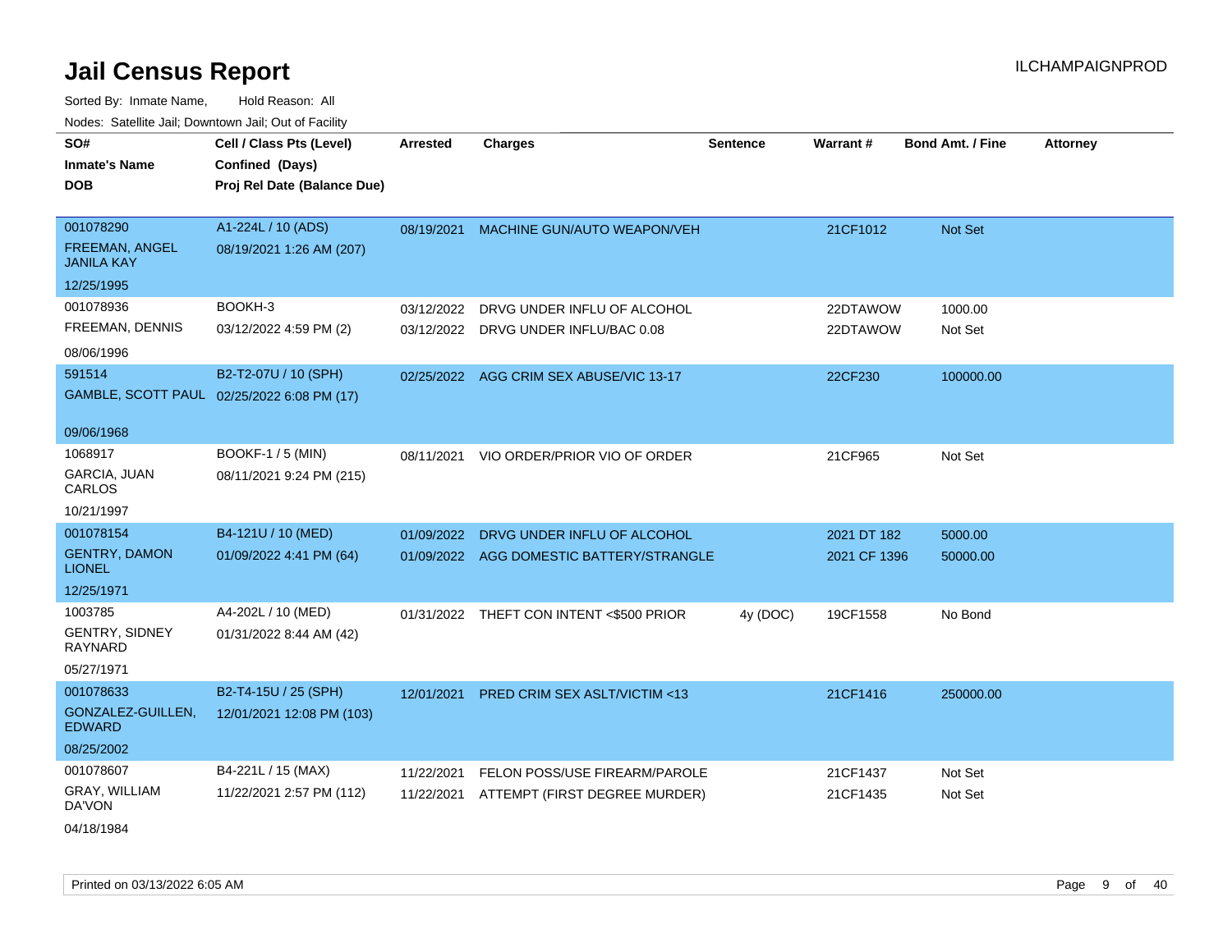# Jail Census Report

ILCHAMPAIGNPROD

Sorted By: Inmate Name, Hold Reason: All

Nodes: Satellite Jail; Downtown Jail; Out of Facility

| SO# / Inmate's Name / DOB | Cell / Class Pts (Level) / Confined (Days) / Proj Rel Date (Balance Due) | Arrested | Charges | Sentence | Warrant # | Bond Amt. / Fine | Attorney |
|---|---|---|---|---|---|---|---|
| 001078290<br>FREEMAN, ANGEL JANILA KAY<br>12/25/1995 | A1-224L / 10 (ADS)<br>08/19/2021 1:26 AM (207) | 08/19/2021 | MACHINE GUN/AUTO WEAPON/VEH | | 21CF1012 | Not Set | |
| 001078936<br>FREEMAN, DENNIS<br>08/06/1996 | BOOKH-3<br>03/12/2022 4:59 PM (2) | 03/12/2022<br>03/12/2022 | DRVG UNDER INFLU OF ALCOHOL<br>DRVG UNDER INFLU/BAC 0.08 | | 22DTAWOW<br>22DTAWOW | 1000.00<br>Not Set | |
| 591514<br>GAMBLE, SCOTT PAUL<br>09/06/1968 | B2-T2-07U / 10 (SPH)<br>02/25/2022 6:08 PM (17) | 02/25/2022 | AGG CRIM SEX ABUSE/VIC 13-17 | | 22CF230 | 100000.00 | |
| 1068917<br>GARCIA, JUAN CARLOS<br>10/21/1997 | BOOKF-1 / 5 (MIN)<br>08/11/2021 9:24 PM (215) | 08/11/2021 | VIO ORDER/PRIOR VIO OF ORDER | | 21CF965 | Not Set | |
| 001078154<br>GENTRY, DAMON LIONEL<br>12/25/1971 | B4-121U / 10 (MED)<br>01/09/2022 4:41 PM (64) | 01/09/2022<br>01/09/2022 | DRVG UNDER INFLU OF ALCOHOL<br>AGG DOMESTIC BATTERY/STRANGLE | | 2021 DT 182<br>2021 CF 1396 | 5000.00<br>50000.00 | |
| 1003785<br>GENTRY, SIDNEY RAYNARD<br>05/27/1971 | A4-202L / 10 (MED)<br>01/31/2022 8:44 AM (42) | 01/31/2022 | THEFT CON INTENT <$500 PRIOR | 4y (DOC) | 19CF1558 | No Bond | |
| 001078633<br>GONZALEZ-GUILLEN, EDWARD<br>08/25/2002 | B2-T4-15U / 25 (SPH)<br>12/01/2021 12:08 PM (103) | 12/01/2021 | PRED CRIM SEX ASLT/VICTIM <13 | | 21CF1416 | 250000.00 | |
| 001078607<br>GRAY, WILLIAM DA'VON<br>04/18/1984 | B4-221L / 15 (MAX)<br>11/22/2021 2:57 PM (112) | 11/22/2021<br>11/22/2021 | FELON POSS/USE FIREARM/PAROLE<br>ATTEMPT (FIRST DEGREE MURDER) | | 21CF1437<br>21CF1435 | Not Set<br>Not Set | |

Printed on 03/13/2022 6:05 AM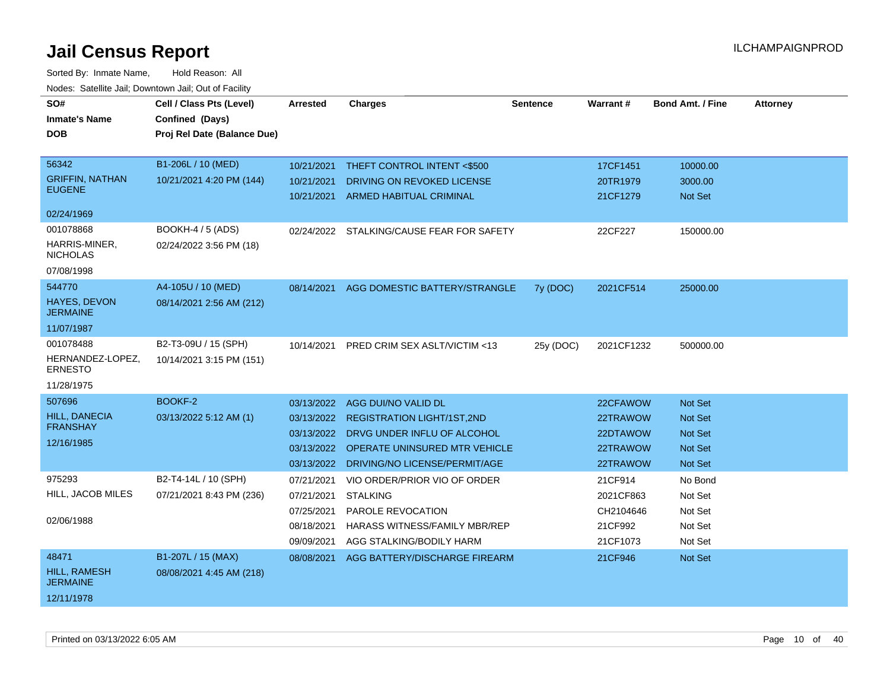# Jail Census Report

ILCHAMPAIGNPROD

Sorted By: Inmate Name, Hold Reason: All

Nodes: Satellite Jail; Downtown Jail; Out of Facility

| SO# / Inmate's Name / DOB | Cell / Class Pts (Level) / Confined (Days) / Proj Rel Date (Balance Due) | Arrested | Charges | Sentence | Warrant # | Bond Amt. / Fine | Attorney |
|---|---|---|---|---|---|---|---|
| 56342<br>GRIFFIN, NATHAN EUGENE<br>02/24/1969 | B1-206L / 10 (MED)<br>10/21/2021 4:20 PM (144) | 10/21/2021 | THEFT CONTROL INTENT <$500 | | 17CF1451 | 10000.00 | |
| | | 10/21/2021 | DRIVING ON REVOKED LICENSE | | 20TR1979 | 3000.00 | |
| | | 10/21/2021 | ARMED HABITUAL CRIMINAL | | 21CF1279 | Not Set | |
| 001078868<br>HARRIS-MINER, NICHOLAS<br>07/08/1998 | BOOKH-4 / 5 (ADS)<br>02/24/2022 3:56 PM (18) | 02/24/2022 | STALKING/CAUSE FEAR FOR SAFETY | | 22CF227 | 150000.00 | |
| 544770<br>HAYES, DEVON JERMAINE<br>11/07/1987 | A4-105U / 10 (MED)<br>08/14/2021 2:56 AM (212) | 08/14/2021 | AGG DOMESTIC BATTERY/STRANGLE | 7y (DOC) | 2021CF514 | 25000.00 | |
| 001078488<br>HERNANDEZ-LOPEZ, ERNESTO<br>11/28/1975 | B2-T3-09U / 15 (SPH)<br>10/14/2021 3:15 PM (151) | 10/14/2021 | PRED CRIM SEX ASLT/VICTIM <13 | 25y (DOC) | 2021CF1232 | 500000.00 | |
| 507696<br>HILL, DANECIA FRANSHAY<br>12/16/1985 | BOOKF-2<br>03/13/2022 5:12 AM (1) | 03/13/2022 | AGG DUI/NO VALID DL | | 22CFAWOW | Not Set | |
| | | 03/13/2022 | REGISTRATION LIGHT/1ST,2ND | | 22TRAWOW | Not Set | |
| | | 03/13/2022 | DRVG UNDER INFLU OF ALCOHOL | | 22DTAWOW | Not Set | |
| | | 03/13/2022 | OPERATE UNINSURED MTR VEHICLE | | 22TRAWOW | Not Set | |
| | | 03/13/2022 | DRIVING/NO LICENSE/PERMIT/AGE | | 22TRAWOW | Not Set | |
| 975293<br>HILL, JACOB MILES<br>02/06/1988 | B2-T4-14L / 10 (SPH)<br>07/21/2021 8:43 PM (236) | 07/21/2021 | VIO ORDER/PRIOR VIO OF ORDER | | 21CF914 | No Bond | |
| | | 07/21/2021 | STALKING | | 2021CF863 | Not Set | |
| | | 07/25/2021 | PAROLE REVOCATION | | CH2104646 | Not Set | |
| | | 08/18/2021 | HARASS WITNESS/FAMILY MBR/REP | | 21CF992 | Not Set | |
| | | 09/09/2021 | AGG STALKING/BODILY HARM | | 21CF1073 | Not Set | |
| 48471<br>HILL, RAMESH JERMAINE<br>12/11/1978 | B1-207L / 15 (MAX)<br>08/08/2021 4:45 AM (218) | 08/08/2021 | AGG BATTERY/DISCHARGE FIREARM | | 21CF946 | Not Set | |

Printed on 03/13/2022 6:05 AM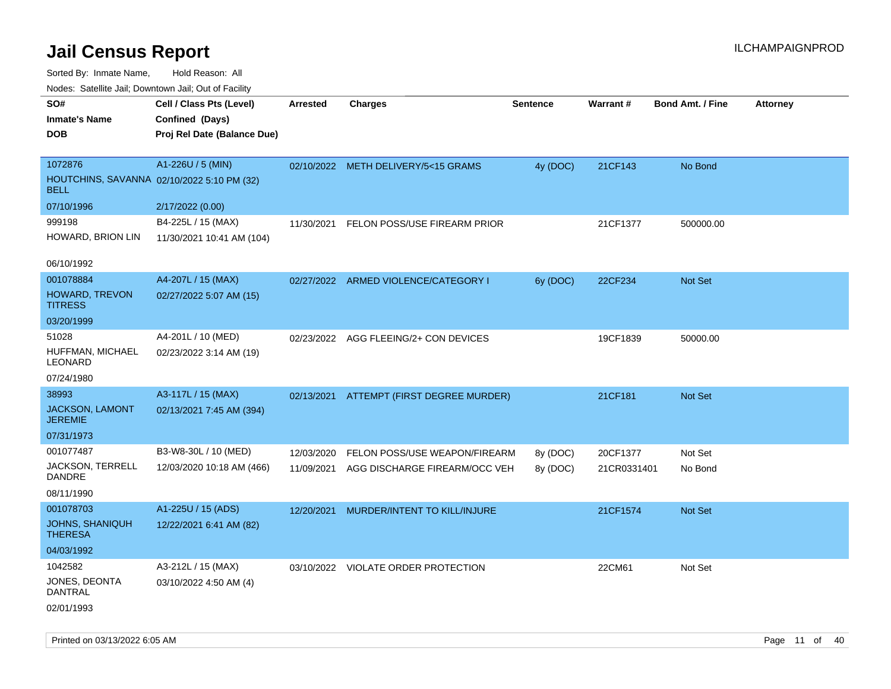# Jail Census Report

ILCHAMPAIGNPROD

Sorted By: Inmate Name, Hold Reason: All

Nodes: Satellite Jail; Downtown Jail; Out of Facility

| SO# / Inmate's Name / DOB | Cell / Class Pts (Level) / Confined (Days) / Proj Rel Date (Balance Due) | Arrested | Charges | Sentence | Warrant # | Bond Amt. / Fine | Attorney |
|---|---|---|---|---|---|---|---|
| 1072876 HOUTCHINS, SAVANNA BELL 07/10/1996 | A1-226U / 5 (MIN) 02/10/2022 5:10 PM (32) 2/17/2022 (0.00) | 02/10/2022 | METH DELIVERY/5<15 GRAMS | 4y (DOC) | 21CF143 | No Bond | |
| 999198 HOWARD, BRION LIN 06/10/1992 | B4-225L / 15 (MAX) 11/30/2021 10:41 AM (104) | 11/30/2021 | FELON POSS/USE FIREARM PRIOR | | 21CF1377 | 500000.00 | |
| 001078884 HOWARD, TREVON TITRESS 03/20/1999 | A4-207L / 15 (MAX) 02/27/2022 5:07 AM (15) | 02/27/2022 | ARMED VIOLENCE/CATEGORY I | 6y (DOC) | 22CF234 | Not Set | |
| 51028 HUFFMAN, MICHAEL LEONARD 07/24/1980 | A4-201L / 10 (MED) 02/23/2022 3:14 AM (19) | 02/23/2022 | AGG FLEEING/2+ CON DEVICES | | 19CF1839 | 50000.00 | |
| 38993 JACKSON, LAMONT JEREMIE 07/31/1973 | A3-117L / 15 (MAX) 02/13/2021 7:45 AM (394) | 02/13/2021 | ATTEMPT (FIRST DEGREE MURDER) | | 21CF181 | Not Set | |
| 001077487 JACKSON, TERRELL DANDRE 08/11/1990 | B3-W8-30L / 10 (MED) 12/03/2020 10:18 AM (466) | 12/03/2020 | FELON POSS/USE WEAPON/FIREARM | 8y (DOC) | 20CF1377 | Not Set | |
| | | 11/09/2021 | AGG DISCHARGE FIREARM/OCC VEH | 8y (DOC) | 21CR0331401 | No Bond | |
| 001078703 JOHNS, SHANIQUH THERESA 04/03/1992 | A1-225U / 15 (ADS) 12/22/2021 6:41 AM (82) | 12/20/2021 | MURDER/INTENT TO KILL/INJURE | | 21CF1574 | Not Set | |
| 1042582 JONES, DEONTA DANTRAL 02/01/1993 | A3-212L / 15 (MAX) 03/10/2022 4:50 AM (4) | 03/10/2022 | VIOLATE ORDER PROTECTION | | 22CM61 | Not Set | |

Printed on 03/13/2022 6:05 AM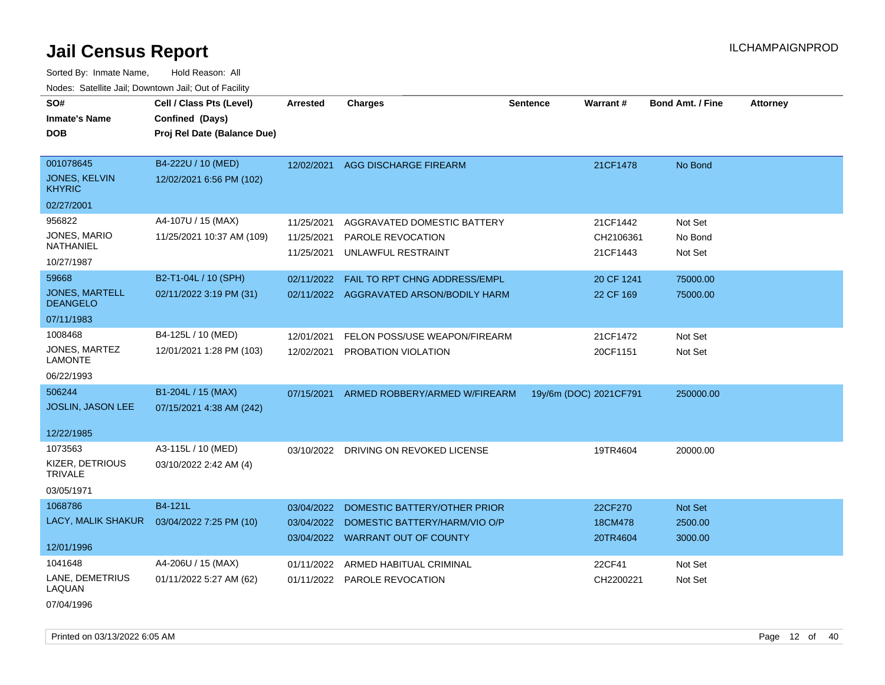# Jail Census Report

ILCHAMPAIGNPROD

Sorted By: Inmate Name, Hold Reason: All

Nodes: Satellite Jail; Downtown Jail; Out of Facility

| SO# / Inmate's Name / DOB | Cell / Class Pts (Level) / Confined (Days) / Proj Rel Date (Balance Due) | Arrested | Charges | Sentence | Warrant # | Bond Amt. / Fine | Attorney |
|---|---|---|---|---|---|---|---|
| 001078645<br>JONES, KELVIN KHYRIC<br>02/27/2001 | B4-222U / 10 (MED)<br>12/02/2021 6:56 PM (102) | 12/02/2021 | AGG DISCHARGE FIREARM | | 21CF1478 | No Bond | |
| 956822<br>JONES, MARIO NATHANIEL<br>10/27/1987 | A4-107U / 15 (MAX)<br>11/25/2021 10:37 AM (109) | 11/25/2021<br>11/25/2021<br>11/25/2021 | AGGRAVATED DOMESTIC BATTERY<br>PAROLE REVOCATION<br>UNLAWFUL RESTRAINT | | 21CF1442<br>CH2106361<br>21CF1443 | Not Set<br>No Bond<br>Not Set | |
| 59668<br>JONES, MARTELL DEANGELO<br>07/11/1983 | B2-T1-04L / 10 (SPH)<br>02/11/2022 3:19 PM (31) | 02/11/2022<br>02/11/2022 | FAIL TO RPT CHNG ADDRESS/EMPL<br>AGGRAVATED ARSON/BODILY HARM | | 20 CF 1241<br>22 CF 169 | 75000.00<br>75000.00 | |
| 1008468<br>JONES, MARTEZ LAMONTE<br>06/22/1993 | B4-125L / 10 (MED)<br>12/01/2021 1:28 PM (103) | 12/01/2021<br>12/02/2021 | FELON POSS/USE WEAPON/FIREARM<br>PROBATION VIOLATION | | 21CF1472<br>20CF1151 | Not Set<br>Not Set | |
| 506244<br>JOSLIN, JASON LEE<br>12/22/1985 | B1-204L / 15 (MAX)<br>07/15/2021 4:38 AM (242) | 07/15/2021 | ARMED ROBBERY/ARMED W/FIREARM | 19y/6m (DOC) | 2021CF791 | 250000.00 | |
| 1073563<br>KIZER, DETRIOUS TRIVALE<br>03/05/1971 | A3-115L / 10 (MED)<br>03/10/2022 2:42 AM (4) | 03/10/2022 | DRIVING ON REVOKED LICENSE | | 19TR4604 | 20000.00 | |
| 1068786<br>LACY, MALIK SHAKUR<br>12/01/1996 | B4-121L<br>03/04/2022 7:25 PM (10) | 03/04/2022<br>03/04/2022<br>03/04/2022 | DOMESTIC BATTERY/OTHER PRIOR<br>DOMESTIC BATTERY/HARM/VIO O/P<br>WARRANT OUT OF COUNTY | | 22CF270<br>18CM478<br>20TR4604 | Not Set<br>2500.00<br>3000.00 | |
| 1041648<br>LANE, DEMETRIUS LAQUAN<br>07/04/1996 | A4-206U / 15 (MAX)<br>01/11/2022 5:27 AM (62) | 01/11/2022<br>01/11/2022 | ARMED HABITUAL CRIMINAL<br>PAROLE REVOCATION | | 22CF41<br>CH2200221 | Not Set<br>Not Set | |

Printed on 03/13/2022 6:05 AM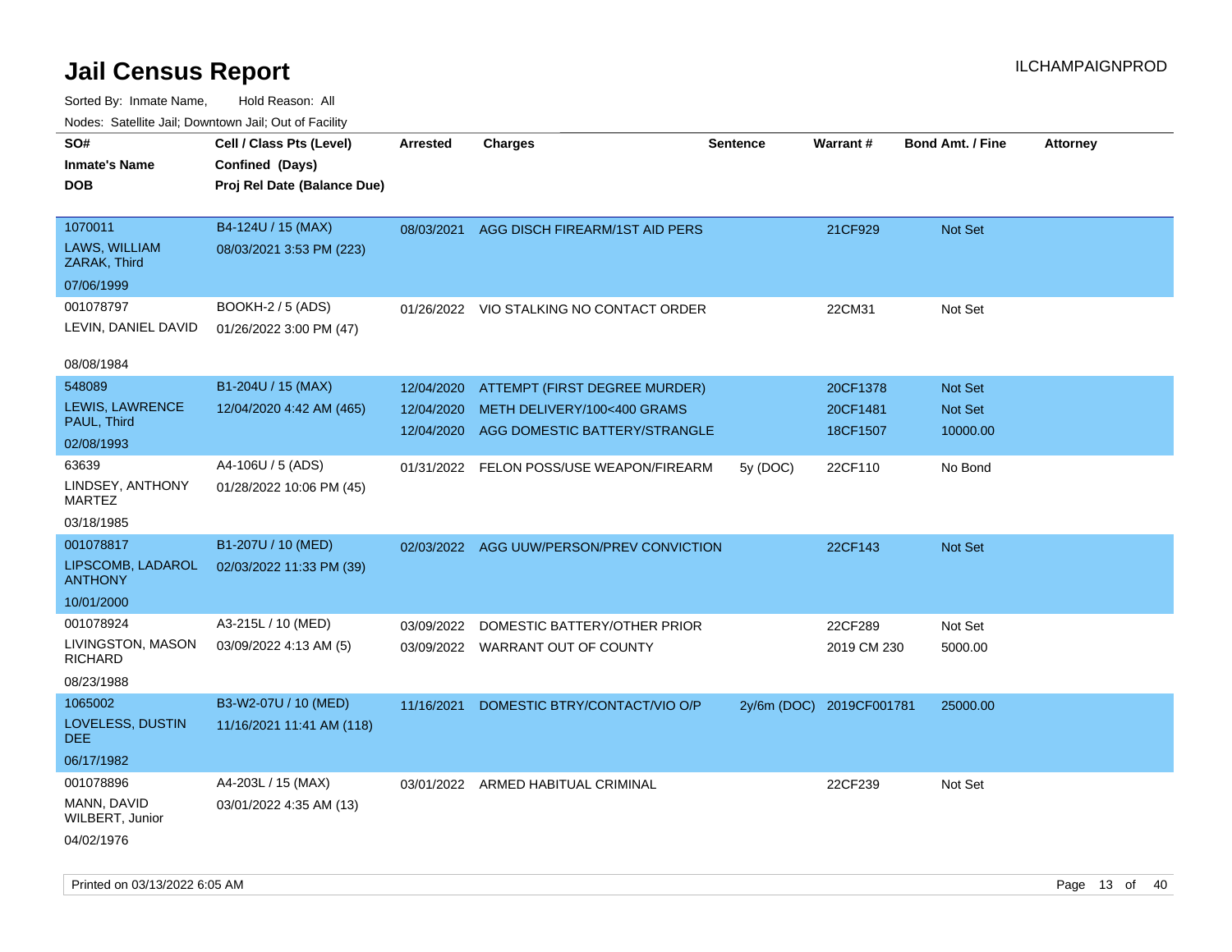# Jail Census Report

ILCHAMPAIGNPROD

Sorted By: Inmate Name, Hold Reason: All

Nodes: Satellite Jail; Downtown Jail; Out of Facility

| SO# / Inmate's Name / DOB | Cell / Class Pts (Level) / Confined (Days) / Proj Rel Date (Balance Due) | Arrested | Charges | Sentence | Warrant # | Bond Amt. / Fine | Attorney |
|---|---|---|---|---|---|---|---|
| 1070011 LAWS, WILLIAM ZARAK, Third 07/06/1999 | B4-124U / 15 (MAX) 08/03/2021 3:53 PM (223) | 08/03/2021 | AGG DISCH FIREARM/1ST AID PERS | | 21CF929 | Not Set | |
| 001078797 LEVIN, DANIEL DAVID 08/08/1984 | BOOKH-2 / 5 (ADS) 01/26/2022 3:00 PM (47) | 01/26/2022 | VIO STALKING NO CONTACT ORDER | | 22CM31 | Not Set | |
| 548089 LEWIS, LAWRENCE PAUL, Third 02/08/1993 | B1-204U / 15 (MAX) 12/04/2020 4:42 AM (465) | 12/04/2020 | ATTEMPT (FIRST DEGREE MURDER) | | 20CF1378 | Not Set | |
| | | 12/04/2020 | METH DELIVERY/100<400 GRAMS | | 20CF1481 | Not Set | |
| | | 12/04/2020 | AGG DOMESTIC BATTERY/STRANGLE | | 18CF1507 | 10000.00 | |
| 63639 LINDSEY, ANTHONY MARTEZ 03/18/1985 | A4-106U / 5 (ADS) 01/28/2022 10:06 PM (45) | 01/31/2022 | FELON POSS/USE WEAPON/FIREARM | 5y (DOC) | 22CF110 | No Bond | |
| 001078817 LIPSCOMB, LADAROL ANTHONY 10/01/2000 | B1-207U / 10 (MED) 02/03/2022 11:33 PM (39) | 02/03/2022 | AGG UUW/PERSON/PREV CONVICTION | | 22CF143 | Not Set | |
| 001078924 LIVINGSTON, MASON RICHARD 08/23/1988 | A3-215L / 10 (MED) 03/09/2022 4:13 AM (5) | 03/09/2022 | DOMESTIC BATTERY/OTHER PRIOR | | 22CF289 | Not Set | |
| | | 03/09/2022 | WARRANT OUT OF COUNTY | | 2019 CM 230 | 5000.00 | |
| 1065002 LOVELESS, DUSTIN DEE 06/17/1982 | B3-W2-07U / 10 (MED) 11/16/2021 11:41 AM (118) | 11/16/2021 | DOMESTIC BTRY/CONTACT/VIO O/P | 2y/6m (DOC) | 2019CF001781 | 25000.00 | |
| 001078896 MANN, DAVID WILBERT, Junior 04/02/1976 | A4-203L / 15 (MAX) 03/01/2022 4:35 AM (13) | 03/01/2022 | ARMED HABITUAL CRIMINAL | | 22CF239 | Not Set | |

Printed on 03/13/2022 6:05 AM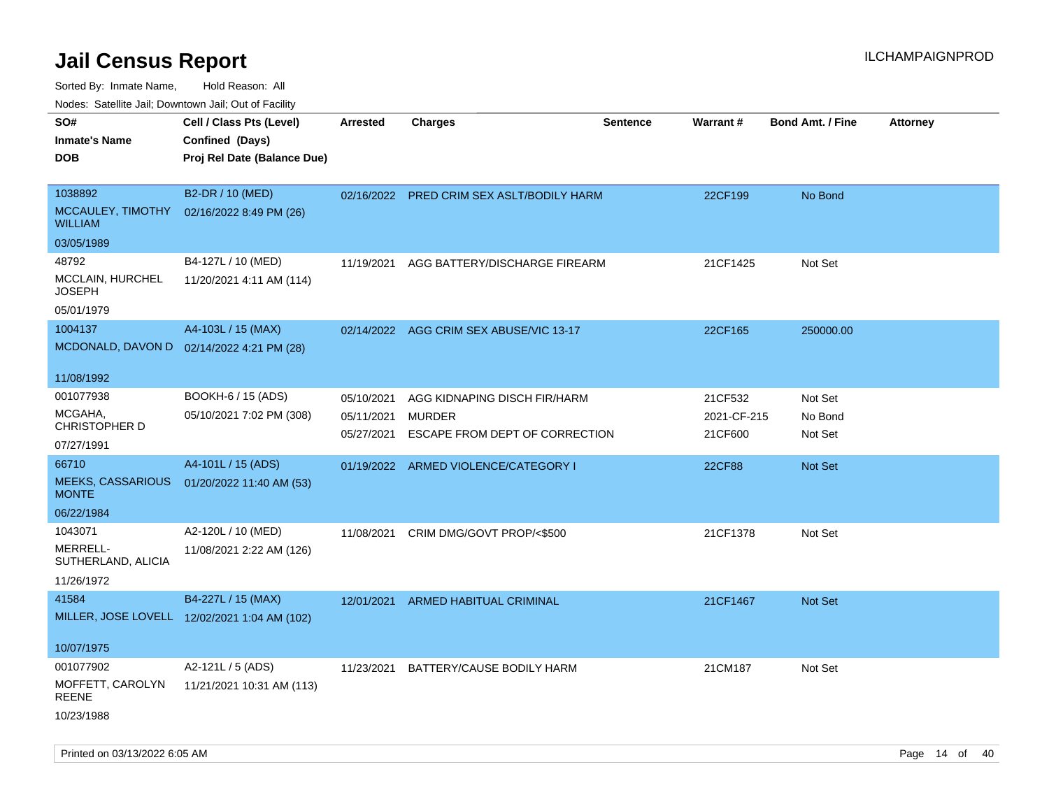# Jail Census Report

Sorted By: Inmate Name, Hold Reason: All

Nodes: Satellite Jail; Downtown Jail; Out of Facility

ILCHAMPAIGNPROD

| SO# / Inmate's Name / DOB | Cell / Class Pts (Level) / Confined (Days) / Proj Rel Date (Balance Due) | Arrested | Charges | Sentence | Warrant # | Bond Amt. / Fine | Attorney |
|---|---|---|---|---|---|---|---|
| 1038892<br>MCCAULEY, TIMOTHY WILLIAM<br>03/05/1989 | B2-DR / 10 (MED)<br>02/16/2022 8:49 PM (26) | 02/16/2022 | PRED CRIM SEX ASLT/BODILY HARM | | 22CF199 | No Bond | |
| 48792<br>MCCLAIN, HURCHEL JOSEPH<br>05/01/1979 | B4-127L / 10 (MED)<br>11/20/2021 4:11 AM (114) | 11/19/2021 | AGG BATTERY/DISCHARGE FIREARM | | 21CF1425 | Not Set | |
| 1004137<br>MCDONALD, DAVON D<br>11/08/1992 | A4-103L / 15 (MAX)<br>02/14/2022 4:21 PM (28) | 02/14/2022 | AGG CRIM SEX ABUSE/VIC 13-17 | | 22CF165 | 250000.00 | |
| 001077938<br>MCGAHA, CHRISTOPHER D<br>07/27/1991 | BOOKH-6 / 15 (ADS)<br>05/10/2021 7:02 PM (308) | 05/10/2021<br>05/11/2021<br>05/27/2021 | AGG KIDNAPING DISCH FIR/HARM<br>MURDER<br>ESCAPE FROM DEPT OF CORRECTION | | 21CF532<br>2021-CF-215<br>21CF600 | Not Set<br>No Bond<br>Not Set | |
| 66710<br>MEEKS, CASSARIOUS MONTE<br>06/22/1984 | A4-101L / 15 (ADS)<br>01/20/2022 11:40 AM (53) | 01/19/2022 | ARMED VIOLENCE/CATEGORY I | | 22CF88 | Not Set | |
| 1043071<br>MERRELL-SUTHERLAND, ALICIA<br>11/26/1972 | A2-120L / 10 (MED)<br>11/08/2021 2:22 AM (126) | 11/08/2021 | CRIM DMG/GOVT PROP/<$500 | | 21CF1378 | Not Set | |
| 41584<br>MILLER, JOSE LOVELL<br>10/07/1975 | B4-227L / 15 (MAX)<br>12/02/2021 1:04 AM (102) | 12/01/2021 | ARMED HABITUAL CRIMINAL | | 21CF1467 | Not Set | |
| 001077902<br>MOFFETT, CAROLYN REENE<br>10/23/1988 | A2-121L / 5 (ADS)<br>11/21/2021 10:31 AM (113) | 11/23/2021 | BATTERY/CAUSE BODILY HARM | | 21CM187 | Not Set | |

Printed on 03/13/2022 6:05 AM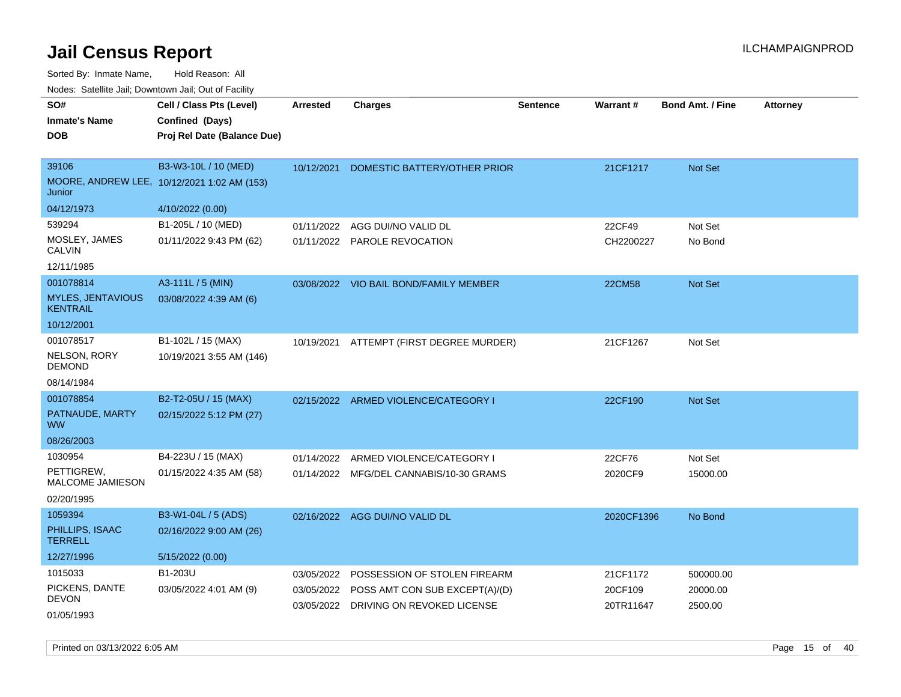# Jail Census Report

Sorted By: Inmate Name, Hold Reason: All

Nodes: Satellite Jail; Downtown Jail; Out of Facility

| SO# / Inmate's Name / DOB | Cell / Class Pts (Level) / Confined (Days) / Proj Rel Date (Balance Due) | Arrested | Charges | Sentence | Warrant # | Bond Amt. / Fine | Attorney |
|---|---|---|---|---|---|---|---|
| 39106<br>MOORE, ANDREW LEE, Junior<br>04/12/1973 | B3-W3-10L / 10 (MED)<br>10/12/2021 1:02 AM (153)<br>4/10/2022 (0.00) | 10/12/2021 | DOMESTIC BATTERY/OTHER PRIOR | | 21CF1217 | Not Set | |
| 539294<br>MOSLEY, JAMES CALVIN<br>12/11/1985 | B1-205L / 10 (MED)<br>01/11/2022 9:43 PM (62) | 01/11/2022<br>01/11/2022 | AGG DUI/NO VALID DL<br>PAROLE REVOCATION | | 22CF49<br>CH2200227 | Not Set<br>No Bond | |
| 001078814<br>MYLES, JENTAVIOUS KENTRAIL<br>10/12/2001 | A3-111L / 5 (MIN)<br>03/08/2022 4:39 AM (6) | 03/08/2022 | VIO BAIL BOND/FAMILY MEMBER | | 22CM58 | Not Set | |
| 001078517<br>NELSON, RORY DEMOND<br>08/14/1984 | B1-102L / 15 (MAX)<br>10/19/2021 3:55 AM (146) | 10/19/2021 | ATTEMPT (FIRST DEGREE MURDER) | | 21CF1267 | Not Set | |
| 001078854<br>PATNAUDE, MARTY WW<br>08/26/2003 | B2-T2-05U / 15 (MAX)<br>02/15/2022 5:12 PM (27) | 02/15/2022 | ARMED VIOLENCE/CATEGORY I | | 22CF190 | Not Set | |
| 1030954<br>PETTIGREW, MALCOME JAMIESON<br>02/20/1995 | B4-223U / 15 (MAX)<br>01/15/2022 4:35 AM (58) | 01/14/2022<br>01/14/2022 | ARMED VIOLENCE/CATEGORY I<br>MFG/DEL CANNABIS/10-30 GRAMS | | 22CF76<br>2020CF9 | Not Set<br>15000.00 | |
| 1059394<br>PHILLIPS, ISAAC TERRELL<br>12/27/1996 | B3-W1-04L / 5 (ADS)<br>02/16/2022 9:00 AM (26)<br>5/15/2022 (0.00) | 02/16/2022 | AGG DUI/NO VALID DL | | 2020CF1396 | No Bond | |
| 1015033<br>PICKENS, DANTE DEVON<br>01/05/1993 | B1-203U<br>03/05/2022 4:01 AM (9) | 03/05/2022<br>03/05/2022<br>03/05/2022 | POSSESSION OF STOLEN FIREARM<br>POSS AMT CON SUB EXCEPT(A)/(D)<br>DRIVING ON REVOKED LICENSE | | 21CF1172<br>20CF109<br>20TR11647 | 500000.00<br>20000.00<br>2500.00 | |

Printed on 03/13/2022 6:05 AM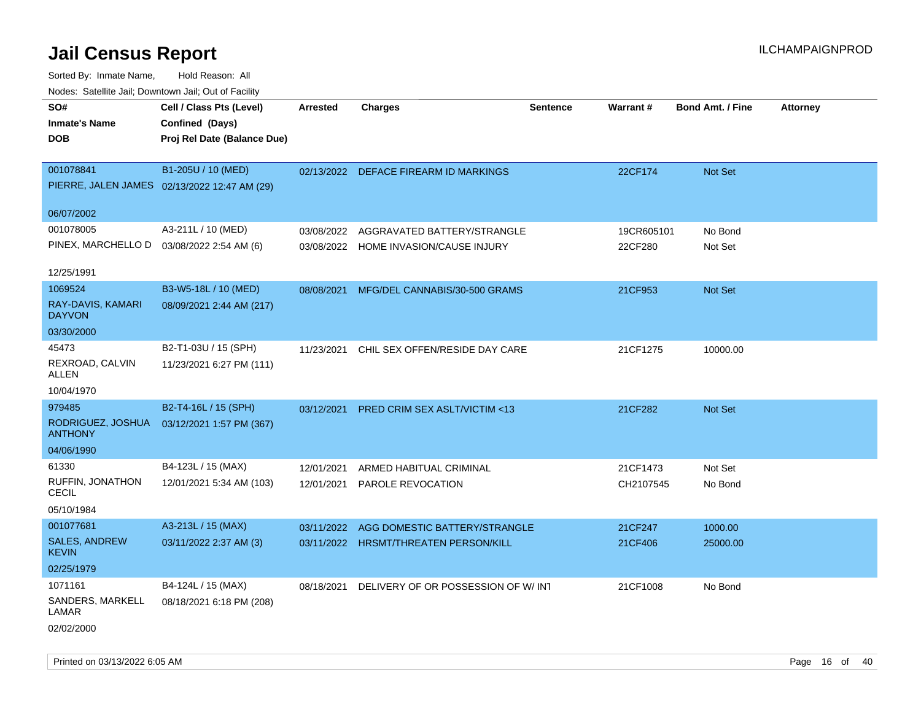# Jail Census Report

ILCHAMPAIGNPROD

Sorted By: Inmate Name, Hold Reason: All

Nodes: Satellite Jail; Downtown Jail; Out of Facility

| SO# / Inmate's Name / DOB | Cell / Class Pts (Level) / Confined (Days) / Proj Rel Date (Balance Due) | Arrested | Charges | Sentence | Warrant # | Bond Amt. / Fine | Attorney |
|---|---|---|---|---|---|---|---|
| 001078841 PIERRE, JALEN JAMES 06/07/2002 | B1-205U / 10 (MED) 02/13/2022 12:47 AM (29) | 02/13/2022 | DEFACE FIREARM ID MARKINGS | | 22CF174 | Not Set | |
| 001078005 PINEX, MARCHELLO D 12/25/1991 | A3-211L / 10 (MED) 03/08/2022 2:54 AM (6) | 03/08/2022 | AGGRAVATED BATTERY/STRANGLE | | 19CR605101 | No Bond | |
| | | 03/08/2022 | HOME INVASION/CAUSE INJURY | | 22CF280 | Not Set | |
| 1069524 RAY-DAVIS, KAMARI DAYVON 03/30/2000 | B3-W5-18L / 10 (MED) 08/09/2021 2:44 AM (217) | 08/08/2021 | MFG/DEL CANNABIS/30-500 GRAMS | | 21CF953 | Not Set | |
| 45473 REXROAD, CALVIN ALLEN 10/04/1970 | B2-T1-03U / 15 (SPH) 11/23/2021 6:27 PM (111) | 11/23/2021 | CHIL SEX OFFEN/RESIDE DAY CARE | | 21CF1275 | 10000.00 | |
| 979485 RODRIGUEZ, JOSHUA ANTHONY 04/06/1990 | B2-T4-16L / 15 (SPH) 03/12/2021 1:57 PM (367) | 03/12/2021 | PRED CRIM SEX ASLT/VICTIM <13 | | 21CF282 | Not Set | |
| 61330 RUFFIN, JONATHON CECIL 05/10/1984 | B4-123L / 15 (MAX) 12/01/2021 5:34 AM (103) | 12/01/2021 | ARMED HABITUAL CRIMINAL | | 21CF1473 | Not Set | |
| | | 12/01/2021 | PAROLE REVOCATION | | CH2107545 | No Bond | |
| 001077681 SALES, ANDREW KEVIN 02/25/1979 | A3-213L / 15 (MAX) 03/11/2022 2:37 AM (3) | 03/11/2022 | AGG DOMESTIC BATTERY/STRANGLE | | 21CF247 | 1000.00 | |
| | | 03/11/2022 | HRSMT/THREATEN PERSON/KILL | | 21CF406 | 25000.00 | |
| 1071161 SANDERS, MARKELL LAMAR 02/02/2000 | B4-124L / 15 (MAX) 08/18/2021 6:18 PM (208) | 08/18/2021 | DELIVERY OF OR POSSESSION OF W/ INT | | 21CF1008 | No Bond | |

Printed on 03/13/2022 6:05 AM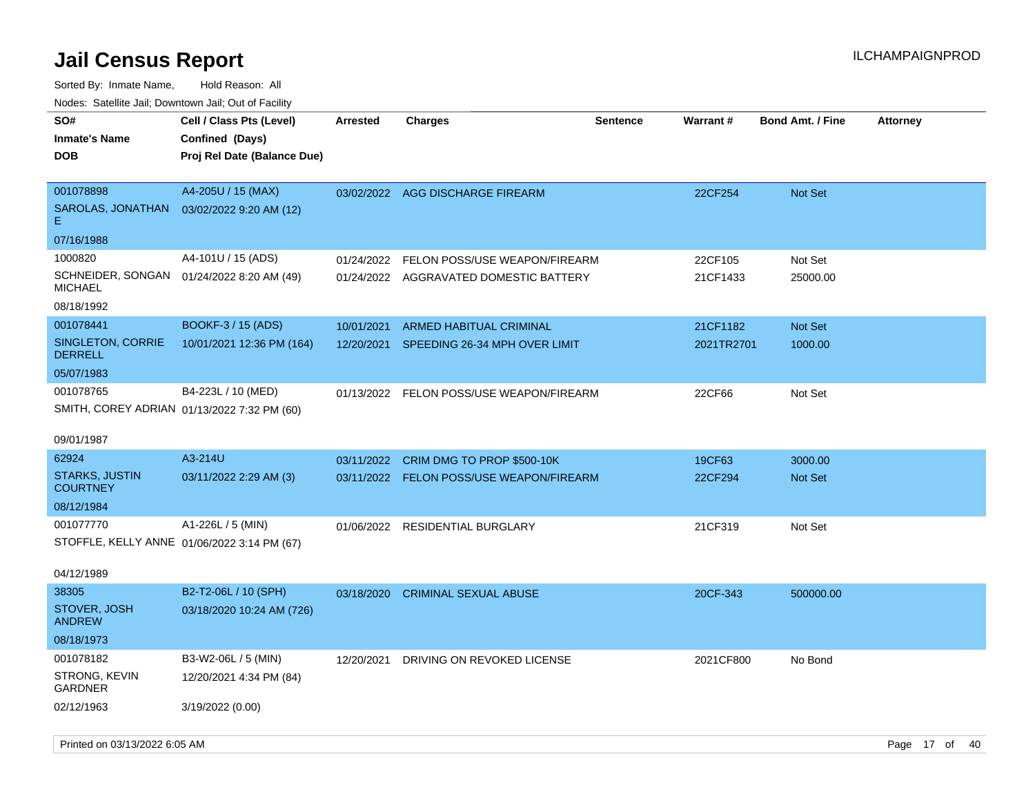# Jail Census Report

ILCHAMPAIGNPROD

Sorted By: Inmate Name, Hold Reason: All

Nodes: Satellite Jail; Downtown Jail; Out of Facility

| SO# / Inmate's Name / DOB | Cell / Class Pts (Level) / Confined (Days) / Proj Rel Date (Balance Due) | Arrested | Charges | Sentence | Warrant # | Bond Amt. / Fine | Attorney |
|---|---|---|---|---|---|---|---|
| 001078898<br>SAROLAS, JONATHAN E<br>07/16/1988 | A4-205U / 15 (MAX)<br>03/02/2022 9:20 AM (12) | 03/02/2022 | AGG DISCHARGE FIREARM | | 22CF254 | Not Set | |
| 1000820<br>SCHNEIDER, SONGAN MICHAEL<br>08/18/1992 | A4-101U / 15 (ADS)<br>01/24/2022 8:20 AM (49) | 01/24/2022 | FELON POSS/USE WEAPON/FIREARM | | 22CF105 | Not Set | |
| | | 01/24/2022 | AGGRAVATED DOMESTIC BATTERY | | 21CF1433 | 25000.00 | |
| 001078441<br>SINGLETON, CORRIE DERRELL<br>05/07/1983 | BOOKF-3 / 15 (ADS)<br>10/01/2021 12:36 PM (164) | 10/01/2021 | ARMED HABITUAL CRIMINAL | | 21CF1182 | Not Set | |
| | | 12/20/2021 | SPEEDING 26-34 MPH OVER LIMIT | | 2021TR2701 | 1000.00 | |
| 001078765<br>SMITH, COREY ADRIAN<br>09/01/1987 | B4-223L / 10 (MED)<br>01/13/2022 7:32 PM (60) | 01/13/2022 | FELON POSS/USE WEAPON/FIREARM | | 22CF66 | Not Set | |
| 62924<br>STARKS, JUSTIN COURTNEY<br>08/12/1984 | A3-214U<br>03/11/2022 2:29 AM (3) | 03/11/2022 | CRIM DMG TO PROP $500-10K | | 19CF63 | 3000.00 | |
| | | 03/11/2022 | FELON POSS/USE WEAPON/FIREARM | | 22CF294 | Not Set | |
| 001077770<br>STOFFLE, KELLY ANNE<br>04/12/1989 | A1-226L / 5 (MIN)<br>01/06/2022 3:14 PM (67) | 01/06/2022 | RESIDENTIAL BURGLARY | | 21CF319 | Not Set | |
| 38305<br>STOVER, JOSH ANDREW<br>08/18/1973 | B2-T2-06L / 10 (SPH)<br>03/18/2020 10:24 AM (726) | 03/18/2020 | CRIMINAL SEXUAL ABUSE | | 20CF-343 | 500000.00 | |
| 001078182<br>STRONG, KEVIN GARDNER<br>02/12/1963 | B3-W2-06L / 5 (MIN)<br>12/20/2021 4:34 PM (84)<br>3/19/2022 (0.00) | 12/20/2021 | DRIVING ON REVOKED LICENSE | | 2021CF800 | No Bond | |

Printed on 03/13/2022 6:05 AM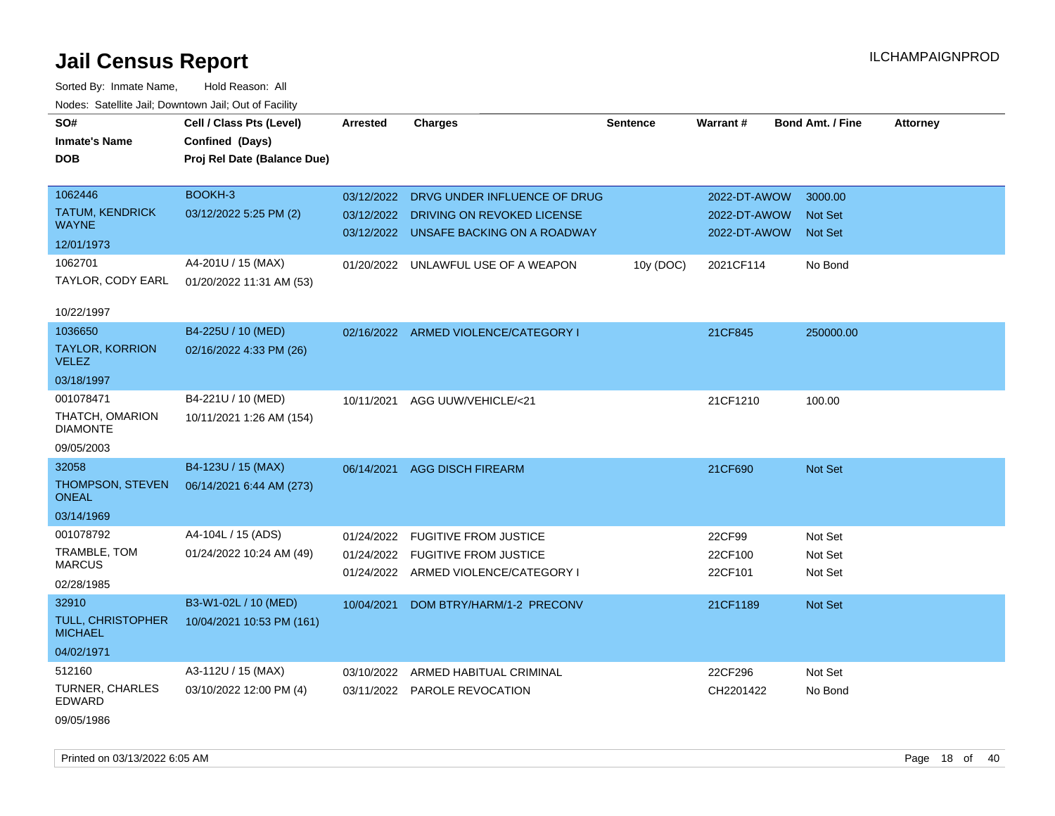# Jail Census Report

ILCHAMPAIGNPROD

Sorted By: Inmate Name, Hold Reason: All

Nodes: Satellite Jail; Downtown Jail; Out of Facility

| SO#<br>Inmate's Name<br>DOB | Cell / Class Pts (Level)<br>Confined (Days)<br>Proj Rel Date (Balance Due) | Arrested | Charges | Sentence | Warrant # | Bond Amt. / Fine | Attorney |
|---|---|---|---|---|---|---|---|
| 1062446<br>TATUM, KENDRICK WAYNE<br>12/01/1973 | BOOKH-3<br>03/12/2022 5:25 PM (2) | 03/12/2022<br>03/12/2022<br>03/12/2022 | DRVG UNDER INFLUENCE OF DRUG<br>DRIVING ON REVOKED LICENSE<br>UNSAFE BACKING ON A ROADWAY | | 2022-DT-AWOW<br>2022-DT-AWOW<br>2022-DT-AWOW | 3000.00<br>Not Set<br>Not Set | |
| 1062701<br>TAYLOR, CODY EARL<br>10/22/1997 | A4-201U / 15 (MAX)<br>01/20/2022 11:31 AM (53) | 01/20/2022 | UNLAWFUL USE OF A WEAPON | 10y (DOC) | 2021CF114 | No Bond | |
| 1036650<br>TAYLOR, KORRION VELEZ<br>03/18/1997 | B4-225U / 10 (MED)<br>02/16/2022 4:33 PM (26) | 02/16/2022 | ARMED VIOLENCE/CATEGORY I | | 21CF845 | 250000.00 | |
| 001078471<br>THATCH, OMARION DIAMONTE<br>09/05/2003 | B4-221U / 10 (MED)<br>10/11/2021 1:26 AM (154) | 10/11/2021 | AGG UUW/VEHICLE/<21 | | 21CF1210 | 100.00 | |
| 32058<br>THOMPSON, STEVEN ONEAL<br>03/14/1969 | B4-123U / 15 (MAX)<br>06/14/2021 6:44 AM (273) | 06/14/2021 | AGG DISCH FIREARM | | 21CF690 | Not Set | |
| 001078792<br>TRAMBLE, TOM MARCUS<br>02/28/1985 | A4-104L / 15 (ADS)<br>01/24/2022 10:24 AM (49) | 01/24/2022<br>01/24/2022<br>01/24/2022 | FUGITIVE FROM JUSTICE<br>FUGITIVE FROM JUSTICE<br>ARMED VIOLENCE/CATEGORY I | | 22CF99<br>22CF100<br>22CF101 | Not Set<br>Not Set<br>Not Set | |
| 32910<br>TULL, CHRISTOPHER MICHAEL<br>04/02/1971 | B3-W1-02L / 10 (MED)<br>10/04/2021 10:53 PM (161) | 10/04/2021 | DOM BTRY/HARM/1-2 PRECONV | | 21CF1189 | Not Set | |
| 512160<br>TURNER, CHARLES EDWARD<br>09/05/1986 | A3-112U / 15 (MAX)<br>03/10/2022 12:00 PM (4) | 03/10/2022<br>03/11/2022 | ARMED HABITUAL CRIMINAL<br>PAROLE REVOCATION | | 22CF296<br>CH2201422 | Not Set<br>No Bond | |

Printed on 03/13/2022 6:05 AM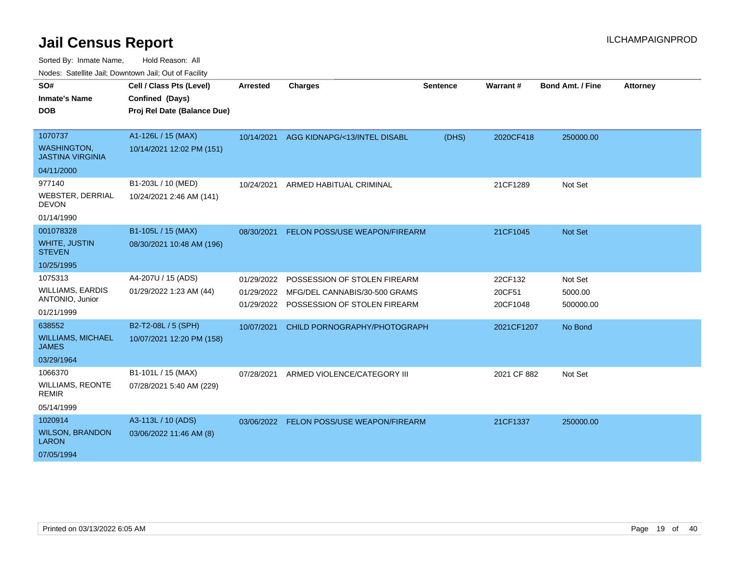# Jail Census Report

ILCHAMPAIGNPROD

Sorted By: Inmate Name, Hold Reason: All

Nodes: Satellite Jail; Downtown Jail; Out of Facility

| SO# / Inmate's Name / DOB | Cell / Class Pts (Level) / Confined (Days) / Proj Rel Date (Balance Due) | Arrested | Charges | Sentence | Warrant # | Bond Amt. / Fine | Attorney |
|---|---|---|---|---|---|---|---|
| 1070737<br>WASHINGTON, JASTINA VIRGINIA<br>04/11/2000 | A1-126L / 15 (MAX)<br>10/14/2021 12:02 PM (151) | 10/14/2021 | AGG KIDNAPG/<13/INTEL DISABL | (DHS) | 2020CF418 | 250000.00 | |
| 977140<br>WEBSTER, DERRIAL DEVON<br>01/14/1990 | B1-203L / 10 (MED)<br>10/24/2021 2:46 AM (141) | 10/24/2021 | ARMED HABITUAL CRIMINAL | | 21CF1289 | Not Set | |
| 001078328<br>WHITE, JUSTIN STEVEN<br>10/25/1995 | B1-105L / 15 (MAX)<br>08/30/2021 10:48 AM (196) | 08/30/2021 | FELON POSS/USE WEAPON/FIREARM | | 21CF1045 | Not Set | |
| 1075313<br>WILLIAMS, EARDIS ANTONIO, Junior<br>01/21/1999 | A4-207U / 15 (ADS)<br>01/29/2022 1:23 AM (44) | 01/29/2022<br>01/29/2022<br>01/29/2022 | POSSESSION OF STOLEN FIREARM<br>MFG/DEL CANNABIS/30-500 GRAMS<br>POSSESSION OF STOLEN FIREARM | | 22CF132<br>20CF51<br>20CF1048 | Not Set<br>5000.00<br>500000.00 | |
| 638552<br>WILLIAMS, MICHAEL JAMES<br>03/29/1964 | B2-T2-08L / 5 (SPH)<br>10/07/2021 12:20 PM (158) | 10/07/2021 | CHILD PORNOGRAPHY/PHOTOGRAPH | | 2021CF1207 | No Bond | |
| 1066370<br>WILLIAMS, REONTE REMIR<br>05/14/1999 | B1-101L / 15 (MAX)<br>07/28/2021 5:40 AM (229) | 07/28/2021 | ARMED VIOLENCE/CATEGORY III | | 2021 CF 882 | Not Set | |
| 1020914<br>WILSON, BRANDON LARON<br>07/05/1994 | A3-113L / 10 (ADS)<br>03/06/2022 11:46 AM (8) | 03/06/2022 | FELON POSS/USE WEAPON/FIREARM | | 21CF1337 | 250000.00 | |

Printed on 03/13/2022 6:05 AM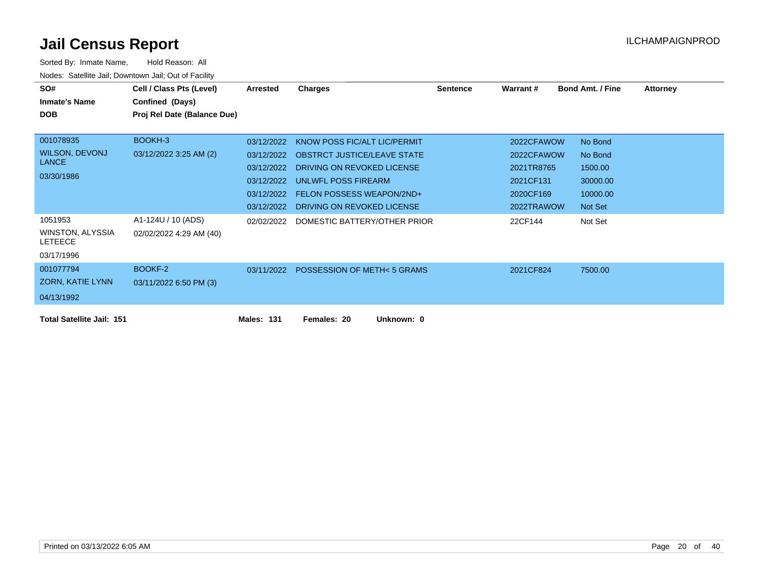# Jail Census Report

ILCHAMPAIGNPROD

Sorted By: Inmate Name, Hold Reason: All

Nodes: Satellite Jail; Downtown Jail; Out of Facility

| SO# / Inmate's Name / DOB | Cell / Class Pts (Level) / Confined (Days) / Proj Rel Date (Balance Due) | Arrested | Charges | Sentence | Warrant # | Bond Amt. / Fine | Attorney |
|---|---|---|---|---|---|---|---|
| 001078935 WILSON, DEVONJ LANCE 03/30/1986 | BOOKH-3 03/12/2022 3:25 AM (2) | 03/12/2022 | KNOW POSS FIC/ALT LIC/PERMIT | | 2022CFAWOW | No Bond | |
| | | 03/12/2022 | OBSTRCT JUSTICE/LEAVE STATE | | 2022CFAWOW | No Bond | |
| | | 03/12/2022 | DRIVING ON REVOKED LICENSE | | 2021TR8765 | 1500.00 | |
| | | 03/12/2022 | UNLWFL POSS FIREARM | | 2021CF131 | 30000.00 | |
| | | 03/12/2022 | FELON POSSESS WEAPON/2ND+ | | 2020CF169 | 10000.00 | |
| | | 03/12/2022 | DRIVING ON REVOKED LICENSE | | 2022TRAWOW | Not Set | |
| 1051953 WINSTON, ALYSSIA LETEECE 03/17/1996 | A1-124U / 10 (ADS) 02/02/2022 4:29 AM (40) | 02/02/2022 | DOMESTIC BATTERY/OTHER PRIOR | | 22CF144 | Not Set | |
| 001077794 ZORN, KATIE LYNN 04/13/1992 | BOOKF-2 03/11/2022 6:50 PM (3) | 03/11/2022 | POSSESSION OF METH< 5 GRAMS | | 2021CF824 | 7500.00 | |

**Total Satellite Jail: 151** **Males: 131** **Females: 20** **Unknown: 0**

Printed on 03/13/2022 6:05 AM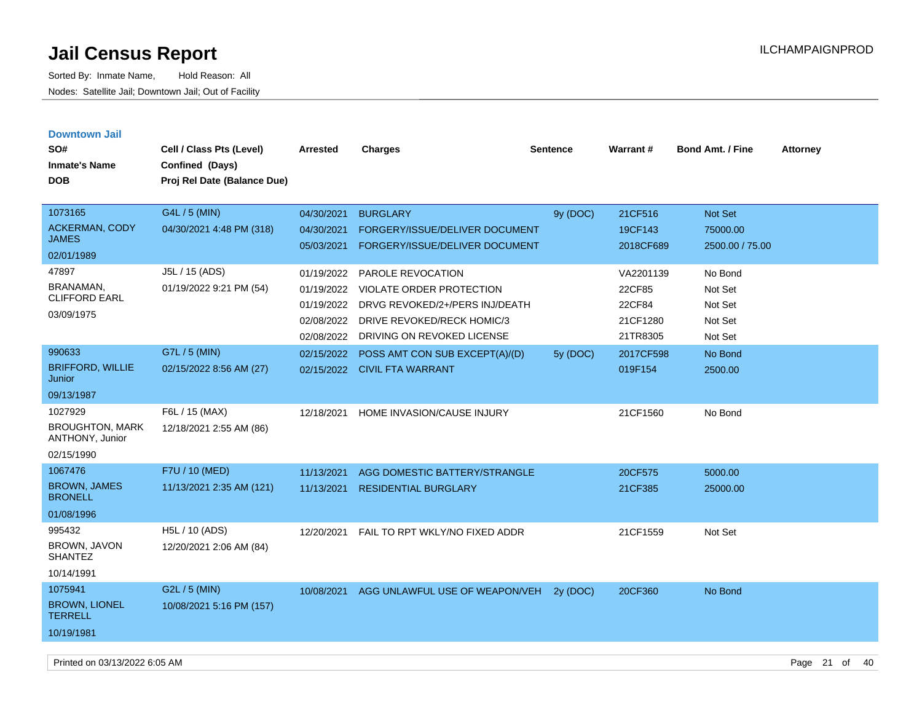# Jail Census Report

Sorted By: Inmate Name, Hold Reason: All

Nodes: Satellite Jail; Downtown Jail; Out of Facility

ILCHAMPAIGNPROD

## Downtown Jail

| SO# / Inmate's Name / DOB | Cell / Class Pts (Level) / Confined (Days) / Proj Rel Date (Balance Due) | Arrested | Charges | Sentence | Warrant # | Bond Amt. / Fine | Attorney |
|---|---|---|---|---|---|---|---|
| 1073165 ACKERMAN, CODY JAMES 02/01/1989 | G4L / 5 (MIN) 04/30/2021 4:48 PM (318) | 04/30/2021 | BURGLARY | 9y (DOC) | 21CF516 | Not Set | |
| | | 04/30/2021 | FORGERY/ISSUE/DELIVER DOCUMENT | | 19CF143 | 75000.00 | |
| | | 05/03/2021 | FORGERY/ISSUE/DELIVER DOCUMENT | | 2018CF689 | 2500.00 / 75.00 | |
| 47897 BRANAMAN, CLIFFORD EARL 03/09/1975 | J5L / 15 (ADS) 01/19/2022 9:21 PM (54) | 01/19/2022 | PAROLE REVOCATION | | VA2201139 | No Bond | |
| | | 01/19/2022 | VIOLATE ORDER PROTECTION | | 22CF85 | Not Set | |
| | | 01/19/2022 | DRVG REVOKED/2+/PERS INJ/DEATH | | 22CF84 | Not Set | |
| | | 02/08/2022 | DRIVE REVOKED/RECK HOMIC/3 | | 21CF1280 | Not Set | |
| | | 02/08/2022 | DRIVING ON REVOKED LICENSE | | 21TR8305 | Not Set | |
| 990633 BRIFFORD, WILLIE Junior 09/13/1987 | G7L / 5 (MIN) 02/15/2022 8:56 AM (27) | 02/15/2022 | POSS AMT CON SUB EXCEPT(A)/(D) | 5y (DOC) | 2017CF598 | No Bond | |
| | | 02/15/2022 | CIVIL FTA WARRANT | | 019F154 | 2500.00 | |
| 1027929 BROUGHTON, MARK ANTHONY, Junior 02/15/1990 | F6L / 15 (MAX) 12/18/2021 2:55 AM (86) | 12/18/2021 | HOME INVASION/CAUSE INJURY | | 21CF1560 | No Bond | |
| 1067476 BROWN, JAMES BRONELL 01/08/1996 | F7U / 10 (MED) 11/13/2021 2:35 AM (121) | 11/13/2021 | AGG DOMESTIC BATTERY/STRANGLE | | 20CF575 | 5000.00 | |
| | | 11/13/2021 | RESIDENTIAL BURGLARY | | 21CF385 | 25000.00 | |
| 995432 BROWN, JAVON SHANTEZ 10/14/1991 | H5L / 10 (ADS) 12/20/2021 2:06 AM (84) | 12/20/2021 | FAIL TO RPT WKLY/NO FIXED ADDR | | 21CF1559 | Not Set | |
| 1075941 BROWN, LIONEL TERRELL 10/19/1981 | G2L / 5 (MIN) 10/08/2021 5:16 PM (157) | 10/08/2021 | AGG UNLAWFUL USE OF WEAPON/VEH | 2y (DOC) | 20CF360 | No Bond | |

Printed on 03/13/2022 6:05 AM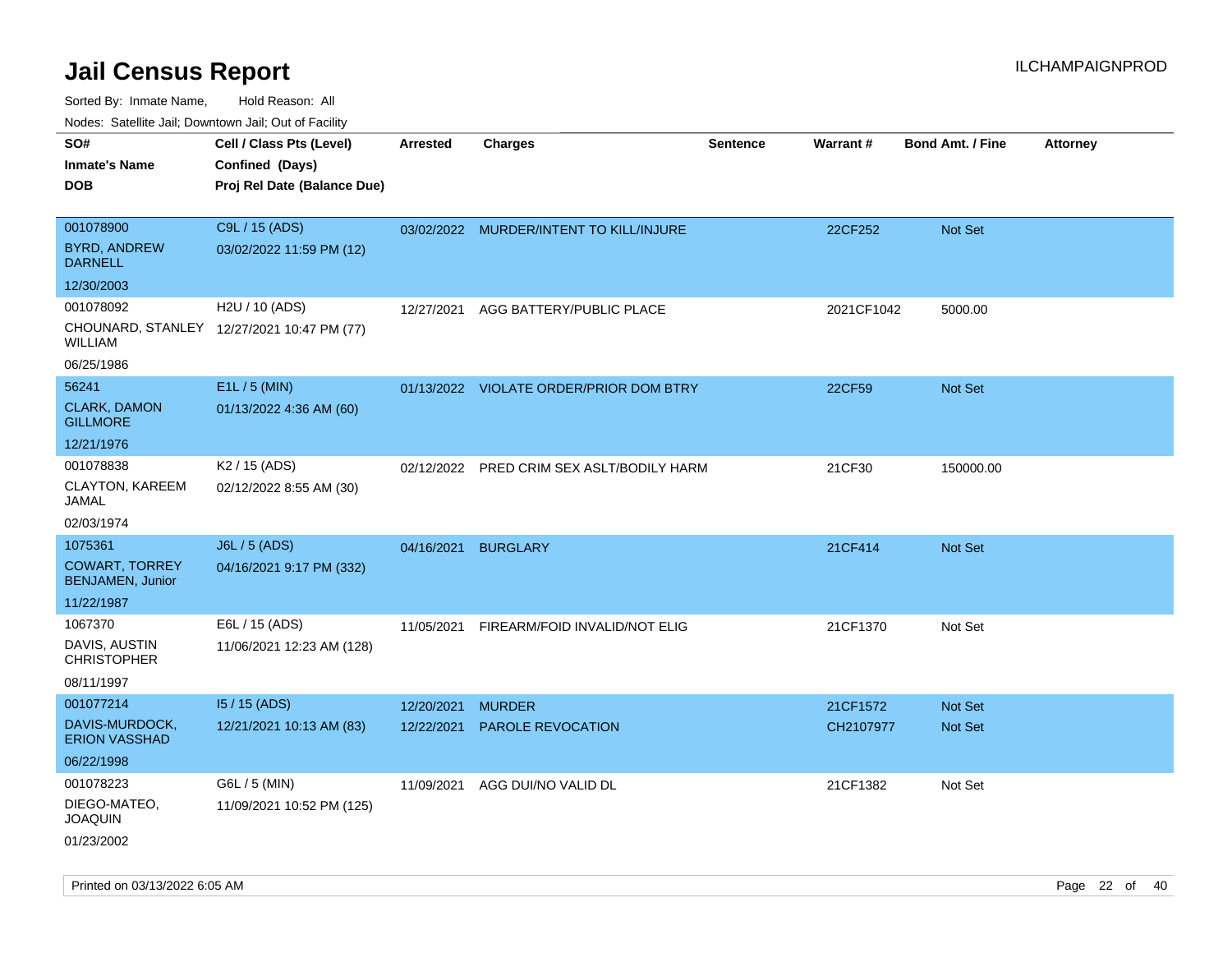# Jail Census Report

ILCHAMPAIGNPROD

Sorted By: Inmate Name, Hold Reason: All

Nodes: Satellite Jail; Downtown Jail; Out of Facility

| SO# / Inmate's Name / DOB | Cell / Class Pts (Level) / Confined (Days) / Proj Rel Date (Balance Due) | Arrested | Charges | Sentence | Warrant # | Bond Amt. / Fine | Attorney |
|---|---|---|---|---|---|---|---|
| 001078900 BYRD, ANDREW DARNELL 12/30/2003 | C9L / 15 (ADS) 03/02/2022 11:59 PM (12) | 03/02/2022 | MURDER/INTENT TO KILL/INJURE | | 22CF252 | Not Set | |
| 001078092 CHOUNARD, STANLEY WILLIAM 06/25/1986 | H2U / 10 (ADS) 12/27/2021 10:47 PM (77) | 12/27/2021 | AGG BATTERY/PUBLIC PLACE | | 2021CF1042 | 5000.00 | |
| 56241 CLARK, DAMON GILLMORE 12/21/1976 | E1L / 5 (MIN) 01/13/2022 4:36 AM (60) | 01/13/2022 | VIOLATE ORDER/PRIOR DOM BTRY | | 22CF59 | Not Set | |
| 001078838 CLAYTON, KAREEM JAMAL 02/03/1974 | K2 / 15 (ADS) 02/12/2022 8:55 AM (30) | 02/12/2022 | PRED CRIM SEX ASLT/BODILY HARM | | 21CF30 | 150000.00 | |
| 1075361 COWART, TORREY BENJAMEN, Junior 11/22/1987 | J6L / 5 (ADS) 04/16/2021 9:17 PM (332) | 04/16/2021 | BURGLARY | | 21CF414 | Not Set | |
| 1067370 DAVIS, AUSTIN CHRISTOPHER 08/11/1997 | E6L / 15 (ADS) 11/06/2021 12:23 AM (128) | 11/05/2021 | FIREARM/FOID INVALID/NOT ELIG | | 21CF1370 | Not Set | |
| 001077214 DAVIS-MURDOCK, ERION VASSHAD 06/22/1998 | I5 / 15 (ADS) 12/21/2021 10:13 AM (83) | 12/20/2021 | MURDER | | 21CF1572 | Not Set | |
| | | 12/22/2021 | PAROLE REVOCATION | | CH2107977 | Not Set | |
| 001078223 DIEGO-MATEO, JOAQUIN 01/23/2002 | G6L / 5 (MIN) 11/09/2021 10:52 PM (125) | 11/09/2021 | AGG DUI/NO VALID DL | | 21CF1382 | Not Set | |

Printed on 03/13/2022 6:05 AM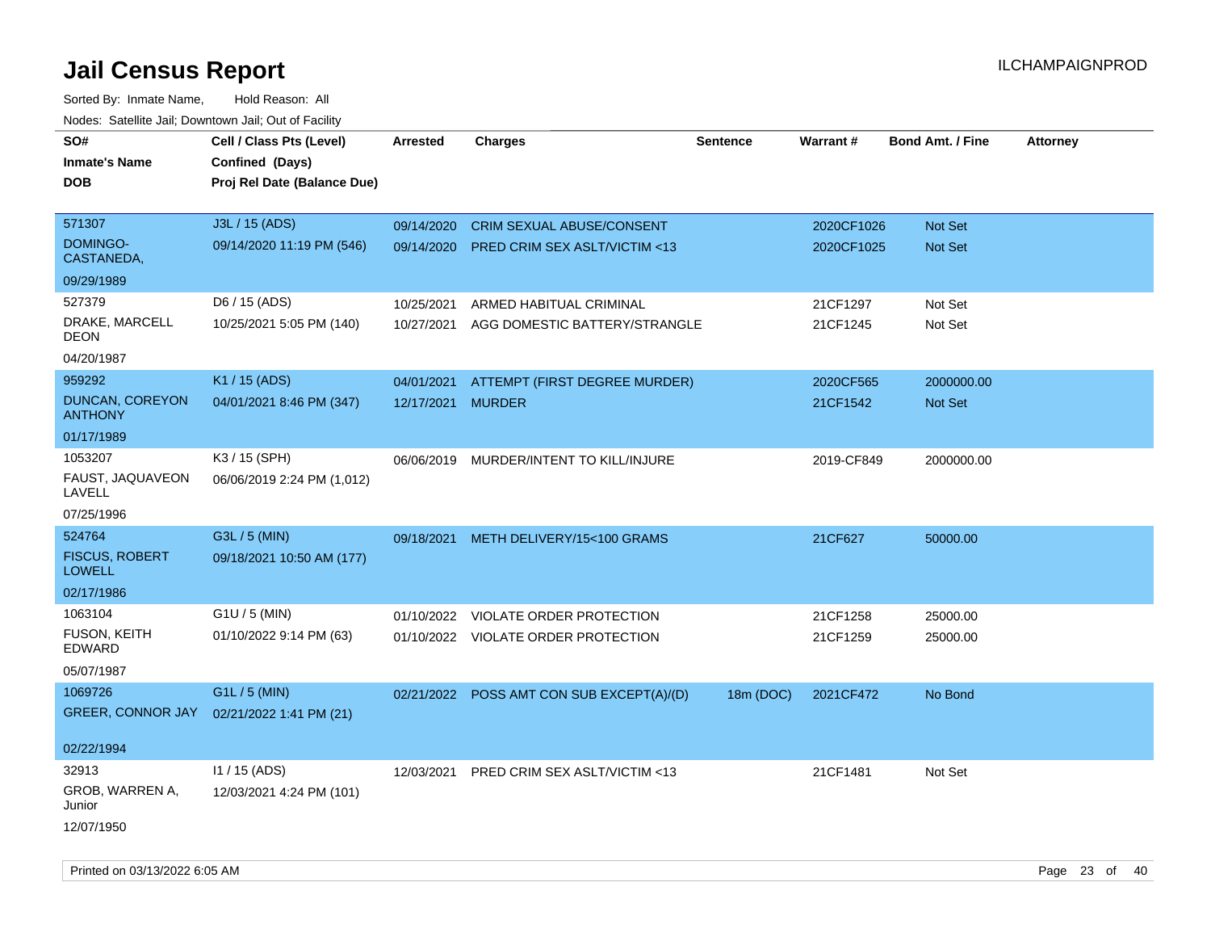# Jail Census Report

ILCHAMPAIGNPROD

Sorted By: Inmate Name, Hold Reason: All

Nodes: Satellite Jail; Downtown Jail; Out of Facility

| SO# / Inmate's Name / DOB | Cell / Class Pts (Level) / Confined (Days) / Proj Rel Date (Balance Due) | Arrested | Charges | Sentence | Warrant # | Bond Amt. / Fine | Attorney |
|---|---|---|---|---|---|---|---|
| 571307<br>DOMINGO-CASTANEDA,<br>09/29/1989 | J3L / 15 (ADS)<br>09/14/2020 11:19 PM (546) | 09/14/2020<br>09/14/2020 | CRIM SEXUAL ABUSE/CONSENT<br>PRED CRIM SEX ASLT/VICTIM <13 | | 2020CF1026<br>2020CF1025 | Not Set<br>Not Set | |
| 527379<br>DRAKE, MARCELL DEON<br>04/20/1987 | D6 / 15 (ADS)<br>10/25/2021 5:05 PM (140) | 10/25/2021<br>10/27/2021 | ARMED HABITUAL CRIMINAL<br>AGG DOMESTIC BATTERY/STRANGLE | | 21CF1297<br>21CF1245 | Not Set<br>Not Set | |
| 959292<br>DUNCAN, COREYON ANTHONY<br>01/17/1989 | K1 / 15 (ADS)<br>04/01/2021 8:46 PM (347) | 04/01/2021<br>12/17/2021 | ATTEMPT (FIRST DEGREE MURDER)<br>MURDER | | 2020CF565<br>21CF1542 | 2000000.00<br>Not Set | |
| 1053207<br>FAUST, JAQUAVEON LAVELL<br>07/25/1996 | K3 / 15 (SPH)<br>06/06/2019 2:24 PM (1,012) | 06/06/2019 | MURDER/INTENT TO KILL/INJURE | | 2019-CF849 | 2000000.00 | |
| 524764<br>FISCUS, ROBERT LOWELL<br>02/17/1986 | G3L / 5 (MIN)<br>09/18/2021 10:50 AM (177) | 09/18/2021 | METH DELIVERY/15<100 GRAMS | | 21CF627 | 50000.00 | |
| 1063104<br>FUSON, KEITH EDWARD<br>05/07/1987 | G1U / 5 (MIN)<br>01/10/2022 9:14 PM (63) | 01/10/2022<br>01/10/2022 | VIOLATE ORDER PROTECTION<br>VIOLATE ORDER PROTECTION | | 21CF1258<br>21CF1259 | 25000.00<br>25000.00 | |
| 1069726<br>GREER, CONNOR JAY<br>02/22/1994 | G1L / 5 (MIN)<br>02/21/2022 1:41 PM (21) | 02/21/2022 | POSS AMT CON SUB EXCEPT(A)/(D) | 18m (DOC) | 2021CF472 | No Bond | |
| 32913<br>GROB, WARREN A, Junior<br>12/07/1950 | I1 / 15 (ADS)<br>12/03/2021 4:24 PM (101) | 12/03/2021 | PRED CRIM SEX ASLT/VICTIM <13 | | 21CF1481 | Not Set | |

Printed on 03/13/2022 6:05 AM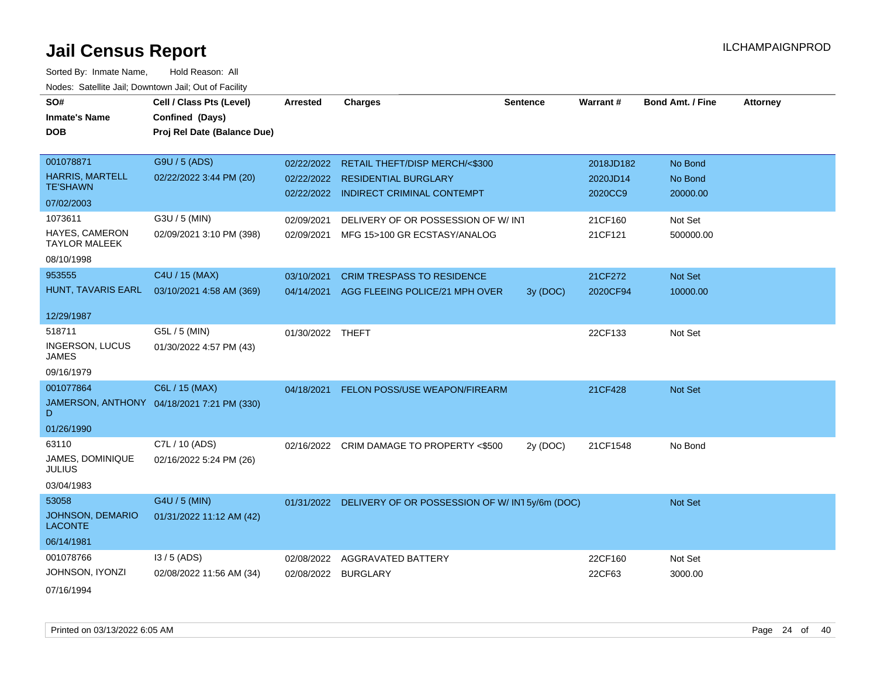# Jail Census Report

ILCHAMPAIGNPROD

Sorted By: Inmate Name, Hold Reason: All

Nodes: Satellite Jail; Downtown Jail; Out of Facility

| SO#<br>Inmate's Name<br>DOB | Cell / Class Pts (Level)<br>Confined (Days)<br>Proj Rel Date (Balance Due) | Arrested | Charges | Sentence | Warrant # | Bond Amt. / Fine | Attorney |
|---|---|---|---|---|---|---|---|
| 001078871<br>HARRIS, MARTELL TE'SHAWN<br>07/02/2003 | G9U / 5 (ADS)<br>02/22/2022 3:44 PM (20) | 02/22/2022<br>02/22/2022<br>02/22/2022 | RETAIL THEFT/DISP MERCH/<$300<br>RESIDENTIAL BURGLARY<br>INDIRECT CRIMINAL CONTEMPT | | 2018JD182<br>2020JD14<br>2020CC9 | No Bond<br>No Bond<br>20000.00 | |
| 1073611<br>HAYES, CAMERON TAYLOR MALEEK<br>08/10/1998 | G3U / 5 (MIN)<br>02/09/2021 3:10 PM (398) | 02/09/2021<br>02/09/2021 | DELIVERY OF OR POSSESSION OF W/ INT<br>MFG 15>100 GR ECSTASY/ANALOG | | 21CF160<br>21CF121 | Not Set<br>500000.00 | |
| 953555<br>HUNT, TAVARIS EARL<br>12/29/1987 | C4U / 15 (MAX)<br>03/10/2021 4:58 AM (369) | 03/10/2021<br>04/14/2021 | CRIM TRESPASS TO RESIDENCE<br>AGG FLEEING POLICE/21 MPH OVER | <br>3y (DOC) | 21CF272<br>2020CF94 | Not Set<br>10000.00 | |
| 518711<br>INGERSON, LUCUS JAMES<br>09/16/1979 | G5L / 5 (MIN)<br>01/30/2022 4:57 PM (43) | 01/30/2022 | THEFT | | 22CF133 | Not Set | |
| 001077864<br>JAMERSON, ANTHONY D<br>01/26/1990 | C6L / 15 (MAX)<br>04/18/2021 7:21 PM (330) | 04/18/2021 | FELON POSS/USE WEAPON/FIREARM | | 21CF428 | Not Set | |
| 63110<br>JAMES, DOMINIQUE JULIUS<br>03/04/1983 | C7L / 10 (ADS)<br>02/16/2022 5:24 PM (26) | 02/16/2022 | CRIM DAMAGE TO PROPERTY <$500 | 2y (DOC) | 21CF1548 | No Bond | |
| 53058<br>JOHNSON, DEMARIO LACONTE<br>06/14/1981 | G4U / 5 (MIN)<br>01/31/2022 11:12 AM (42) | 01/31/2022 | DELIVERY OF OR POSSESSION OF W/ INT | 5y/6m (DOC) | | Not Set | |
| 001078766<br>JOHNSON, IYONZI<br>07/16/1994 | I3 / 5 (ADS)<br>02/08/2022 11:56 AM (34) | 02/08/2022<br>02/08/2022 | AGGRAVATED BATTERY<br>BURGLARY | | 22CF160<br>22CF63 | Not Set<br>3000.00 | |

Printed on 03/13/2022 6:05 AM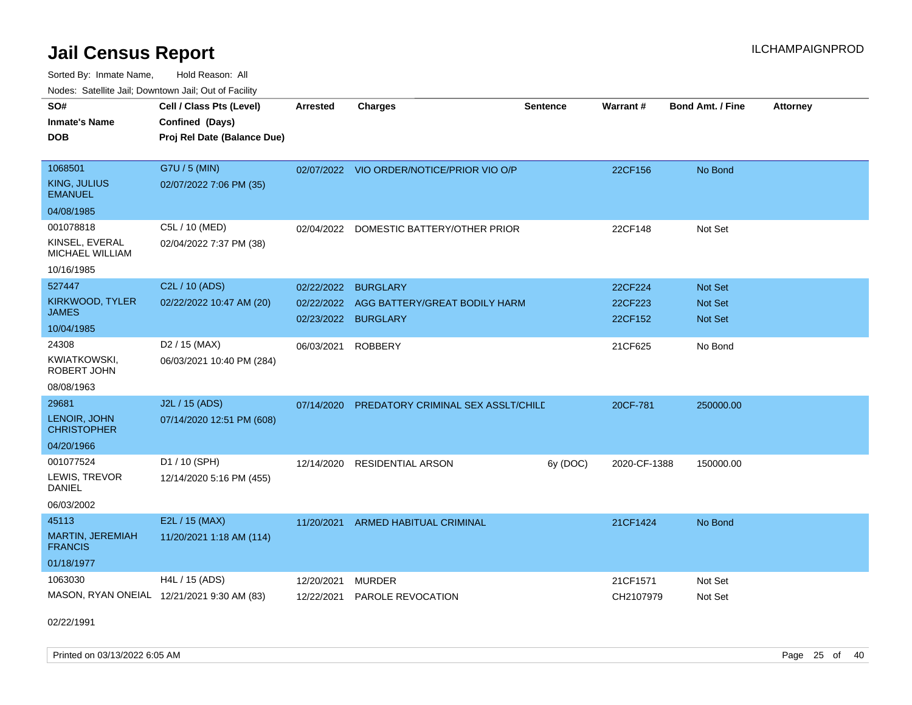# Jail Census Report

ILCHAMPAIGNPROD

Sorted By: Inmate Name, Hold Reason: All

Nodes: Satellite Jail; Downtown Jail; Out of Facility

| SO# / Inmate's Name / DOB | Cell / Class Pts (Level) / Confined (Days) / Proj Rel Date (Balance Due) | Arrested | Charges | Sentence | Warrant # | Bond Amt. / Fine | Attorney |
|---|---|---|---|---|---|---|---|
| 1068501<br>KING, JULIUS EMANUEL<br>04/08/1985 | G7U / 5 (MIN)<br>02/07/2022 7:06 PM (35) | 02/07/2022 | VIO ORDER/NOTICE/PRIOR VIO O/P | | 22CF156 | No Bond | |
| 001078818<br>KINSEL, EVERAL MICHAEL WILLIAM<br>10/16/1985 | C5L / 10 (MED)<br>02/04/2022 7:37 PM (38) | 02/04/2022 | DOMESTIC BATTERY/OTHER PRIOR | | 22CF148 | Not Set | |
| 527447<br>KIRKWOOD, TYLER JAMES<br>10/04/1985 | C2L / 10 (ADS)<br>02/22/2022 10:47 AM (20) | 02/22/2022<br>02/22/2022<br>02/23/2022 | BURGLARY<br>AGG BATTERY/GREAT BODILY HARM<br>BURGLARY | | 22CF224<br>22CF223<br>22CF152 | Not Set<br>Not Set<br>Not Set | |
| 24308<br>KWIATKOWSKI, ROBERT JOHN<br>08/08/1963 | D2 / 15 (MAX)<br>06/03/2021 10:40 PM (284) | 06/03/2021 | ROBBERY | | 21CF625 | No Bond | |
| 29681<br>LENOIR, JOHN CHRISTOPHER<br>04/20/1966 | J2L / 15 (ADS)<br>07/14/2020 12:51 PM (608) | 07/14/2020 | PREDATORY CRIMINAL SEX ASSLT/CHILD | | 20CF-781 | 250000.00 | |
| 001077524<br>LEWIS, TREVOR DANIEL<br>06/03/2002 | D1 / 10 (SPH)<br>12/14/2020 5:16 PM (455) | 12/14/2020 | RESIDENTIAL ARSON | 6y (DOC) | 2020-CF-1388 | 150000.00 | |
| 45113<br>MARTIN, JEREMIAH FRANCIS<br>01/18/1977 | E2L / 15 (MAX)<br>11/20/2021 1:18 AM (114) | 11/20/2021 | ARMED HABITUAL CRIMINAL | | 21CF1424 | No Bond | |
| 1063030<br>MASON, RYAN ONEIAL<br>02/22/1991 | H4L / 15 (ADS)<br>12/21/2021 9:30 AM (83) | 12/20/2021<br>12/22/2021 | MURDER<br>PAROLE REVOCATION | | 21CF1571<br>CH2107979 | Not Set<br>Not Set | |

Printed on 03/13/2022 6:05 AM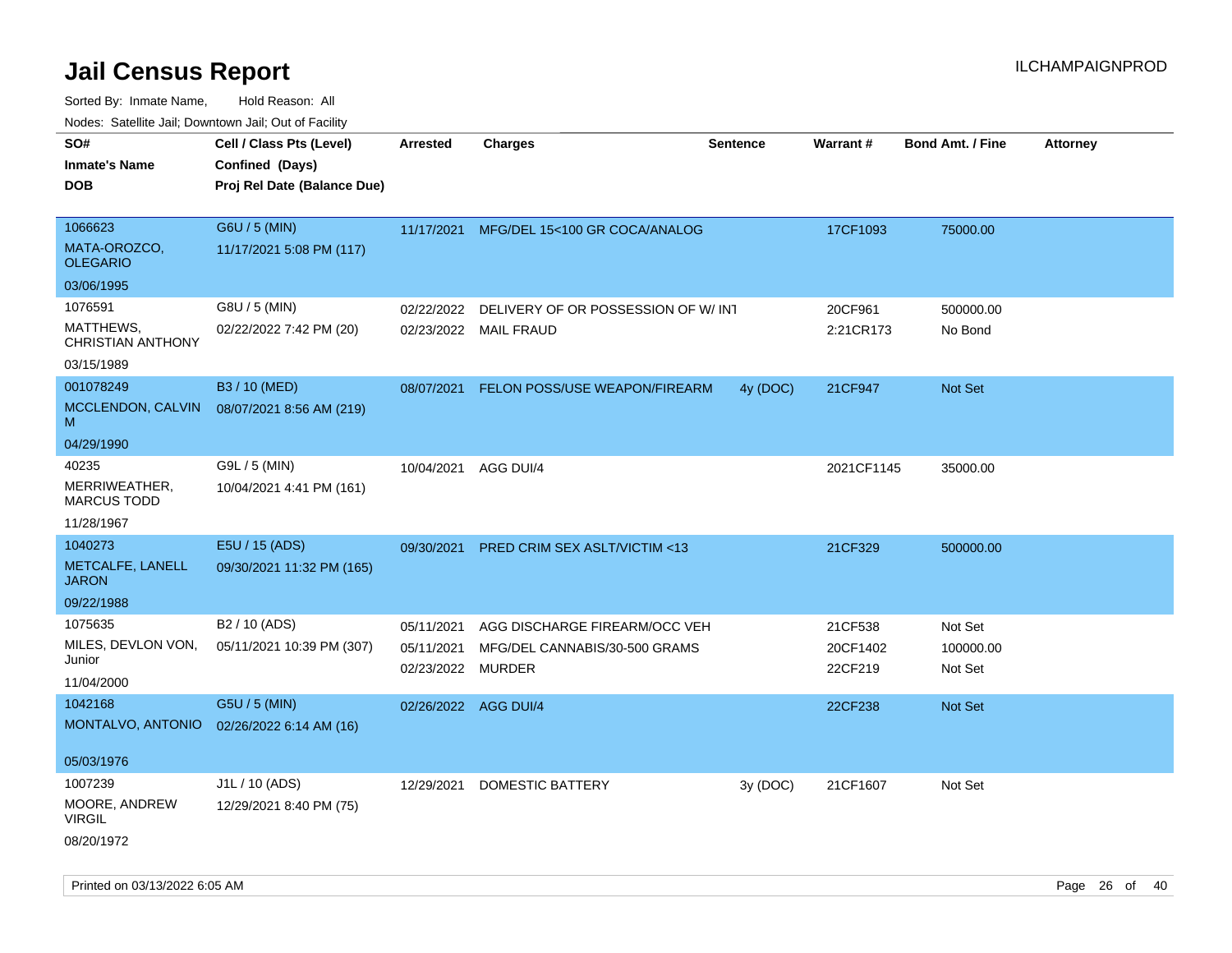# Jail Census Report

ILCHAMPAIGNPROD

Sorted By: Inmate Name, Hold Reason: All

Nodes: Satellite Jail; Downtown Jail; Out of Facility

| SO# / Inmate's Name / DOB | Cell / Class Pts (Level) / Confined (Days) / Proj Rel Date (Balance Due) | Arrested | Charges | Sentence | Warrant # | Bond Amt. / Fine | Attorney |
|---|---|---|---|---|---|---|---|
| 1066623<br>MATA-OROZCO, OLEGARIO<br>03/06/1995 | G6U / 5 (MIN)<br>11/17/2021 5:08 PM (117) | 11/17/2021 | MFG/DEL 15<100 GR COCA/ANALOG | | 17CF1093 | 75000.00 | |
| 1076591<br>MATTHEWS, CHRISTIAN ANTHONY<br>03/15/1989 | G8U / 5 (MIN)<br>02/22/2022 7:42 PM (20) | 02/22/2022 | DELIVERY OF OR POSSESSION OF W/ INT | | 20CF961 | 500000.00 | |
| | | 02/23/2022 | MAIL FRAUD | | 2:21CR173 | No Bond | |
| 001078249<br>MCCLENDON, CALVIN M<br>04/29/1990 | B3 / 10 (MED)<br>08/07/2021 8:56 AM (219) | 08/07/2021 | FELON POSS/USE WEAPON/FIREARM | 4y (DOC) | 21CF947 | Not Set | |
| 40235<br>MERRIWEATHER, MARCUS TODD<br>11/28/1967 | G9L / 5 (MIN)<br>10/04/2021 4:41 PM (161) | 10/04/2021 | AGG DUI/4 | | 2021CF1145 | 35000.00 | |
| 1040273<br>METCALFE, LANELL JARON<br>09/22/1988 | E5U / 15 (ADS)<br>09/30/2021 11:32 PM (165) | 09/30/2021 | PRED CRIM SEX ASLT/VICTIM <13 | | 21CF329 | 500000.00 | |
| 1075635<br>MILES, DEVLON VON, Junior<br>11/04/2000 | B2 / 10 (ADS)<br>05/11/2021 10:39 PM (307) | 05/11/2021 | AGG DISCHARGE FIREARM/OCC VEH | | 21CF538 | Not Set | |
| | | 05/11/2021 | MFG/DEL CANNABIS/30-500 GRAMS | | 20CF1402 | 100000.00 | |
| | | 02/23/2022 | MURDER | | 22CF219 | Not Set | |
| 1042168<br>MONTALVO, ANTONIO<br>05/03/1976 | G5U / 5 (MIN)<br>02/26/2022 6:14 AM (16) | 02/26/2022 | AGG DUI/4 | | 22CF238 | Not Set | |
| 1007239<br>MOORE, ANDREW VIRGIL<br>08/20/1972 | J1L / 10 (ADS)<br>12/29/2021 8:40 PM (75) | 12/29/2021 | DOMESTIC BATTERY | 3y (DOC) | 21CF1607 | Not Set | |

Printed on 03/13/2022 6:05 AM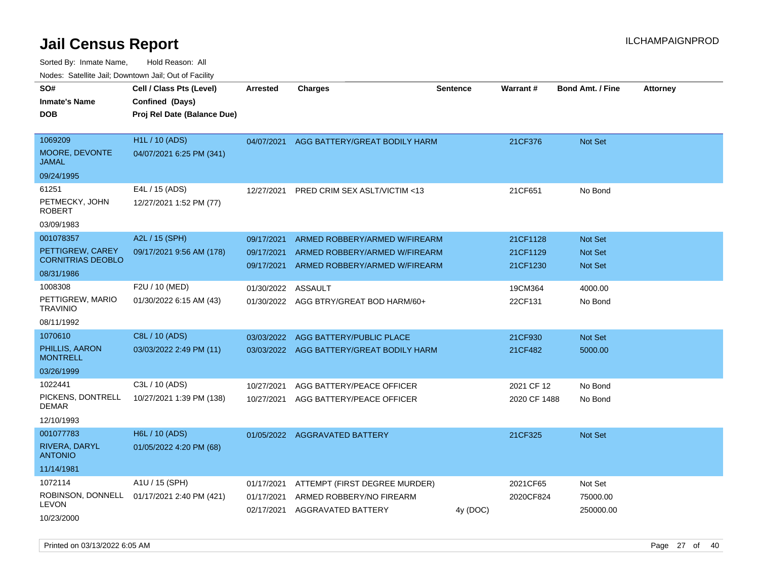# Jail Census Report

Sorted By: Inmate Name, Hold Reason: All

Nodes: Satellite Jail; Downtown Jail; Out of Facility

| SO# / Inmate's Name / DOB | Cell / Class Pts (Level) / Confined (Days) / Proj Rel Date (Balance Due) | Arrested | Charges | Sentence | Warrant # | Bond Amt. / Fine | Attorney |
|---|---|---|---|---|---|---|---|
| 1069209<br>MOORE, DEVONTE JAMAL<br>09/24/1995 | H1L / 10 (ADS)<br>04/07/2021 6:25 PM (341) | 04/07/2021 | AGG BATTERY/GREAT BODILY HARM | | 21CF376 | Not Set | |
| 61251<br>PETMECKY, JOHN ROBERT<br>03/09/1983 | E4L / 15 (ADS)<br>12/27/2021 1:52 PM (77) | 12/27/2021 | PRED CRIM SEX ASLT/VICTIM <13 | | 21CF651 | No Bond | |
| 001078357<br>PETTIGREW, CAREY CORNITRIAS DEOBLO<br>08/31/1986 | A2L / 15 (SPH)<br>09/17/2021 9:56 AM (178) | 09/17/2021<br>09/17/2021<br>09/17/2021 | ARMED ROBBERY/ARMED W/FIREARM<br>ARMED ROBBERY/ARMED W/FIREARM<br>ARMED ROBBERY/ARMED W/FIREARM | | 21CF1128<br>21CF1129<br>21CF1230 | Not Set<br>Not Set<br>Not Set | |
| 1008308<br>PETTIGREW, MARIO TRAVINIO<br>08/11/1992 | F2U / 10 (MED)<br>01/30/2022 6:15 AM (43) | 01/30/2022<br>01/30/2022 | ASSAULT<br>AGG BTRY/GREAT BOD HARM/60+ | | 19CM364<br>22CF131 | 4000.00<br>No Bond | |
| 1070610<br>PHILLIS, AARON MONTRELL<br>03/26/1999 | C8L / 10 (ADS)<br>03/03/2022 2:49 PM (11) | 03/03/2022<br>03/03/2022 | AGG BATTERY/PUBLIC PLACE<br>AGG BATTERY/GREAT BODILY HARM | | 21CF930<br>21CF482 | Not Set<br>5000.00 | |
| 1022441<br>PICKENS, DONTRELL DEMAR<br>12/10/1993 | C3L / 10 (ADS)<br>10/27/2021 1:39 PM (138) | 10/27/2021<br>10/27/2021 | AGG BATTERY/PEACE OFFICER<br>AGG BATTERY/PEACE OFFICER | | 2021 CF 12<br>2020 CF 1488 | No Bond<br>No Bond | |
| 001077783<br>RIVERA, DARYL ANTONIO<br>11/14/1981 | H6L / 10 (ADS)<br>01/05/2022 4:20 PM (68) | 01/05/2022 | AGGRAVATED BATTERY | | 21CF325 | Not Set | |
| 1072114<br>ROBINSON, DONNELL LEVON<br>10/23/2000 | A1U / 15 (SPH)<br>01/17/2021 2:40 PM (421) | 01/17/2021<br>01/17/2021<br>02/17/2021 | ATTEMPT (FIRST DEGREE MURDER)<br>ARMED ROBBERY/NO FIREARM<br>AGGRAVATED BATTERY | <br><br>4y (DOC) | 2021CF65<br>2020CF824 | Not Set<br>75000.00<br>250000.00 | |

Printed on 03/13/2022 6:05 AM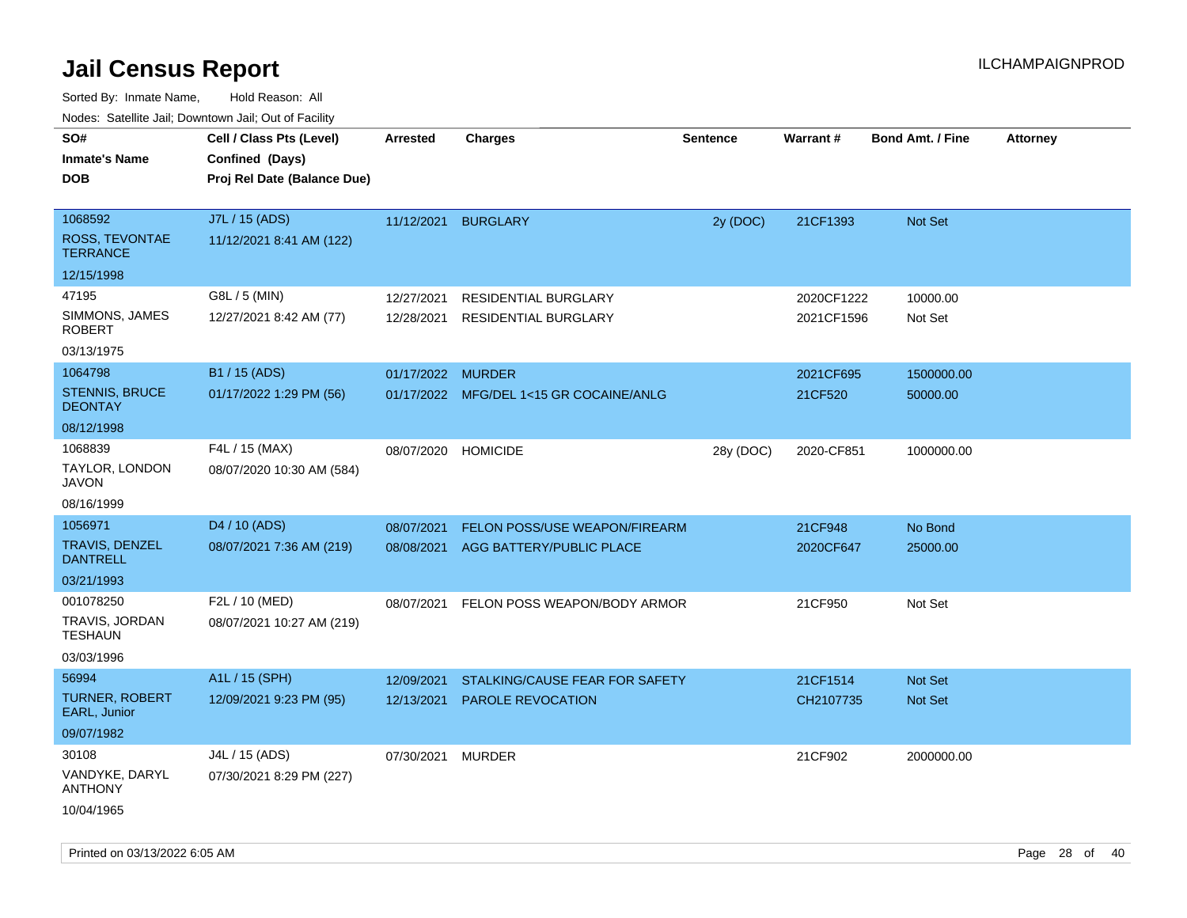# Jail Census Report

ILCHAMPAIGNPROD

Sorted By: Inmate Name, Hold Reason: All

Nodes: Satellite Jail; Downtown Jail; Out of Facility

| SO# / Inmate's Name / DOB | Cell / Class Pts (Level) / Confined (Days) / Proj Rel Date (Balance Due) | Arrested | Charges | Sentence | Warrant # | Bond Amt. / Fine | Attorney |
|---|---|---|---|---|---|---|---|
| 1068592<br>ROSS, TEVONTAE TERRANCE<br>12/15/1998 | J7L / 15 (ADS)<br>11/12/2021 8:41 AM (122) | 11/12/2021 | BURGLARY | 2y (DOC) | 21CF1393 | Not Set | |
| 47195<br>SIMMONS, JAMES ROBERT<br>03/13/1975 | G8L / 5 (MIN)<br>12/27/2021 8:42 AM (77) | 12/27/2021 | RESIDENTIAL BURGLARY | | 2020CF1222 | 10000.00 | |
| | | 12/28/2021 | RESIDENTIAL BURGLARY | | 2021CF1596 | Not Set | |
| 1064798<br>STENNIS, BRUCE DEONTAY<br>08/12/1998 | B1 / 15 (ADS)<br>01/17/2022 1:29 PM (56) | 01/17/2022 | MURDER | | 2021CF695 | 1500000.00 | |
| | | 01/17/2022 | MFG/DEL 1<15 GR COCAINE/ANLG | | 21CF520 | 50000.00 | |
| 1068839<br>TAYLOR, LONDON JAVON<br>08/16/1999 | F4L / 15 (MAX)<br>08/07/2020 10:30 AM (584) | 08/07/2020 | HOMICIDE | 28y (DOC) | 2020-CF851 | 1000000.00 | |
| 1056971<br>TRAVIS, DENZEL DANTRELL<br>03/21/1993 | D4 / 10 (ADS)<br>08/07/2021 7:36 AM (219) | 08/07/2021 | FELON POSS/USE WEAPON/FIREARM | | 21CF948 | No Bond | |
| | | 08/08/2021 | AGG BATTERY/PUBLIC PLACE | | 2020CF647 | 25000.00 | |
| 001078250<br>TRAVIS, JORDAN TESHAUN<br>03/03/1996 | F2L / 10 (MED)<br>08/07/2021 10:27 AM (219) | 08/07/2021 | FELON POSS WEAPON/BODY ARMOR | | 21CF950 | Not Set | |
| 56994<br>TURNER, ROBERT EARL, Junior<br>09/07/1982 | A1L / 15 (SPH)<br>12/09/2021 9:23 PM (95) | 12/09/2021 | STALKING/CAUSE FEAR FOR SAFETY | | 21CF1514 | Not Set | |
| | | 12/13/2021 | PAROLE REVOCATION | | CH2107735 | Not Set | |
| 30108<br>VANDYKE, DARYL ANTHONY<br>10/04/1965 | J4L / 15 (ADS)<br>07/30/2021 8:29 PM (227) | 07/30/2021 | MURDER | | 21CF902 | 2000000.00 | |

Printed on 03/13/2022 6:05 AM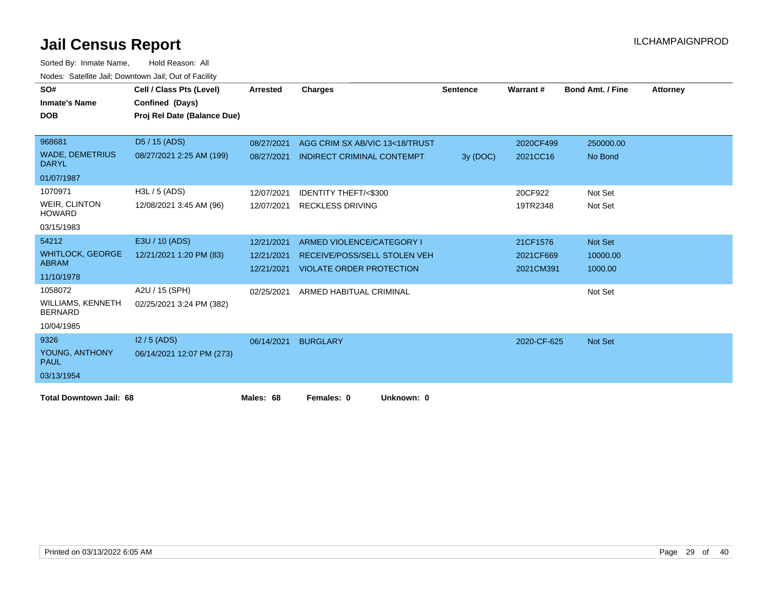# Jail Census Report

ILCHAMPAIGNPROD

Sorted By: Inmate Name, Hold Reason: All

Nodes: Satellite Jail; Downtown Jail; Out of Facility

| SO# / Inmate's Name / DOB | Cell / Class Pts (Level) / Confined (Days) / Proj Rel Date (Balance Due) | Arrested | Charges | Sentence | Warrant # | Bond Amt. / Fine | Attorney |
|---|---|---|---|---|---|---|---|
| 968681<br>WADE, DEMETRIUS DARYL<br>01/07/1987 | D5 / 15 (ADS)<br>08/27/2021 2:25 AM (199) | 08/27/2021 | AGG CRIM SX AB/VIC 13<18/TRUST | | 2020CF499 | 250000.00 | |
| | | 08/27/2021 | INDIRECT CRIMINAL CONTEMPT | 3y (DOC) | 2021CC16 | No Bond | |
| 1070971<br>WEIR, CLINTON HOWARD<br>03/15/1983 | H3L / 5 (ADS)<br>12/08/2021 3:45 AM (96) | 12/07/2021 | IDENTITY THEFT/<$300 | | 20CF922 | Not Set | |
| | | 12/07/2021 | RECKLESS DRIVING | | 19TR2348 | Not Set | |
| 54212<br>WHITLOCK, GEORGE ABRAM<br>11/10/1978 | E3U / 10 (ADS)<br>12/21/2021 1:20 PM (83) | 12/21/2021 | ARMED VIOLENCE/CATEGORY I | | 21CF1576 | Not Set | |
| | | 12/21/2021 | RECEIVE/POSS/SELL STOLEN VEH | | 2021CF669 | 10000.00 | |
| | | 12/21/2021 | VIOLATE ORDER PROTECTION | | 2021CM391 | 1000.00 | |
| 1058072<br>WILLIAMS, KENNETH BERNARD<br>10/04/1985 | A2U / 15 (SPH)<br>02/25/2021 3:24 PM (382) | 02/25/2021 | ARMED HABITUAL CRIMINAL | | | Not Set | |
| 9326<br>YOUNG, ANTHONY PAUL<br>03/13/1954 | I2 / 5 (ADS)<br>06/14/2021 12:07 PM (273) | 06/14/2021 | BURGLARY | | 2020-CF-625 | Not Set | |

**Total Downtown Jail: 68** **Males: 68** **Females: 0** **Unknown: 0**

Printed on 03/13/2022 6:05 AM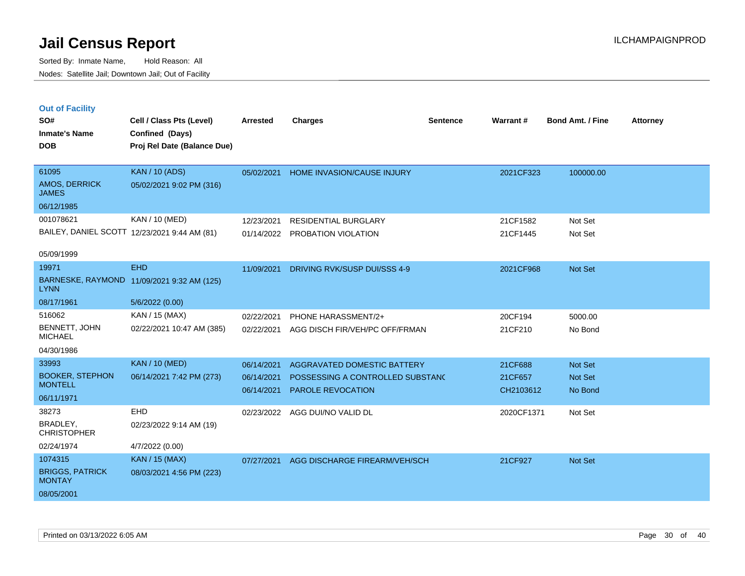# Jail Census Report

Sorted By: Inmate Name, Hold Reason: All

Nodes: Satellite Jail; Downtown Jail; Out of Facility

ILCHAMPAIGNPROD

## Out of Facility

| SO# / Inmate's Name / DOB | Cell / Class Pts (Level) / Confined (Days) / Proj Rel Date (Balance Due) | Arrested | Charges | Sentence | Warrant # | Bond Amt. / Fine | Attorney |
|---|---|---|---|---|---|---|---|
| 61095<br>AMOS, DERRICK JAMES<br>06/12/1985 | KAN / 10 (ADS)<br>05/02/2021 9:02 PM (316) | 05/02/2021 | HOME INVASION/CAUSE INJURY | | 2021CF323 | 100000.00 | |
| 001078621<br>BAILEY, DANIEL SCOTT<br>05/09/1999 | KAN / 10 (MED)<br>12/23/2021 9:44 AM (81) | 12/23/2021<br>01/14/2022 | RESIDENTIAL BURGLARY<br>PROBATION VIOLATION | | 21CF1582<br>21CF1445 | Not Set<br>Not Set | |
| 19971<br>BARNESKE, RAYMOND LYNN<br>08/17/1961 | EHD<br>11/09/2021 9:32 AM (125)<br>5/6/2022 (0.00) | 11/09/2021 | DRIVING RVK/SUSP DUI/SSS 4-9 | | 2021CF968 | Not Set | |
| 516062<br>BENNETT, JOHN MICHAEL<br>04/30/1986 | KAN / 15 (MAX)<br>02/22/2021 10:47 AM (385) | 02/22/2021<br>02/22/2021 | PHONE HARASSMENT/2+<br>AGG DISCH FIR/VEH/PC OFF/FRMAN | | 20CF194<br>21CF210 | 5000.00<br>No Bond | |
| 33993<br>BOOKER, STEPHON MONTELL<br>06/11/1971 | KAN / 10 (MED)<br>06/14/2021 7:42 PM (273) | 06/14/2021<br>06/14/2021<br>06/14/2021 | AGGRAVATED DOMESTIC BATTERY<br>POSSESSING A CONTROLLED SUBSTANC<br>PAROLE REVOCATION | | 21CF688<br>21CF657<br>CH2103612 | Not Set<br>Not Set<br>No Bond | |
| 38273<br>BRADLEY, CHRISTOPHER<br>02/24/1974 | EHD<br>02/23/2022 9:14 AM (19)<br>4/7/2022 (0.00) | 02/23/2022 | AGG DUI/NO VALID DL | | 2020CF1371 | Not Set | |
| 1074315<br>BRIGGS, PATRICK MONTAY<br>08/05/2001 | KAN / 15 (MAX)<br>08/03/2021 4:56 PM (223) | 07/27/2021 | AGG DISCHARGE FIREARM/VEH/SCH | | 21CF927 | Not Set | |

Printed on 03/13/2022 6:05 AM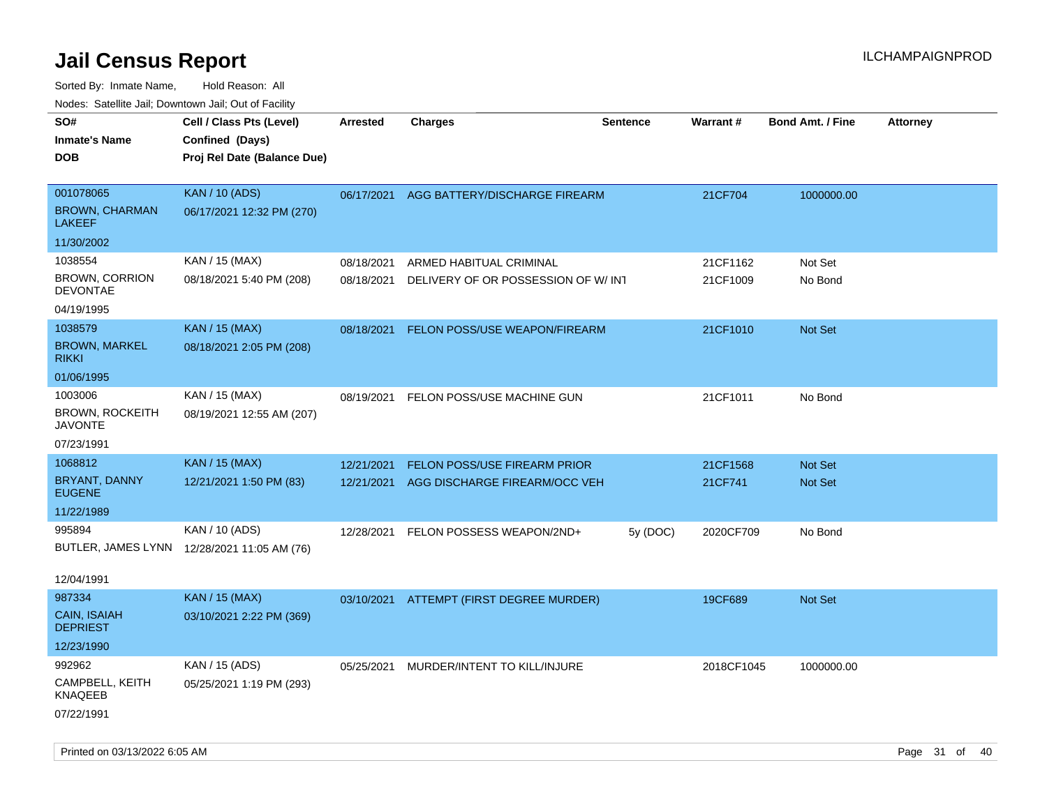# Jail Census Report

Sorted By: Inmate Name, Hold Reason: All

Nodes: Satellite Jail; Downtown Jail; Out of Facility

| SO# / Inmate's Name / DOB | Cell / Class Pts (Level) / Confined (Days) / Proj Rel Date (Balance Due) | Arrested | Charges | Sentence | Warrant # | Bond Amt. / Fine | Attorney |
|---|---|---|---|---|---|---|---|
| 001078065<br>BROWN, CHARMAN LAKEEF<br>11/30/2002 | KAN / 10 (ADS)<br>06/17/2021 12:32 PM (270) | 06/17/2021 | AGG BATTERY/DISCHARGE FIREARM | | 21CF704 | 1000000.00 | |
| 1038554<br>BROWN, CORRION DEVONTAE<br>04/19/1995 | KAN / 15 (MAX)<br>08/18/2021 5:40 PM (208) | 08/18/2021<br>08/18/2021 | ARMED HABITUAL CRIMINAL<br>DELIVERY OF OR POSSESSION OF W/ INT | | 21CF1162<br>21CF1009 | Not Set<br>No Bond | |
| 1038579<br>BROWN, MARKEL RIKKI<br>01/06/1995 | KAN / 15 (MAX)<br>08/18/2021 2:05 PM (208) | 08/18/2021 | FELON POSS/USE WEAPON/FIREARM | | 21CF1010 | Not Set | |
| 1003006<br>BROWN, ROCKEITH JAVONTE<br>07/23/1991 | KAN / 15 (MAX)<br>08/19/2021 12:55 AM (207) | 08/19/2021 | FELON POSS/USE MACHINE GUN | | 21CF1011 | No Bond | |
| 1068812<br>BRYANT, DANNY EUGENE<br>11/22/1989 | KAN / 15 (MAX)<br>12/21/2021 1:50 PM (83) | 12/21/2021<br>12/21/2021 | FELON POSS/USE FIREARM PRIOR<br>AGG DISCHARGE FIREARM/OCC VEH | | 21CF1568<br>21CF741 | Not Set<br>Not Set | |
| 995894<br>BUTLER, JAMES LYNN<br>12/04/1991 | KAN / 10 (ADS)<br>12/28/2021 11:05 AM (76) | 12/28/2021 | FELON POSSESS WEAPON/2ND+ | 5y (DOC) | 2020CF709 | No Bond | |
| 987334<br>CAIN, ISAIAH DEPRIEST<br>12/23/1990 | KAN / 15 (MAX)<br>03/10/2021 2:22 PM (369) | 03/10/2021 | ATTEMPT (FIRST DEGREE MURDER) | | 19CF689 | Not Set | |
| 992962<br>CAMPBELL, KEITH KNAQEEB<br>07/22/1991 | KAN / 15 (ADS)<br>05/25/2021 1:19 PM (293) | 05/25/2021 | MURDER/INTENT TO KILL/INJURE | | 2018CF1045 | 1000000.00 | |

Printed on 03/13/2022 6:05 AM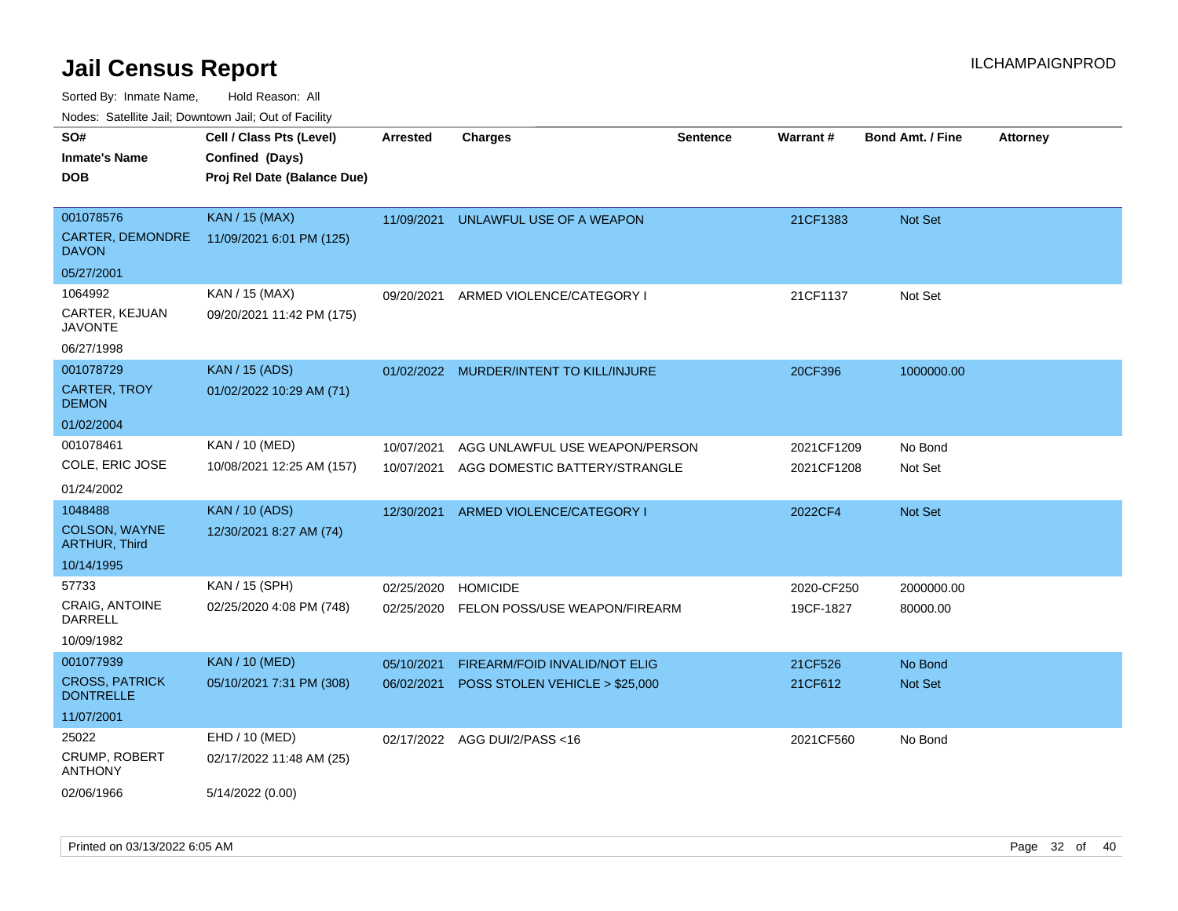# Jail Census Report

ILCHAMPAIGNPROD

Sorted By: Inmate Name, Hold Reason: All

Nodes: Satellite Jail; Downtown Jail; Out of Facility

| SO# / Inmate's Name / DOB | Cell / Class Pts (Level) / Confined (Days) / Proj Rel Date (Balance Due) | Arrested | Charges | Sentence | Warrant # | Bond Amt. / Fine | Attorney |
|---|---|---|---|---|---|---|---|
| 001078576<br>CARTER, DEMONDRE DAVON<br>05/27/2001 | KAN / 15 (MAX)<br>11/09/2021 6:01 PM (125) | 11/09/2021 | UNLAWFUL USE OF A WEAPON | | 21CF1383 | Not Set | |
| 1064992<br>CARTER, KEJUAN JAVONTE<br>06/27/1998 | KAN / 15 (MAX)<br>09/20/2021 11:42 PM (175) | 09/20/2021 | ARMED VIOLENCE/CATEGORY I | | 21CF1137 | Not Set | |
| 001078729<br>CARTER, TROY DEMON<br>01/02/2004 | KAN / 15 (ADS)<br>01/02/2022 10:29 AM (71) | 01/02/2022 | MURDER/INTENT TO KILL/INJURE | | 20CF396 | 1000000.00 | |
| 001078461<br>COLE, ERIC JOSE<br>01/24/2002 | KAN / 10 (MED)<br>10/08/2021 12:25 AM (157) | 10/07/2021 | AGG UNLAWFUL USE WEAPON/PERSON | | 2021CF1209 | No Bond | |
| | | 10/07/2021 | AGG DOMESTIC BATTERY/STRANGLE | | 2021CF1208 | Not Set | |
| 1048488<br>COLSON, WAYNE ARTHUR, Third<br>10/14/1995 | KAN / 10 (ADS)<br>12/30/2021 8:27 AM (74) | 12/30/2021 | ARMED VIOLENCE/CATEGORY I | | 2022CF4 | Not Set | |
| 57733<br>CRAIG, ANTOINE DARRELL<br>10/09/1982 | KAN / 15 (SPH)<br>02/25/2020 4:08 PM (748) | 02/25/2020 | HOMICIDE | | 2020-CF250 | 2000000.00 | |
| | | 02/25/2020 | FELON POSS/USE WEAPON/FIREARM | | 19CF-1827 | 80000.00 | |
| 001077939<br>CROSS, PATRICK DONTRELLE<br>11/07/2001 | KAN / 10 (MED)<br>05/10/2021 7:31 PM (308) | 05/10/2021 | FIREARM/FOID INVALID/NOT ELIG | | 21CF526 | No Bond | |
| | | 06/02/2021 | POSS STOLEN VEHICLE > $25,000 | | 21CF612 | Not Set | |
| 25022<br>CRUMP, ROBERT ANTHONY<br>02/06/1966 | EHD / 10 (MED)<br>02/17/2022 11:48 AM (25)<br>5/14/2022 (0.00) | 02/17/2022 | AGG DUI/2/PASS <16 | | 2021CF560 | No Bond | |

Printed on 03/13/2022 6:05 AM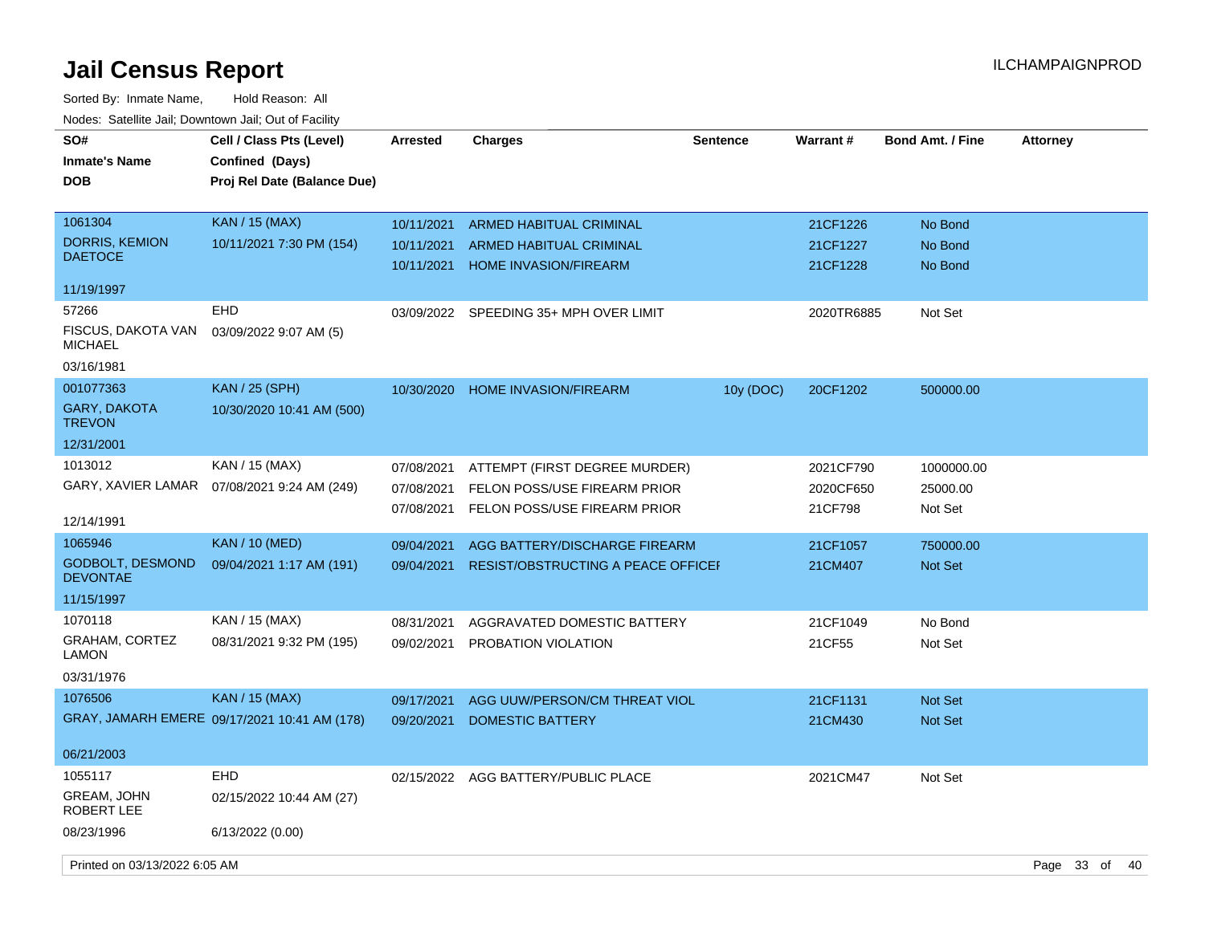# Jail Census Report

ILCHAMPAIGNPROD

Sorted By: Inmate Name, Hold Reason: All

Nodes: Satellite Jail; Downtown Jail; Out of Facility

| SO# / Inmate's Name / DOB | Cell / Class Pts (Level) / Confined (Days) / Proj Rel Date (Balance Due) | Arrested | Charges | Sentence | Warrant # | Bond Amt. / Fine | Attorney |
|---|---|---|---|---|---|---|---|
| 1061304 | KAN / 15 (MAX) | 10/11/2021 | ARMED HABITUAL CRIMINAL | | 21CF1226 | No Bond | |
| DORRIS, KEMION DAETOCE | 10/11/2021 7:30 PM (154) | 10/11/2021 | ARMED HABITUAL CRIMINAL | | 21CF1227 | No Bond | |
| 11/19/1997 | | 10/11/2021 | HOME INVASION/FIREARM | | 21CF1228 | No Bond | |
| 57266 | EHD | 03/09/2022 | SPEEDING 35+ MPH OVER LIMIT | | 2020TR6885 | Not Set | |
| FISCUS, DAKOTA VAN MICHAEL | 03/09/2022 9:07 AM (5) | | | | | | |
| 03/16/1981 | | | | | | | |
| 001077363 | KAN / 25 (SPH) | 10/30/2020 | HOME INVASION/FIREARM | 10y (DOC) | 20CF1202 | 500000.00 | |
| GARY, DAKOTA TREVON | 10/30/2020 10:41 AM (500) | | | | | | |
| 12/31/2001 | | | | | | | |
| 1013012 | KAN / 15 (MAX) | 07/08/2021 | ATTEMPT (FIRST DEGREE MURDER) | | 2021CF790 | 1000000.00 | |
| GARY, XAVIER LAMAR | 07/08/2021 9:24 AM (249) | 07/08/2021 | FELON POSS/USE FIREARM PRIOR | | 2020CF650 | 25000.00 | |
| 12/14/1991 | | 07/08/2021 | FELON POSS/USE FIREARM PRIOR | | 21CF798 | Not Set | |
| 1065946 | KAN / 10 (MED) | 09/04/2021 | AGG BATTERY/DISCHARGE FIREARM | | 21CF1057 | 750000.00 | |
| GODBOLT, DESMOND DEVONTAE | 09/04/2021 1:17 AM (191) | 09/04/2021 | RESIST/OBSTRUCTING A PEACE OFFICEI | | 21CM407 | Not Set | |
| 11/15/1997 | | | | | | | |
| 1070118 | KAN / 15 (MAX) | 08/31/2021 | AGGRAVATED DOMESTIC BATTERY | | 21CF1049 | No Bond | |
| GRAHAM, CORTEZ LAMON | 08/31/2021 9:32 PM (195) | 09/02/2021 | PROBATION VIOLATION | | 21CF55 | Not Set | |
| 03/31/1976 | | | | | | | |
| 1076506 | KAN / 15 (MAX) | 09/17/2021 | AGG UUW/PERSON/CM THREAT VIOL | | 21CF1131 | Not Set | |
| GRAY, JAMARH EMERE | 09/17/2021 10:41 AM (178) | 09/20/2021 | DOMESTIC BATTERY | | 21CM430 | Not Set | |
| 06/21/2003 | | | | | | | |
| 1055117 | EHD | 02/15/2022 | AGG BATTERY/PUBLIC PLACE | | 2021CM47 | Not Set | |
| GREAM, JOHN ROBERT LEE | 02/15/2022 10:44 AM (27) | | | | | | |
| 08/23/1996 | 6/13/2022 (0.00) | | | | | | |

Printed on 03/13/2022 6:05 AM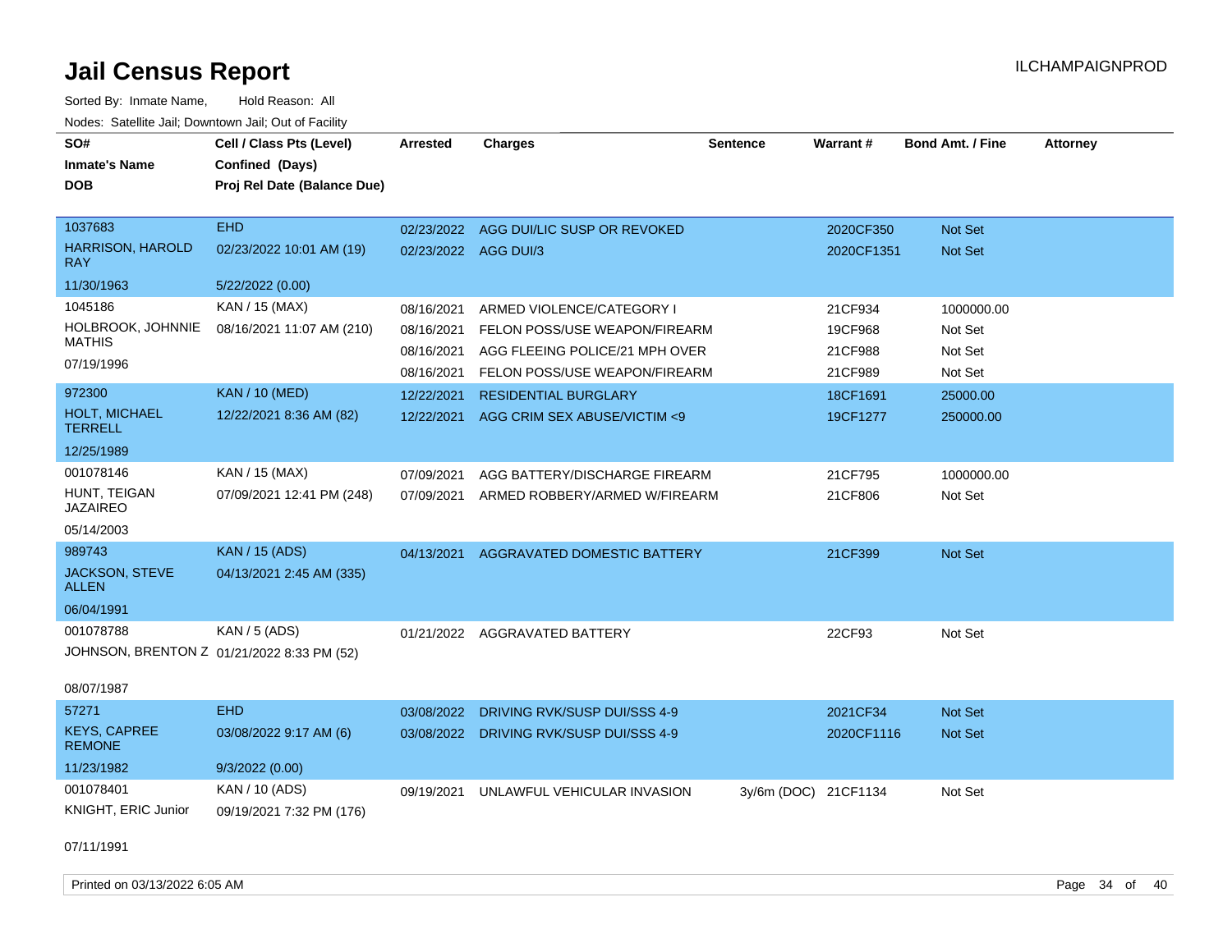# Jail Census Report

Sorted By: Inmate Name, Hold Reason: All

Nodes: Satellite Jail; Downtown Jail; Out of Facility

| SO# / Inmate's Name / DOB | Cell / Class Pts (Level) / Confined (Days) / Proj Rel Date (Balance Due) | Arrested | Charges | Sentence | Warrant # | Bond Amt. / Fine | Attorney |
|---|---|---|---|---|---|---|---|
| 1037683<br>HARRISON, HAROLD RAY<br>11/30/1963 | EHD<br>02/23/2022 10:01 AM (19)<br>5/22/2022 (0.00) | 02/23/2022 | AGG DUI/LIC SUSP OR REVOKED | | 2020CF350 | Not Set | |
| | | 02/23/2022 | AGG DUI/3 | | 2020CF1351 | Not Set | |
| 1045186<br>HOLBROOK, JOHNNIE MATHIS<br>07/19/1996 | KAN / 15 (MAX)<br>08/16/2021 11:07 AM (210) | 08/16/2021 | ARMED VIOLENCE/CATEGORY I | | 21CF934 | 1000000.00 | |
| | | 08/16/2021 | FELON POSS/USE WEAPON/FIREARM | | 19CF968 | Not Set | |
| | | 08/16/2021 | AGG FLEEING POLICE/21 MPH OVER | | 21CF988 | Not Set | |
| | | 08/16/2021 | FELON POSS/USE WEAPON/FIREARM | | 21CF989 | Not Set | |
| 972300<br>HOLT, MICHAEL TERRELL<br>12/25/1989 | KAN / 10 (MED)<br>12/22/2021 8:36 AM (82) | 12/22/2021 | RESIDENTIAL BURGLARY | | 18CF1691 | 25000.00 | |
| | | 12/22/2021 | AGG CRIM SEX ABUSE/VICTIM <9 | | 19CF1277 | 250000.00 | |
| 001078146<br>HUNT, TEIGAN JAZAIREO<br>05/14/2003 | KAN / 15 (MAX)<br>07/09/2021 12:41 PM (248) | 07/09/2021 | AGG BATTERY/DISCHARGE FIREARM | | 21CF795 | 1000000.00 | |
| | | 07/09/2021 | ARMED ROBBERY/ARMED W/FIREARM | | 21CF806 | Not Set | |
| 989743<br>JACKSON, STEVE ALLEN<br>06/04/1991 | KAN / 15 (ADS)<br>04/13/2021 2:45 AM (335) | 04/13/2021 | AGGRAVATED DOMESTIC BATTERY | | 21CF399 | Not Set | |
| 001078788<br>JOHNSON, BRENTON Z<br>08/07/1987 | KAN / 5 (ADS)<br>01/21/2022 8:33 PM (52) | 01/21/2022 | AGGRAVATED BATTERY | | 22CF93 | Not Set | |
| 57271<br>KEYS, CAPREE REMONE<br>11/23/1982 | EHD<br>03/08/2022 9:17 AM (6)<br>9/3/2022 (0.00) | 03/08/2022 | DRIVING RVK/SUSP DUI/SSS 4-9 | | 2021CF34 | Not Set | |
| | | 03/08/2022 | DRIVING RVK/SUSP DUI/SSS 4-9 | | 2020CF1116 | Not Set | |
| 001078401<br>KNIGHT, ERIC Junior<br>07/11/1991 | KAN / 10 (ADS)<br>09/19/2021 7:32 PM (176) | 09/19/2021 | UNLAWFUL VEHICULAR INVASION | 3y/6m (DOC) | 21CF1134 | Not Set | |

Printed on 03/13/2022 6:05 AM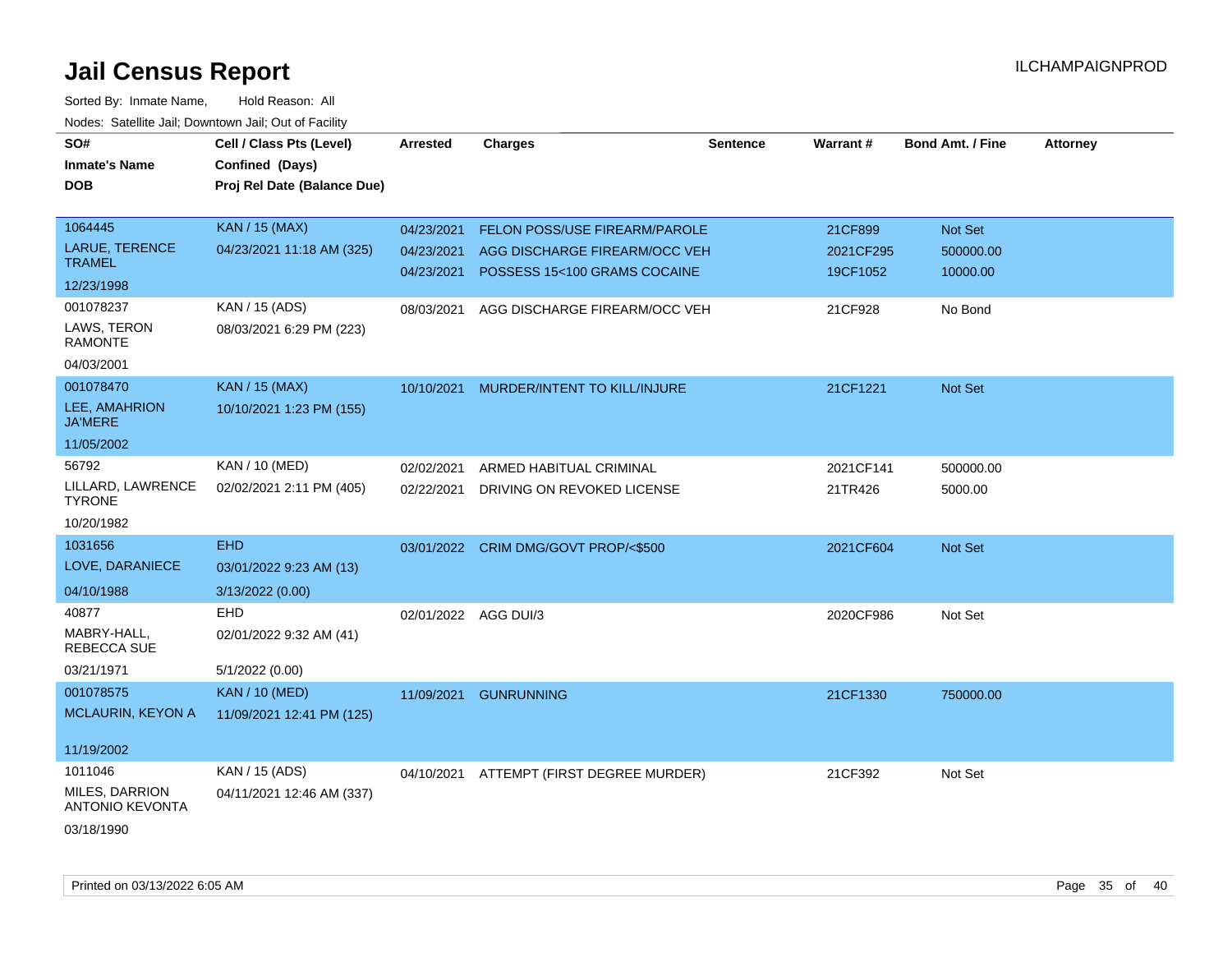# Jail Census Report

ILCHAMPAIGNPROD

Sorted By: Inmate Name, Hold Reason: All

Nodes: Satellite Jail; Downtown Jail; Out of Facility

| SO# / Inmate's Name / DOB | Cell / Class Pts (Level) / Confined (Days) / Proj Rel Date (Balance Due) | Arrested | Charges | Sentence | Warrant # | Bond Amt. / Fine | Attorney |
|---|---|---|---|---|---|---|---|
| 1064445<br>LARUE, TERENCE TRAMEL<br>12/23/1998 | KAN / 15 (MAX)<br>04/23/2021 11:18 AM (325) | 04/23/2021<br>04/23/2021<br>04/23/2021 | FELON POSS/USE FIREARM/PAROLE<br>AGG DISCHARGE FIREARM/OCC VEH<br>POSSESS 15<100 GRAMS COCAINE | | 21CF899<br>2021CF295<br>19CF1052 | Not Set<br>500000.00<br>10000.00 | |
| 001078237<br>LAWS, TERON RAMONTE<br>04/03/2001 | KAN / 15 (ADS)<br>08/03/2021 6:29 PM (223) | 08/03/2021 | AGG DISCHARGE FIREARM/OCC VEH | | 21CF928 | No Bond | |
| 001078470<br>LEE, AMAHRION JA'MERE<br>11/05/2002 | KAN / 15 (MAX)<br>10/10/2021 1:23 PM (155) | 10/10/2021 | MURDER/INTENT TO KILL/INJURE | | 21CF1221 | Not Set | |
| 56792<br>LILLARD, LAWRENCE TYRONE<br>10/20/1982 | KAN / 10 (MED)<br>02/02/2021 2:11 PM (405) | 02/02/2021<br>02/22/2021 | ARMED HABITUAL CRIMINAL<br>DRIVING ON REVOKED LICENSE | | 2021CF141<br>21TR426 | 500000.00<br>5000.00 | |
| 1031656<br>LOVE, DARANIECE<br>04/10/1988 | EHD<br>03/01/2022 9:23 AM (13)<br>3/13/2022 (0.00) | 03/01/2022 | CRIM DMG/GOVT PROP/<$500 | | 2021CF604 | Not Set | |
| 40877<br>MABRY-HALL, REBECCA SUE<br>03/21/1971 | EHD<br>02/01/2022 9:32 AM (41)<br>5/1/2022 (0.00) | 02/01/2022 | AGG DUI/3 | | 2020CF986 | Not Set | |
| 001078575<br>MCLAURIN, KEYON A<br>11/19/2002 | KAN / 10 (MED)<br>11/09/2021 12:41 PM (125) | 11/09/2021 | GUNRUNNING | | 21CF1330 | 750000.00 | |
| 1011046<br>MILES, DARRION ANTONIO KEVONTA<br>03/18/1990 | KAN / 15 (ADS)<br>04/11/2021 12:46 AM (337) | 04/10/2021 | ATTEMPT (FIRST DEGREE MURDER) | | 21CF392 | Not Set | |

Printed on 03/13/2022 6:05 AM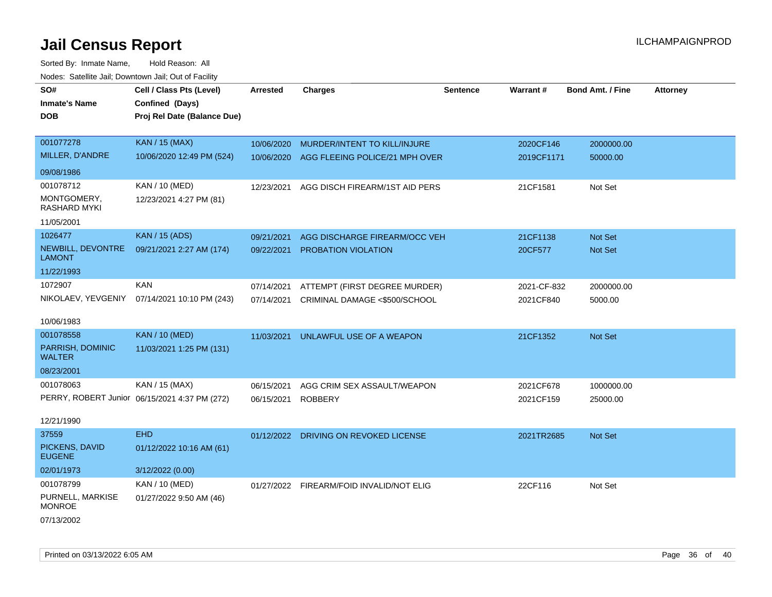# Jail Census Report

ILCHAMPAIGNPROD

Sorted By: Inmate Name, Hold Reason: All

Nodes: Satellite Jail; Downtown Jail; Out of Facility

| SO# / Inmate's Name / DOB | Cell / Class Pts (Level) / Confined (Days) / Proj Rel Date (Balance Due) | Arrested | Charges | Sentence | Warrant # | Bond Amt. / Fine | Attorney |
|---|---|---|---|---|---|---|---|
| 001077278<br>MILLER, D'ANDRE<br>09/08/1986 | KAN / 15 (MAX)<br>10/06/2020 12:49 PM (524) | 10/06/2020<br>10/06/2020 | MURDER/INTENT TO KILL/INJURE<br>AGG FLEEING POLICE/21 MPH OVER | | 2020CF146<br>2019CF1171 | 2000000.00<br>50000.00 | |
| 001078712<br>MONTGOMERY, RASHARD MYKI<br>11/05/2001 | KAN / 10 (MED)<br>12/23/2021 4:27 PM (81) | 12/23/2021 | AGG DISCH FIREARM/1ST AID PERS | | 21CF1581 | Not Set | |
| 1026477<br>NEWBILL, DEVONTRE LAMONT<br>11/22/1993 | KAN / 15 (ADS)<br>09/21/2021 2:27 AM (174) | 09/21/2021<br>09/22/2021 | AGG DISCHARGE FIREARM/OCC VEH<br>PROBATION VIOLATION | | 21CF1138<br>20CF577 | Not Set<br>Not Set | |
| 1072907<br>NIKOLAEV, YEVGENIY<br>10/06/1983 | KAN<br>07/14/2021 10:10 PM (243) | 07/14/2021<br>07/14/2021 | ATTEMPT (FIRST DEGREE MURDER)<br>CRIMINAL DAMAGE <$500/SCHOOL | | 2021-CF-832<br>2021CF840 | 2000000.00<br>5000.00 | |
| 001078558<br>PARRISH, DOMINIC WALTER<br>08/23/2001 | KAN / 10 (MED)<br>11/03/2021 1:25 PM (131) | 11/03/2021 | UNLAWFUL USE OF A WEAPON | | 21CF1352 | Not Set | |
| 001078063<br>PERRY, ROBERT Junior<br>12/21/1990 | KAN / 15 (MAX)<br>06/15/2021 4:37 PM (272) | 06/15/2021<br>06/15/2021 | AGG CRIM SEX ASSAULT/WEAPON<br>ROBBERY | | 2021CF678<br>2021CF159 | 1000000.00<br>25000.00 | |
| 37559<br>PICKENS, DAVID EUGENE<br>02/01/1973 | EHD<br>01/12/2022 10:16 AM (61)<br>3/12/2022 (0.00) | 01/12/2022 | DRIVING ON REVOKED LICENSE | | 2021TR2685 | Not Set | |
| 001078799<br>PURNELL, MARKISE MONROE<br>07/13/2002 | KAN / 10 (MED)<br>01/27/2022 9:50 AM (46) | 01/27/2022 | FIREARM/FOID INVALID/NOT ELIG | | 22CF116 | Not Set | |

Printed on 03/13/2022 6:05 AM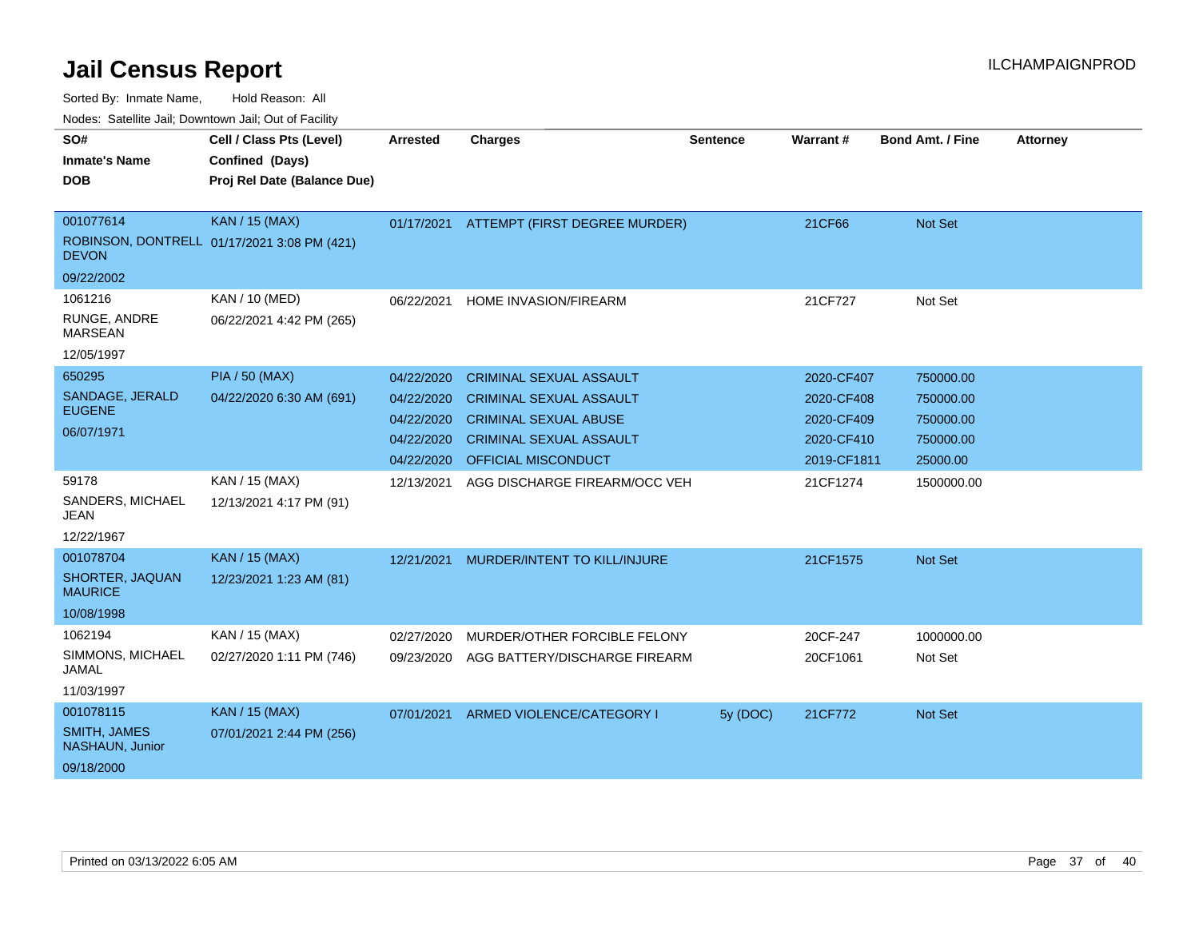# Jail Census Report

ILCHAMPAIGNPROD

Sorted By: Inmate Name, Hold Reason: All

Nodes: Satellite Jail; Downtown Jail; Out of Facility

| SO# / Inmate's Name / DOB | Cell / Class Pts (Level) / Confined (Days) / Proj Rel Date (Balance Due) | Arrested | Charges | Sentence | Warrant # | Bond Amt. / Fine | Attorney |
|---|---|---|---|---|---|---|---|
| 001077614<br>ROBINSON, DONTRELL DEVON<br>09/22/2002 | KAN / 15 (MAX)<br>01/17/2021 3:08 PM (421) | 01/17/2021 | ATTEMPT (FIRST DEGREE MURDER) | | 21CF66 | Not Set | |
| 1061216<br>RUNGE, ANDRE MARSEAN<br>12/05/1997 | KAN / 10 (MED)<br>06/22/2021 4:42 PM (265) | 06/22/2021 | HOME INVASION/FIREARM | | 21CF727 | Not Set | |
| 650295<br>SANDAGE, JERALD EUGENE<br>06/07/1971 | PIA / 50 (MAX)<br>04/22/2020 6:30 AM (691) | 04/22/2020 | CRIMINAL SEXUAL ASSAULT | | 2020-CF407 | 750000.00 | |
| | | 04/22/2020 | CRIMINAL SEXUAL ASSAULT | | 2020-CF408 | 750000.00 | |
| | | 04/22/2020 | CRIMINAL SEXUAL ABUSE | | 2020-CF409 | 750000.00 | |
| | | 04/22/2020 | CRIMINAL SEXUAL ASSAULT | | 2020-CF410 | 750000.00 | |
| | | 04/22/2020 | OFFICIAL MISCONDUCT | | 2019-CF1811 | 25000.00 | |
| 59178<br>SANDERS, MICHAEL JEAN<br>12/22/1967 | KAN / 15 (MAX)<br>12/13/2021 4:17 PM (91) | 12/13/2021 | AGG DISCHARGE FIREARM/OCC VEH | | 21CF1274 | 1500000.00 | |
| 001078704<br>SHORTER, JAQUAN MAURICE<br>10/08/1998 | KAN / 15 (MAX)<br>12/23/2021 1:23 AM (81) | 12/21/2021 | MURDER/INTENT TO KILL/INJURE | | 21CF1575 | Not Set | |
| 1062194<br>SIMMONS, MICHAEL JAMAL<br>11/03/1997 | KAN / 15 (MAX)<br>02/27/2020 1:11 PM (746) | 02/27/2020 | MURDER/OTHER FORCIBLE FELONY | | 20CF-247 | 1000000.00 | |
| | | 09/23/2020 | AGG BATTERY/DISCHARGE FIREARM | | 20CF1061 | Not Set | |
| 001078115<br>SMITH, JAMES NASHAUN, Junior<br>09/18/2000 | KAN / 15 (MAX)<br>07/01/2021 2:44 PM (256) | 07/01/2021 | ARMED VIOLENCE/CATEGORY I | 5y (DOC) | 21CF772 | Not Set | |

Printed on 03/13/2022 6:05 AM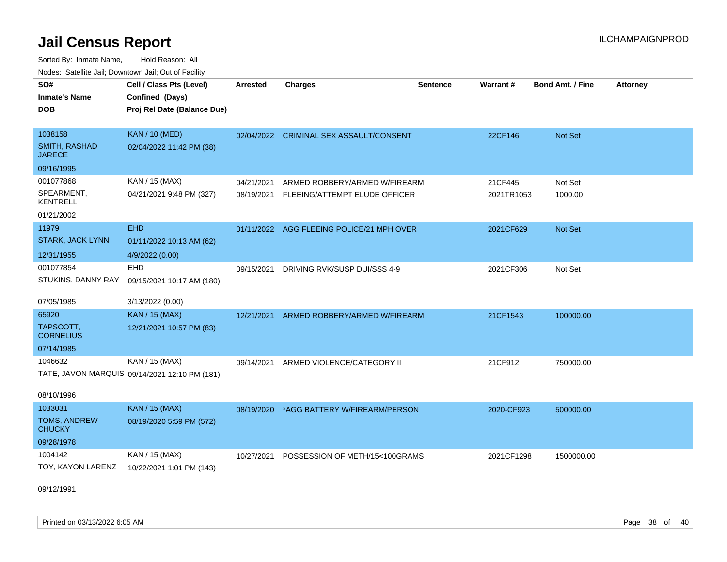# Jail Census Report

ILCHAMPAIGNPROD

Sorted By: Inmate Name, Hold Reason: All

Nodes: Satellite Jail; Downtown Jail; Out of Facility

| SO# / Inmate's Name / DOB | Cell / Class Pts (Level) / Confined (Days) / Proj Rel Date (Balance Due) | Arrested | Charges | Sentence | Warrant # | Bond Amt. / Fine | Attorney |
|---|---|---|---|---|---|---|---|
| 1038158<br>SMITH, RASHAD JARECE<br>09/16/1995 | KAN / 10 (MED)<br>02/04/2022 11:42 PM (38) | 02/04/2022 | CRIMINAL SEX ASSAULT/CONSENT | | 22CF146 | Not Set | |
| 001077868<br>SPEARMENT, KENTRELL<br>01/21/2002 | KAN / 15 (MAX)<br>04/21/2021 9:48 PM (327) | 04/21/2021 | ARMED ROBBERY/ARMED W/FIREARM | | 21CF445 | Not Set | |
| | | 08/19/2021 | FLEEING/ATTEMPT ELUDE OFFICER | | 2021TR1053 | 1000.00 | |
| 11979<br>STARK, JACK LYNN<br>12/31/1955 | EHD<br>01/11/2022 10:13 AM (62)<br>4/9/2022 (0.00) | 01/11/2022 | AGG FLEEING POLICE/21 MPH OVER | | 2021CF629 | Not Set | |
| 001077854<br>STUKINS, DANNY RAY<br>07/05/1985 | EHD<br>09/15/2021 10:17 AM (180)<br>3/13/2022 (0.00) | 09/15/2021 | DRIVING RVK/SUSP DUI/SSS 4-9 | | 2021CF306 | Not Set | |
| 65920<br>TAPSCOTT, CORNELIUS<br>07/14/1985 | KAN / 15 (MAX)<br>12/21/2021 10:57 PM (83) | 12/21/2021 | ARMED ROBBERY/ARMED W/FIREARM | | 21CF1543 | 100000.00 | |
| 1046632<br>TATE, JAVON MARQUIS<br>08/10/1996 | KAN / 15 (MAX)<br>09/14/2021 12:10 PM (181) | 09/14/2021 | ARMED VIOLENCE/CATEGORY II | | 21CF912 | 750000.00 | |
| 1033031<br>TOMS, ANDREW CHUCKY<br>09/28/1978 | KAN / 15 (MAX)<br>08/19/2020 5:59 PM (572) | 08/19/2020 | *AGG BATTERY W/FIREARM/PERSON | | 2020-CF923 | 500000.00 | |
| 1004142<br>TOY, KAYON LARENZ<br>09/12/1991 | KAN / 15 (MAX)<br>10/22/2021 1:01 PM (143) | 10/27/2021 | POSSESSION OF METH/15<100GRAMS | | 2021CF1298 | 1500000.00 | |

Printed on 03/13/2022 6:05 AM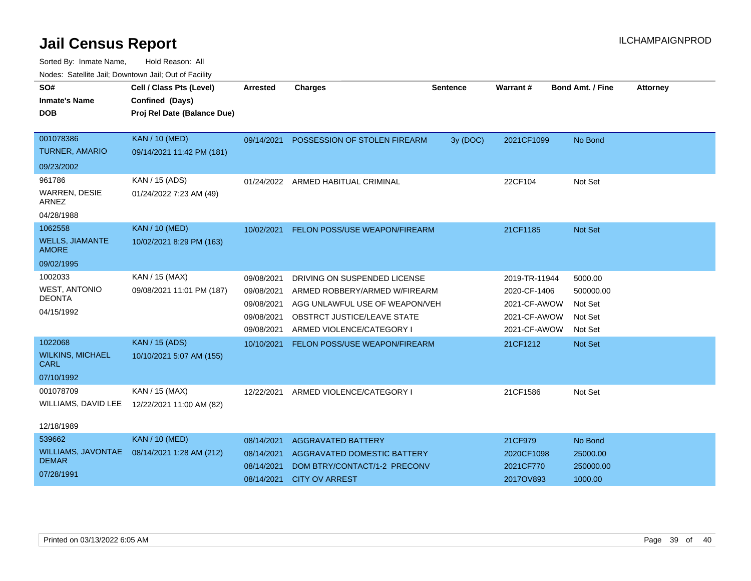# Jail Census Report

ILCHAMPAIGNPROD

Sorted By: Inmate Name, Hold Reason: All

Nodes: Satellite Jail; Downtown Jail; Out of Facility

| SO# / Inmate's Name / DOB | Cell / Class Pts (Level) / Confined (Days) / Proj Rel Date (Balance Due) | Arrested | Charges | Sentence | Warrant # | Bond Amt. / Fine | Attorney |
|---|---|---|---|---|---|---|---|
| 001078386<br>TURNER, AMARIO<br>09/23/2002 | KAN / 10 (MED)<br>09/14/2021 11:42 PM (181) | 09/14/2021 | POSSESSION OF STOLEN FIREARM | 3y (DOC) | 2021CF1099 | No Bond | |
| 961786<br>WARREN, DESIE ARNEZ<br>04/28/1988 | KAN / 15 (ADS)<br>01/24/2022 7:23 AM (49) | 01/24/2022 | ARMED HABITUAL CRIMINAL | | 22CF104 | Not Set | |
| 1062558<br>WELLS, JIAMANTE AMORE<br>09/02/1995 | KAN / 10 (MED)<br>10/02/2021 8:29 PM (163) | 10/02/2021 | FELON POSS/USE WEAPON/FIREARM | | 21CF1185 | Not Set | |
| 1002033<br>WEST, ANTONIO DEONTA<br>04/15/1992 | KAN / 15 (MAX)<br>09/08/2021 11:01 PM (187) | 09/08/2021 | DRIVING ON SUSPENDED LICENSE | | 2019-TR-11944 | 5000.00 | |
| | | 09/08/2021 | ARMED ROBBERY/ARMED W/FIREARM | | 2020-CF-1406 | 500000.00 | |
| | | 09/08/2021 | AGG UNLAWFUL USE OF WEAPON/VEH | | 2021-CF-AWOW | Not Set | |
| | | 09/08/2021 | OBSTRCT JUSTICE/LEAVE STATE | | 2021-CF-AWOW | Not Set | |
| | | 09/08/2021 | ARMED VIOLENCE/CATEGORY I | | 2021-CF-AWOW | Not Set | |
| 1022068<br>WILKINS, MICHAEL CARL<br>07/10/1992 | KAN / 15 (ADS)<br>10/10/2021 5:07 AM (155) | 10/10/2021 | FELON POSS/USE WEAPON/FIREARM | | 21CF1212 | Not Set | |
| 001078709<br>WILLIAMS, DAVID LEE<br>12/18/1989 | KAN / 15 (MAX)<br>12/22/2021 11:00 AM (82) | 12/22/2021 | ARMED VIOLENCE/CATEGORY I | | 21CF1586 | Not Set | |
| 539662<br>WILLIAMS, JAVONTAE DEMAR<br>07/28/1991 | KAN / 10 (MED)<br>08/14/2021 1:28 AM (212) | 08/14/2021 | AGGRAVATED BATTERY | | 21CF979 | No Bond | |
| | | 08/14/2021 | AGGRAVATED DOMESTIC BATTERY | | 2020CF1098 | 25000.00 | |
| | | 08/14/2021 | DOM BTRY/CONTACT/1-2 PRECONV | | 2021CF770 | 250000.00 | |
| | | 08/14/2021 | CITY OV ARREST | | 2017OV893 | 1000.00 | |

Printed on 03/13/2022 6:05 AM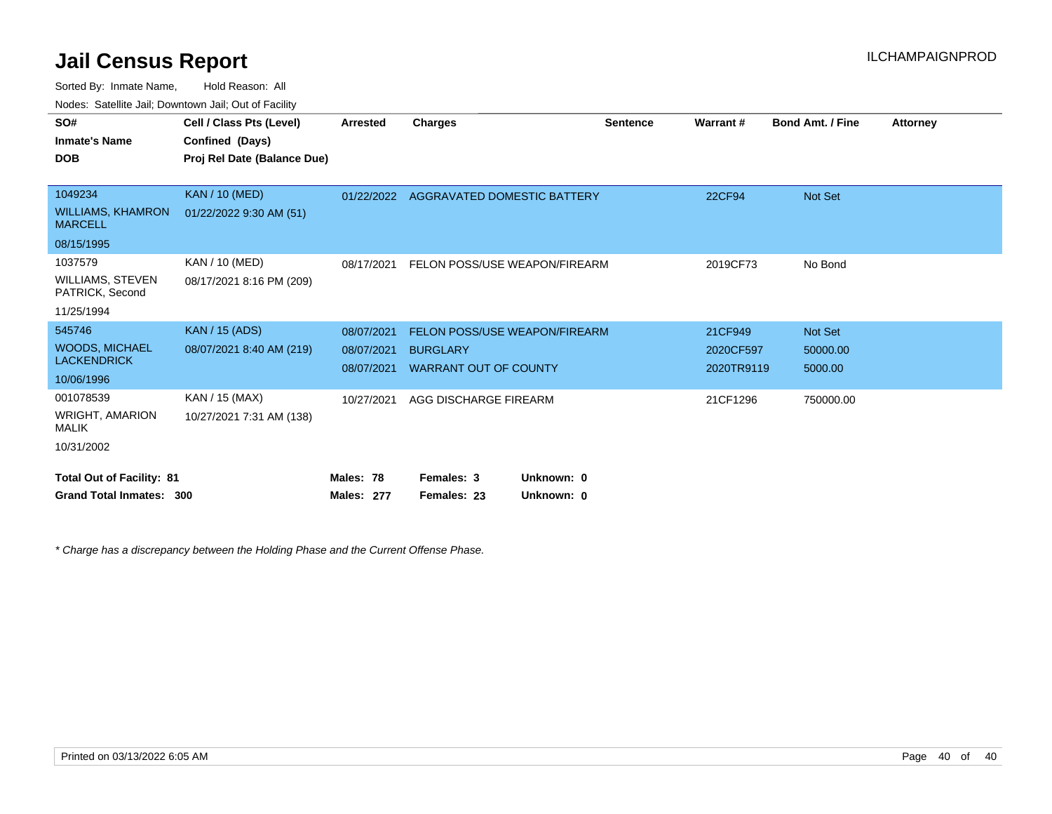# Jail Census Report

ILCHAMPAIGNPROD

Sorted By: Inmate Name, Hold Reason: All

Nodes: Satellite Jail; Downtown Jail; Out of Facility

| SO# / Inmate's Name / DOB | Cell / Class Pts (Level) / Confined (Days) / Proj Rel Date (Balance Due) | Arrested | Charges | Sentence | Warrant # | Bond Amt. / Fine | Attorney |
|---|---|---|---|---|---|---|---|
| 1049234<br>WILLIAMS, KHAMRON MARCELL<br>08/15/1995 | KAN / 10 (MED)<br>01/22/2022 9:30 AM (51) | 01/22/2022 | AGGRAVATED DOMESTIC BATTERY | | 22CF94 | Not Set | |
| 1037579<br>WILLIAMS, STEVEN PATRICK, Second<br>11/25/1994 | KAN / 10 (MED)<br>08/17/2021 8:16 PM (209) | 08/17/2021 | FELON POSS/USE WEAPON/FIREARM | | 2019CF73 | No Bond | |
| 545746<br>WOODS, MICHAEL LACKENDRICK<br>10/06/1996 | KAN / 15 (ADS)<br>08/07/2021 8:40 AM (219) | 08/07/2021 | FELON POSS/USE WEAPON/FIREARM | | 21CF949 | Not Set | |
| | | 08/07/2021 | BURGLARY | | 2020CF597 | 50000.00 | |
| | | 08/07/2021 | WARRANT OUT OF COUNTY | | 2020TR9119 | 5000.00 | |
| 001078539<br>WRIGHT, AMARION MALIK<br>10/31/2002 | KAN / 15 (MAX)<br>10/27/2021 7:31 AM (138) | 10/27/2021 | AGG DISCHARGE FIREARM | | 21CF1296 | 750000.00 | |

**Total Out of Facility: 81** **Males: 78** **Females: 3** **Unknown: 0**

**Grand Total Inmates: 300** **Males: 277** **Females: 23** **Unknown: 0**

*\* Charge has a discrepancy between the Holding Phase and the Current Offense Phase.*

Printed on 03/13/2022 6:05 AM